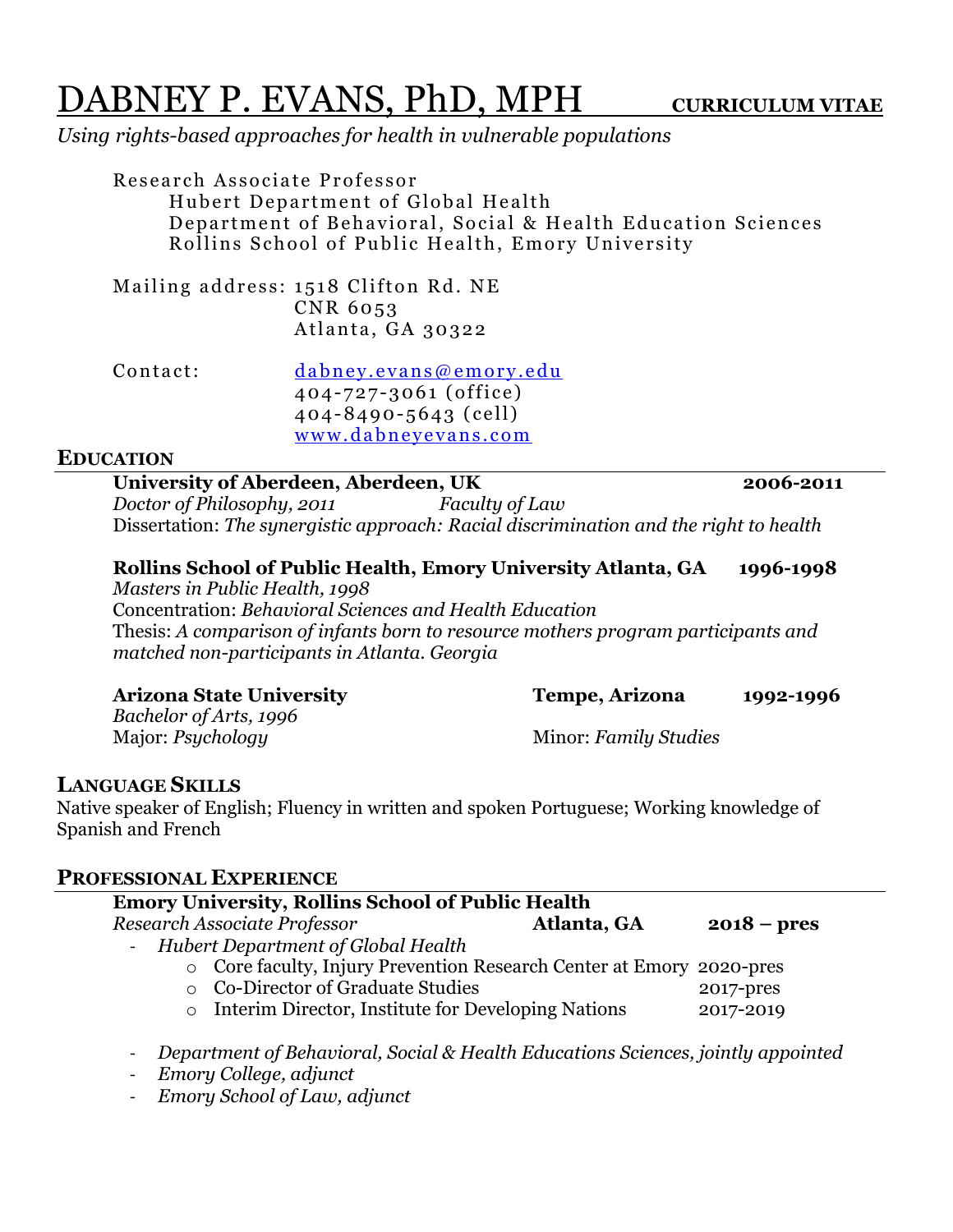# DABNEY P. EVANS, PhD, MPH **CURRICULUM VITAE**

*Using rights-based approaches for health in vulnerable populations*

Research Associate Professor
Hubert Department of Global Health
Department of Behavioral, Social & Health Education Sciences
Rollins School of Public Health, Emory University

Mailing address: 1518 Clifton Rd. NE
CNR 6053
Atlanta, GA 30322

Contact: dabney.evans@emory.edu
404-727-3061 (office)
404-8490-5643 (cell)
www.dabneyevans.com

## EDUCATION

**University of Aberdeen, Aberdeen, UK** **2006-2011**
*Doctor of Philosophy, 2011* *Faculty of Law*
Dissertation: *The synergistic approach: Racial discrimination and the right to health*

**Rollins School of Public Health, Emory University Atlanta, GA** **1996-1998**
*Masters in Public Health, 1998*
Concentration: *Behavioral Sciences and Health Education*
Thesis: *A comparison of infants born to resource mothers program participants and matched non-participants in Atlanta. Georgia*

**Arizona State University** **Tempe, Arizona** **1992-1996**
*Bachelor of Arts, 1996*
Major: *Psychology* Minor: *Family Studies*

## LANGUAGE SKILLS

Native speaker of English; Fluency in written and spoken Portuguese; Working knowledge of Spanish and French

## PROFESSIONAL EXPERIENCE

**Emory University, Rollins School of Public Health**
*Research Associate Professor* **Atlanta, GA** **2018 – pres**

- *Hubert Department of Global Health*
  - Core faculty, Injury Prevention Research Center at Emory 2020-pres
  - Co-Director of Graduate Studies 2017-pres
  - Interim Director, Institute for Developing Nations 2017-2019
- *Department of Behavioral, Social & Health Educations Sciences, jointly appointed*
- *Emory College, adjunct*
- *Emory School of Law, adjunct*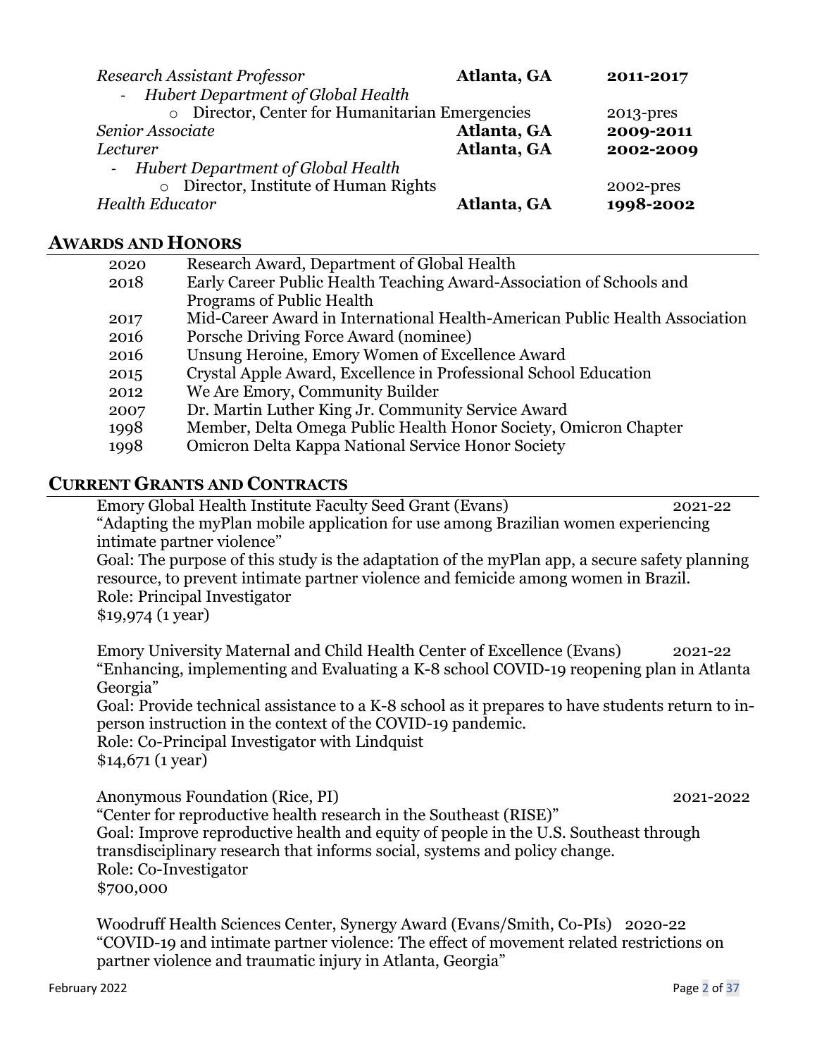*Research Assistant Professor* **Atlanta, GA** **2011-2017**

- *Hubert Department of Global Health*
  - Director, Center for Humanitarian Emergencies 2013-pres

*Senior Associate* **Atlanta, GA** **2009-2011**

*Lecturer* **Atlanta, GA** **2002-2009**

- *Hubert Department of Global Health*
  - Director, Institute of Human Rights 2002-pres

*Health Educator* **Atlanta, GA** **1998-2002**

## AWARDS AND HONORS

| | |
|---|---|
| 2020 | Research Award, Department of Global Health |
| 2018 | Early Career Public Health Teaching Award-Association of Schools and Programs of Public Health |
| 2017 | Mid-Career Award in International Health-American Public Health Association |
| 2016 | Porsche Driving Force Award (nominee) |
| 2016 | Unsung Heroine, Emory Women of Excellence Award |
| 2015 | Crystal Apple Award, Excellence in Professional School Education |
| 2012 | We Are Emory, Community Builder |
| 2007 | Dr. Martin Luther King Jr. Community Service Award |
| 1998 | Member, Delta Omega Public Health Honor Society, Omicron Chapter |
| 1998 | Omicron Delta Kappa National Service Honor Society |

## CURRENT GRANTS AND CONTRACTS

Emory Global Health Institute Faculty Seed Grant (Evans) 2021-22
"Adapting the myPlan mobile application for use among Brazilian women experiencing intimate partner violence"
Goal: The purpose of this study is the adaptation of the myPlan app, a secure safety planning resource, to prevent intimate partner violence and femicide among women in Brazil.
Role: Principal Investigator
$19,974 (1 year)

Emory University Maternal and Child Health Center of Excellence (Evans) 2021-22
"Enhancing, implementing and Evaluating a K-8 school COVID-19 reopening plan in Atlanta Georgia"
Goal: Provide technical assistance to a K-8 school as it prepares to have students return to in-person instruction in the context of the COVID-19 pandemic.
Role: Co-Principal Investigator with Lindquist
$14,671 (1 year)

Anonymous Foundation (Rice, PI) 2021-2022
"Center for reproductive health research in the Southeast (RISE)"
Goal: Improve reproductive health and equity of people in the U.S. Southeast through transdisciplinary research that informs social, systems and policy change.
Role: Co-Investigator
$700,000

Woodruff Health Sciences Center, Synergy Award (Evans/Smith, Co-PIs) 2020-22
"COVID-19 and intimate partner violence: The effect of movement related restrictions on partner violence and traumatic injury in Atlanta, Georgia"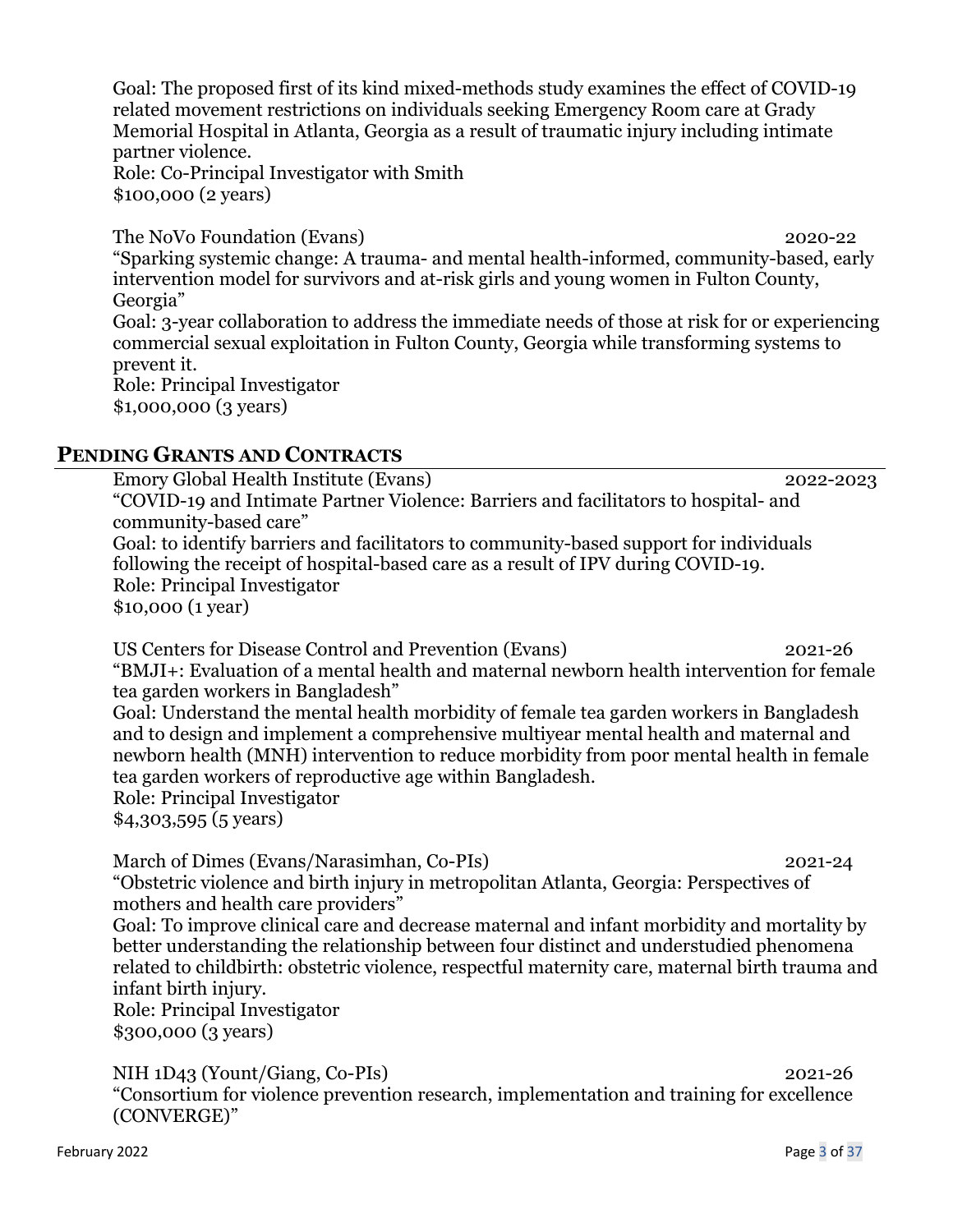Goal: The proposed first of its kind mixed-methods study examines the effect of COVID-19 related movement restrictions on individuals seeking Emergency Room care at Grady Memorial Hospital in Atlanta, Georgia as a result of traumatic injury including intimate partner violence.
Role: Co-Principal Investigator with Smith
$100,000 (2 years)

The NoVo Foundation (Evans) 2020-22
"Sparking systemic change: A trauma- and mental health-informed, community-based, early intervention model for survivors and at-risk girls and young women in Fulton County, Georgia"
Goal: 3-year collaboration to address the immediate needs of those at risk for or experiencing commercial sexual exploitation in Fulton County, Georgia while transforming systems to prevent it.
Role: Principal Investigator
$1,000,000 (3 years)

## PENDING GRANTS AND CONTRACTS

Emory Global Health Institute (Evans) 2022-2023
"COVID-19 and Intimate Partner Violence: Barriers and facilitators to hospital- and community-based care"
Goal: to identify barriers and facilitators to community-based support for individuals following the receipt of hospital-based care as a result of IPV during COVID-19.
Role: Principal Investigator
$10,000 (1 year)

US Centers for Disease Control and Prevention (Evans) 2021-26
"BMJI+: Evaluation of a mental health and maternal newborn health intervention for female tea garden workers in Bangladesh"
Goal: Understand the mental health morbidity of female tea garden workers in Bangladesh and to design and implement a comprehensive multiyear mental health and maternal and newborn health (MNH) intervention to reduce morbidity from poor mental health in female tea garden workers of reproductive age within Bangladesh.
Role: Principal Investigator
$4,303,595 (5 years)

March of Dimes (Evans/Narasimhan, Co-PIs) 2021-24
"Obstetric violence and birth injury in metropolitan Atlanta, Georgia: Perspectives of mothers and health care providers"
Goal: To improve clinical care and decrease maternal and infant morbidity and mortality by better understanding the relationship between four distinct and understudied phenomena related to childbirth: obstetric violence, respectful maternity care, maternal birth trauma and infant birth injury.
Role: Principal Investigator
$300,000 (3 years)

NIH 1D43 (Yount/Giang, Co-PIs) 2021-26
"Consortium for violence prevention research, implementation and training for excellence (CONVERGE)"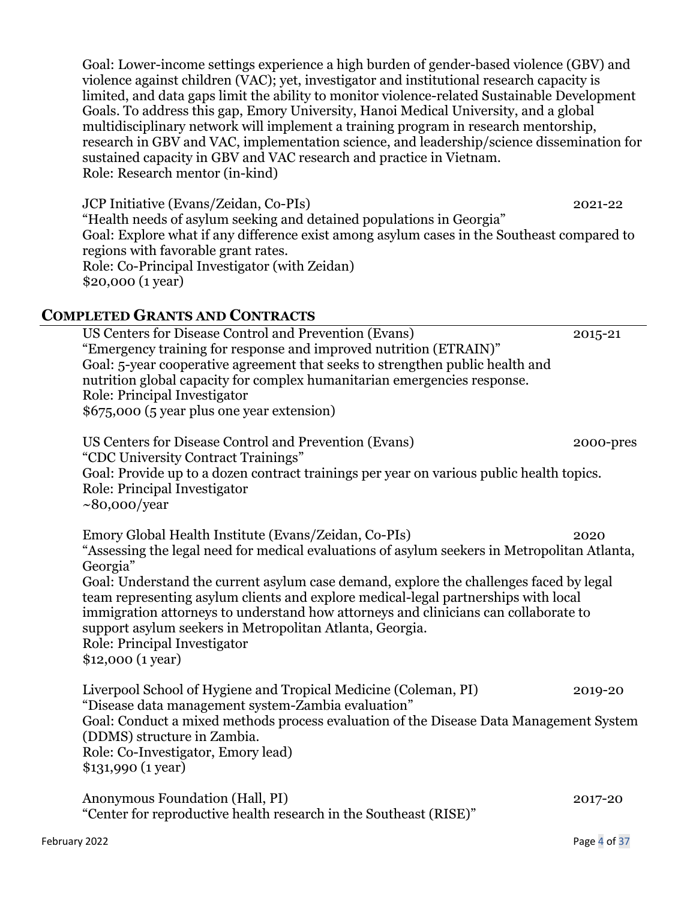Goal: Lower-income settings experience a high burden of gender-based violence (GBV) and violence against children (VAC); yet, investigator and institutional research capacity is limited, and data gaps limit the ability to monitor violence-related Sustainable Development Goals. To address this gap, Emory University, Hanoi Medical University, and a global multidisciplinary network will implement a training program in research mentorship, research in GBV and VAC, implementation science, and leadership/science dissemination for sustained capacity in GBV and VAC research and practice in Vietnam.
Role: Research mentor (in-kind)

JCP Initiative (Evans/Zeidan, Co-PIs) 2021-22
"Health needs of asylum seeking and detained populations in Georgia"
Goal: Explore what if any difference exist among asylum cases in the Southeast compared to regions with favorable grant rates.
Role: Co-Principal Investigator (with Zeidan)
$20,000 (1 year)

## COMPLETED GRANTS AND CONTRACTS

US Centers for Disease Control and Prevention (Evans) 2015-21
"Emergency training for response and improved nutrition (ETRAIN)"
Goal: 5-year cooperative agreement that seeks to strengthen public health and nutrition global capacity for complex humanitarian emergencies response.
Role: Principal Investigator
$675,000 (5 year plus one year extension)

US Centers for Disease Control and Prevention (Evans) 2000-pres
"CDC University Contract Trainings"
Goal: Provide up to a dozen contract trainings per year on various public health topics.
Role: Principal Investigator
~80,000/year

Emory Global Health Institute (Evans/Zeidan, Co-PIs) 2020
"Assessing the legal need for medical evaluations of asylum seekers in Metropolitan Atlanta, Georgia"
Goal: Understand the current asylum case demand, explore the challenges faced by legal team representing asylum clients and explore medical-legal partnerships with local immigration attorneys to understand how attorneys and clinicians can collaborate to support asylum seekers in Metropolitan Atlanta, Georgia.
Role: Principal Investigator
$12,000 (1 year)

Liverpool School of Hygiene and Tropical Medicine (Coleman, PI) 2019-20
"Disease data management system-Zambia evaluation"
Goal: Conduct a mixed methods process evaluation of the Disease Data Management System (DDMS) structure in Zambia.
Role: Co-Investigator, Emory lead)
$131,990 (1 year)

Anonymous Foundation (Hall, PI) 2017-20
"Center for reproductive health research in the Southeast (RISE)"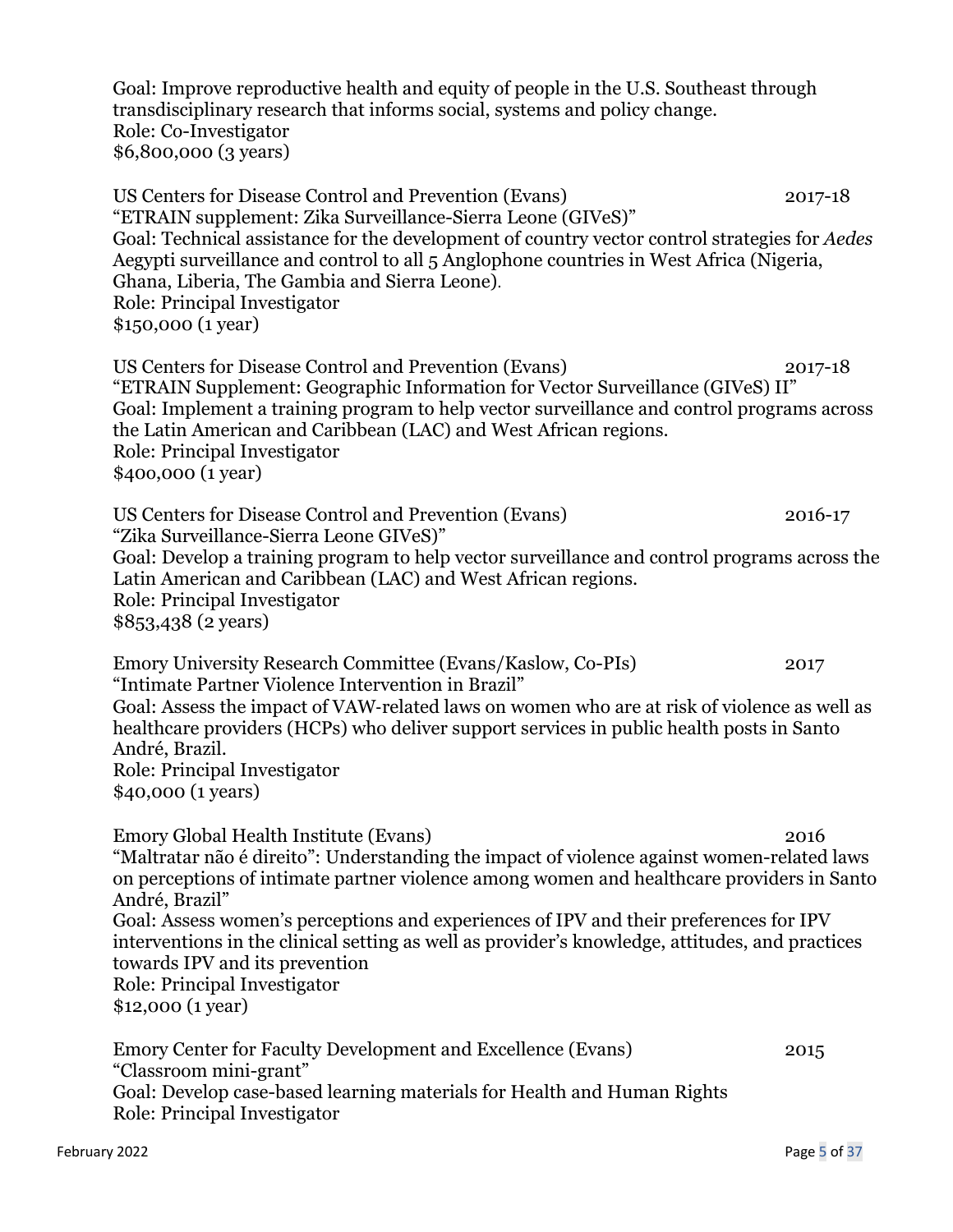Goal: Improve reproductive health and equity of people in the U.S. Southeast through transdisciplinary research that informs social, systems and policy change.
Role: Co-Investigator
$6,800,000 (3 years)

US Centers for Disease Control and Prevention (Evans) 2017-18
"ETRAIN supplement: Zika Surveillance-Sierra Leone (GIVeS)"
Goal: Technical assistance for the development of country vector control strategies for *Aedes* Aegypti surveillance and control to all 5 Anglophone countries in West Africa (Nigeria, Ghana, Liberia, The Gambia and Sierra Leone).
Role: Principal Investigator
$150,000 (1 year)

US Centers for Disease Control and Prevention (Evans) 2017-18
"ETRAIN Supplement: Geographic Information for Vector Surveillance (GIVeS) II"
Goal: Implement a training program to help vector surveillance and control programs across the Latin American and Caribbean (LAC) and West African regions.
Role: Principal Investigator
$400,000 (1 year)

US Centers for Disease Control and Prevention (Evans) 2016-17
"Zika Surveillance-Sierra Leone GIVeS)"
Goal: Develop a training program to help vector surveillance and control programs across the Latin American and Caribbean (LAC) and West African regions.
Role: Principal Investigator
$853,438 (2 years)

Emory University Research Committee (Evans/Kaslow, Co-PIs) 2017
"Intimate Partner Violence Intervention in Brazil"
Goal: Assess the impact of VAW-related laws on women who are at risk of violence as well as healthcare providers (HCPs) who deliver support services in public health posts in Santo André, Brazil.
Role: Principal Investigator
$40,000 (1 years)

Emory Global Health Institute (Evans) 2016
"Maltratar não é direito": Understanding the impact of violence against women-related laws on perceptions of intimate partner violence among women and healthcare providers in Santo André, Brazil"
Goal: Assess women's perceptions and experiences of IPV and their preferences for IPV interventions in the clinical setting as well as provider's knowledge, attitudes, and practices towards IPV and its prevention
Role: Principal Investigator
$12,000 (1 year)

Emory Center for Faculty Development and Excellence (Evans) 2015
"Classroom mini-grant"
Goal: Develop case-based learning materials for Health and Human Rights
Role: Principal Investigator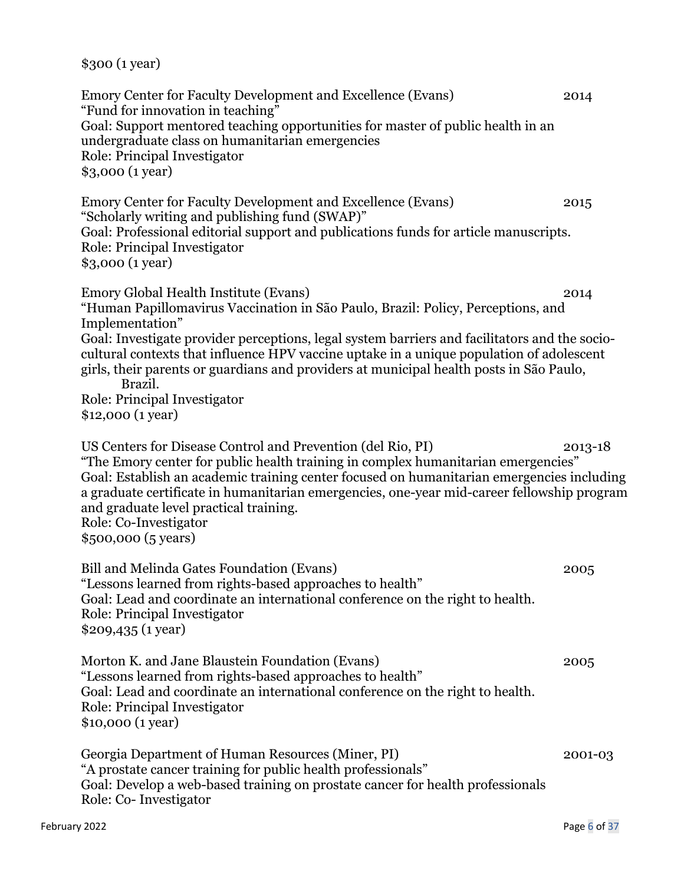$300 (1 year)

Emory Center for Faculty Development and Excellence (Evans) 2014
"Fund for innovation in teaching"
Goal: Support mentored teaching opportunities for master of public health in an undergraduate class on humanitarian emergencies
Role: Principal Investigator
$3,000 (1 year)

Emory Center for Faculty Development and Excellence (Evans) 2015
"Scholarly writing and publishing fund (SWAP)"
Goal: Professional editorial support and publications funds for article manuscripts.
Role: Principal Investigator
$3,000 (1 year)

Emory Global Health Institute (Evans) 2014
"Human Papillomavirus Vaccination in São Paulo, Brazil: Policy, Perceptions, and Implementation"
Goal: Investigate provider perceptions, legal system barriers and facilitators and the socio-cultural contexts that influence HPV vaccine uptake in a unique population of adolescent girls, their parents or guardians and providers at municipal health posts in São Paulo, Brazil.
Role: Principal Investigator
$12,000 (1 year)

US Centers for Disease Control and Prevention (del Rio, PI) 2013-18
"The Emory center for public health training in complex humanitarian emergencies"
Goal: Establish an academic training center focused on humanitarian emergencies including a graduate certificate in humanitarian emergencies, one-year mid-career fellowship program and graduate level practical training.
Role: Co-Investigator
$500,000 (5 years)

Bill and Melinda Gates Foundation (Evans) 2005
"Lessons learned from rights-based approaches to health"
Goal: Lead and coordinate an international conference on the right to health.
Role: Principal Investigator
$209,435 (1 year)

Morton K. and Jane Blaustein Foundation (Evans) 2005
"Lessons learned from rights-based approaches to health"
Goal: Lead and coordinate an international conference on the right to health.
Role: Principal Investigator
$10,000 (1 year)

Georgia Department of Human Resources (Miner, PI) 2001-03
"A prostate cancer training for public health professionals"
Goal: Develop a web-based training on prostate cancer for health professionals
Role: Co- Investigator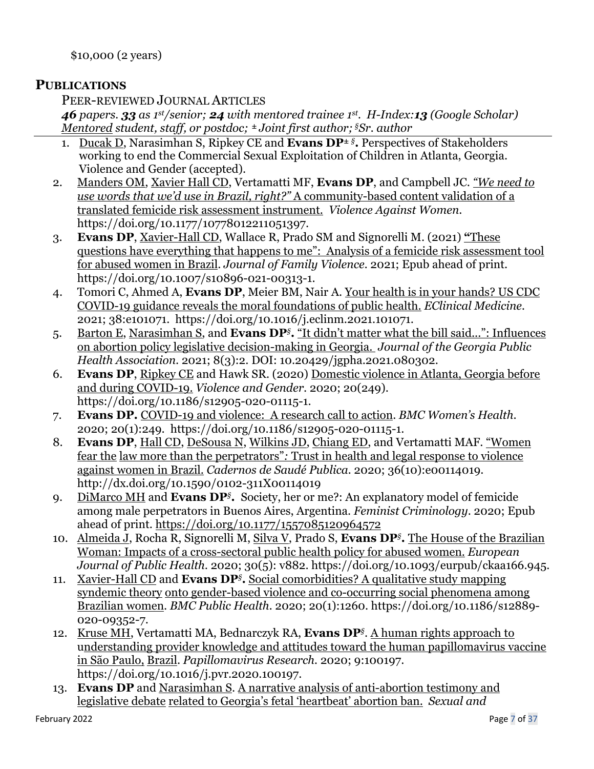$10,000 (2 years)

## PUBLICATIONS

PEER-REVIEWED JOURNAL ARTICLES

***46** papers. **33** as 1st/senior; **24** with mentored trainee 1st. H-Index:**13** (Google Scholar)*
*Mentored student, staff, or postdoc; ± Joint first author; §Sr. author*

1. Ducak D, Narasimhan S, Ripkey CE and **Evans DP**± §**.** Perspectives of Stakeholders working to end the Commercial Sexual Exploitation of Children in Atlanta, Georgia. Violence and Gender (accepted).
2. Manders OM, Xavier Hall CD, Vertamatti MF, **Evans DP**, and Campbell JC. *"We need to use words that we'd use in Brazil, right?"* A community-based content validation of a translated femicide risk assessment instrument. *Violence Against Women.* https://doi.org/10.1177/10778012211051397.
3. **Evans DP**, Xavier-Hall CD, Wallace R, Prado SM and Signorelli M. (2021) **"**These questions have everything that happens to me": Analysis of a femicide risk assessment tool for abused women in Brazil. *Journal of Family Violence.* 2021; Epub ahead of print. https://doi.org/10.1007/s10896-021-00313-1.
4. Tomori C, Ahmed A, **Evans DP**, Meier BM, Nair A. Your health is in your hands? US CDC COVID-19 guidance reveals the moral foundations of public health. *EClinical Medicine.* 2021; 38:e101071. https://doi.org/10.1016/j.eclinm.2021.101071.
5. Barton E, Narasimhan S, and **Evans DP**§**.** "It didn't matter what the bill said…": Influences on abortion policy legislative decision-making in Georgia. *Journal of the Georgia Public Health Association*. 2021; 8(3):2. DOI: 10.20429/jgpha.2021.080302.
6. **Evans DP**, Ripkey CE and Hawk SR. (2020) Domestic violence in Atlanta, Georgia before and during COVID-19. *Violence and Gender.* 2020; 20(249). https://doi.org/10.1186/s12905-020-01115-1.
7. **Evans DP.** COVID-19 and violence: A research call to action. *BMC Women's Health.* 2020; 20(1):249. https://doi.org/10.1186/s12905-020-01115-1.
8. **Evans DP**, Hall CD, DeSousa N, Wilkins JD, Chiang ED, and Vertamatti MAF. "Women fear the law more than the perpetrators": Trust in health and legal response to violence against women in Brazil. *Cadernos de Saudé Publica*. 2020; 36(10):e00114019. http://dx.doi.org/10.1590/0102-311X00114019
9. DiMarco MH and **Evans DP**§**.** Society, her or me?: An explanatory model of femicide among male perpetrators in Buenos Aires, Argentina. *Feminist Criminology*. 2020; Epub ahead of print. https://doi.org/10.1177/1557085120964572
10. Almeida J, Rocha R, Signorelli M, Silva V, Prado S, **Evans DP**§**.** The House of the Brazilian Woman: Impacts of a cross-sectoral public health policy for abused women. *European Journal of Public Health*. 2020; 30(5): v882. https://doi.org/10.1093/eurpub/ckaa166.945.
11. Xavier-Hall CD and **Evans DP**§**.** Social comorbidities? A qualitative study mapping syndemic theory onto gender-based violence and co-occurring social phenomena among Brazilian women. *BMC Public Health*. 2020; 20(1):1260. https://doi.org/10.1186/s12889-020-09352-7.
12. Kruse MH, Vertamatti MA, Bednarczyk RA, **Evans DP**§. A human rights approach to understanding provider knowledge and attitudes toward the human papillomavirus vaccine in São Paulo, Brazil. *Papillomavirus Research.* 2020; 9:100197. https://doi.org/10.1016/j.pvr.2020.100197.
13. **Evans DP** and Narasimhan S. A narrative analysis of anti-abortion testimony and legislative debate related to Georgia's fetal 'heartbeat' abortion ban. *Sexual and*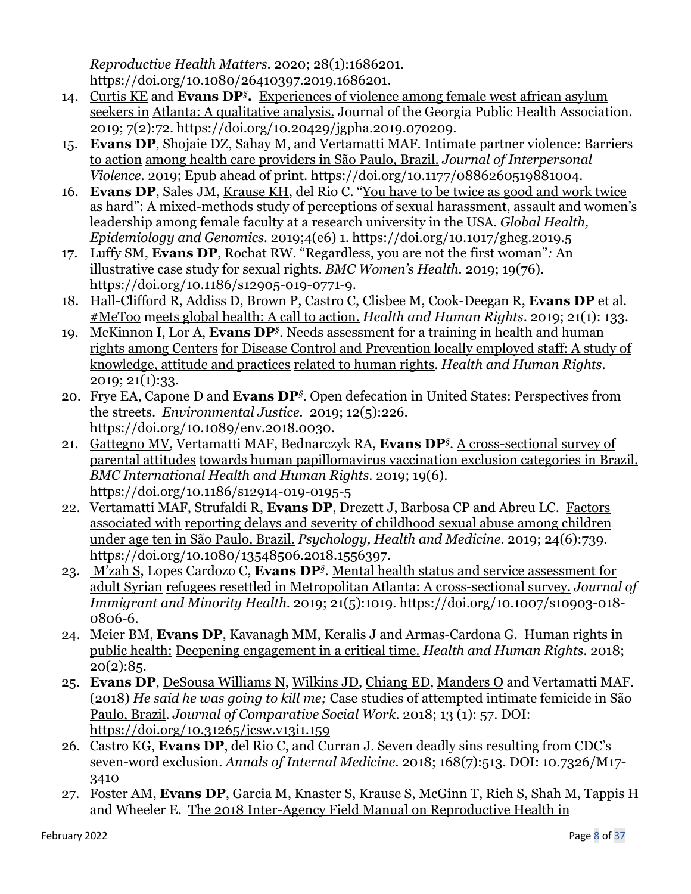*Reproductive Health Matters*. 2020; 28(1):1686201. https://doi.org/10.1080/26410397.2019.1686201.

14. Curtis KE and **Evans DP**[§]**.** Experiences of violence among female west african asylum seekers in Atlanta: A qualitative analysis. Journal of the Georgia Public Health Association. 2019; 7(2):72. https://doi.org/10.20429/jgpha.2019.070209.
15. **Evans DP**, Shojaie DZ, Sahay M, and Vertamatti MAF. Intimate partner violence: Barriers to action among health care providers in São Paulo, Brazil. *Journal of Interpersonal Violence*. 2019; Epub ahead of print. https://doi.org/10.1177/0886260519881004.
16. **Evans DP**, Sales JM, Krause KH, del Rio C. "You have to be twice as good and work twice as hard": A mixed-methods study of perceptions of sexual harassment, assault and women's leadership among female faculty at a research university in the USA. *Global Health, Epidemiology and Genomics*. 2019;4(e6) 1. https://doi.org/10.1017/gheg.2019.5
17. Luffy SM, **Evans DP**, Rochat RW. "Regardless, you are not the first woman"*:* An illustrative case study for sexual rights. *BMC Women's Health*. 2019; 19(76). https://doi.org/10.1186/s12905-019-0771-9.
18. Hall-Clifford R, Addiss D, Brown P, Castro C, Clisbee M, Cook-Deegan R, **Evans DP** et al. #MeToo meets global health: A call to action. *Health and Human Rights*. 2019; 21(1): 133.
19. McKinnon I, Lor A, **Evans DP**[§]. Needs assessment for a training in health and human rights among Centers for Disease Control and Prevention locally employed staff: A study of knowledge, attitude and practices related to human rights. *Health and Human Rights*. 2019; 21(1):33.
20. Frye EA, Capone D and **Evans DP**[§]. Open defecation in United States: Perspectives from the streets. *Environmental Justice*. 2019; 12(5):226. https://doi.org/10.1089/env.2018.0030.
21. Gattegno MV, Vertamatti MAF, Bednarczyk RA, **Evans DP**[§]. A cross-sectional survey of parental attitudes towards human papillomavirus vaccination exclusion categories in Brazil. *BMC International Health and Human Rights*. 2019; 19(6). https://doi.org/10.1186/s12914-019-0195-5
22. Vertamatti MAF, Strufaldi R, **Evans DP**, Drezett J, Barbosa CP and Abreu LC. Factors associated with reporting delays and severity of childhood sexual abuse among children under age ten in São Paulo, Brazil. *Psychology, Health and Medicine*. 2019; 24(6):739. https://doi.org/10.1080/13548506.2018.1556397.
23. M'zah S, Lopes Cardozo C, **Evans DP**[§]. Mental health status and service assessment for adult Syrian refugees resettled in Metropolitan Atlanta: A cross-sectional survey. *Journal of Immigrant and Minority Health*. 2019; 21(5):1019. https://doi.org/10.1007/s10903-018-0806-6.
24. Meier BM, **Evans DP**, Kavanagh MM, Keralis J and Armas-Cardona G. Human rights in public health: Deepening engagement in a critical time. *Health and Human Rights*. 2018; 20(2):85.
25. **Evans DP**, DeSousa Williams N, Wilkins JD, Chiang ED, Manders O and Vertamatti MAF. (2018) *He said he was going to kill me;* Case studies of attempted intimate femicide in São Paulo, Brazil. *Journal of Comparative Social Work*. 2018; 13 (1): 57. DOI: https://doi.org/10.31265/jcsw.v13i1.159
26. Castro KG, **Evans DP**, del Rio C, and Curran J. Seven deadly sins resulting from CDC's seven-word exclusion. *Annals of Internal Medicine*. 2018; 168(7):513. DOI: 10.7326/M17-3410
27. Foster AM, **Evans DP**, Garcia M, Knaster S, Krause S, McGinn T, Rich S, Shah M, Tappis H and Wheeler E. The 2018 Inter-Agency Field Manual on Reproductive Health in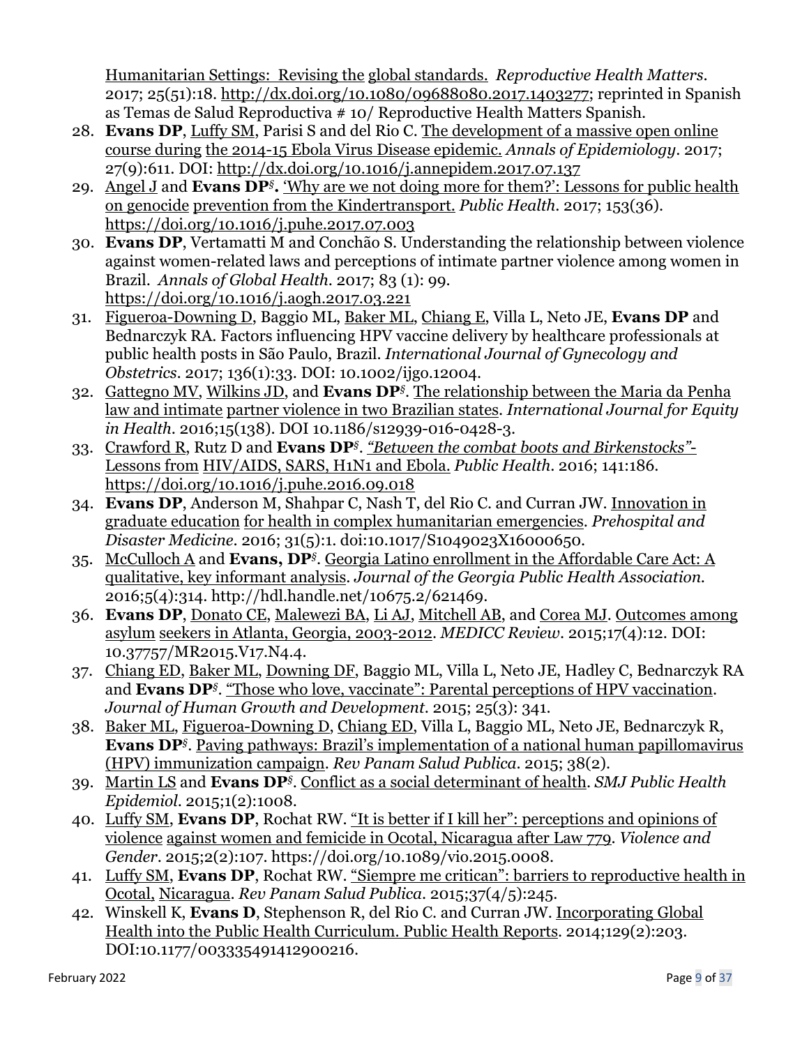Humanitarian Settings: Revising the global standards. *Reproductive Health Matters*. 2017; 25(51):18. http://dx.doi.org/10.1080/09688080.2017.1403277; reprinted in Spanish as Temas de Salud Reproductiva # 10/ Reproductive Health Matters Spanish.

28. **Evans DP**, Luffy SM, Parisi S and del Rio C. The development of a massive open online course during the 2014-15 Ebola Virus Disease epidemic. *Annals of Epidemiology*. 2017; 27(9):611. DOI: http://dx.doi.org/10.1016/j.annepidem.2017.07.137
29. Angel J and **Evans DP**[§]**.** 'Why are we not doing more for them?': Lessons for public health on genocide prevention from the Kindertransport. *Public Health*. 2017; 153(36). https://doi.org/10.1016/j.puhe.2017.07.003
30. **Evans DP**, Vertamatti M and Conchão S. Understanding the relationship between violence against women-related laws and perceptions of intimate partner violence among women in Brazil. *Annals of Global Health*. 2017; 83 (1): 99. https://doi.org/10.1016/j.aogh.2017.03.221
31. Figueroa-Downing D, Baggio ML, Baker ML, Chiang E, Villa L, Neto JE, **Evans DP** and Bednarczyk RA. Factors influencing HPV vaccine delivery by healthcare professionals at public health posts in São Paulo, Brazil. *International Journal of Gynecology and Obstetrics*. 2017; 136(1):33. DOI: 10.1002/ijgo.12004.
32. Gattegno MV, Wilkins JD, and **Evans DP**[§]. The relationship between the Maria da Penha law and intimate partner violence in two Brazilian states. *International Journal for Equity in Health*. 2016;15(138). DOI 10.1186/s12939-016-0428-3.
33. Crawford R, Rutz D and **Evans DP**[§]. *"Between the combat boots and Birkenstocks"*- Lessons from HIV/AIDS, SARS, H1N1 and Ebola. *Public Health*. 2016; 141:186. https://doi.org/10.1016/j.puhe.2016.09.018
34. **Evans DP**, Anderson M, Shahpar C, Nash T, del Rio C. and Curran JW. Innovation in graduate education for health in complex humanitarian emergencies. *Prehospital and Disaster Medicine*. 2016; 31(5):1. doi:10.1017/S1049023X16000650.
35. McCulloch A and **Evans, DP**[§]. Georgia Latino enrollment in the Affordable Care Act: A qualitative, key informant analysis. *Journal of the Georgia Public Health Association.* 2016;5(4):314. http://hdl.handle.net/10675.2/621469.
36. **Evans DP**, Donato CE, Malewezi BA, Li AJ, Mitchell AB, and Corea MJ. Outcomes among asylum seekers in Atlanta, Georgia, 2003-2012. *MEDICC Review*. 2015;17(4):12. DOI: 10.37757/MR2015.V17.N4.4.
37. Chiang ED, Baker ML, Downing DF, Baggio ML, Villa L, Neto JE, Hadley C, Bednarczyk RA and **Evans DP**[§]. "Those who love, vaccinate": Parental perceptions of HPV vaccination. *Journal of Human Growth and Development*. 2015; 25(3): 341.
38. Baker ML, Figueroa-Downing D, Chiang ED, Villa L, Baggio ML, Neto JE, Bednarczyk R, **Evans DP**[§]. Paving pathways: Brazil's implementation of a national human papillomavirus (HPV) immunization campaign. *Rev Panam Salud Publica*. 2015; 38(2).
39. Martin LS and **Evans DP**[§]. Conflict as a social determinant of health. *SMJ Public Health Epidemiol*. 2015;1(2):1008.
40. Luffy SM, **Evans DP**, Rochat RW. "It is better if I kill her": perceptions and opinions of violence against women and femicide in Ocotal, Nicaragua after Law 779. *Violence and Gender*. 2015;2(2):107. https://doi.org/10.1089/vio.2015.0008.
41. Luffy SM, **Evans DP**, Rochat RW. "Siempre me critican": barriers to reproductive health in Ocotal, Nicaragua. *Rev Panam Salud Publica*. 2015;37(4/5):245.
42. Winskell K, **Evans D**, Stephenson R, del Rio C. and Curran JW. Incorporating Global Health into the Public Health Curriculum. Public Health Reports. 2014;129(2):203. DOI:10.1177/003335491412900216.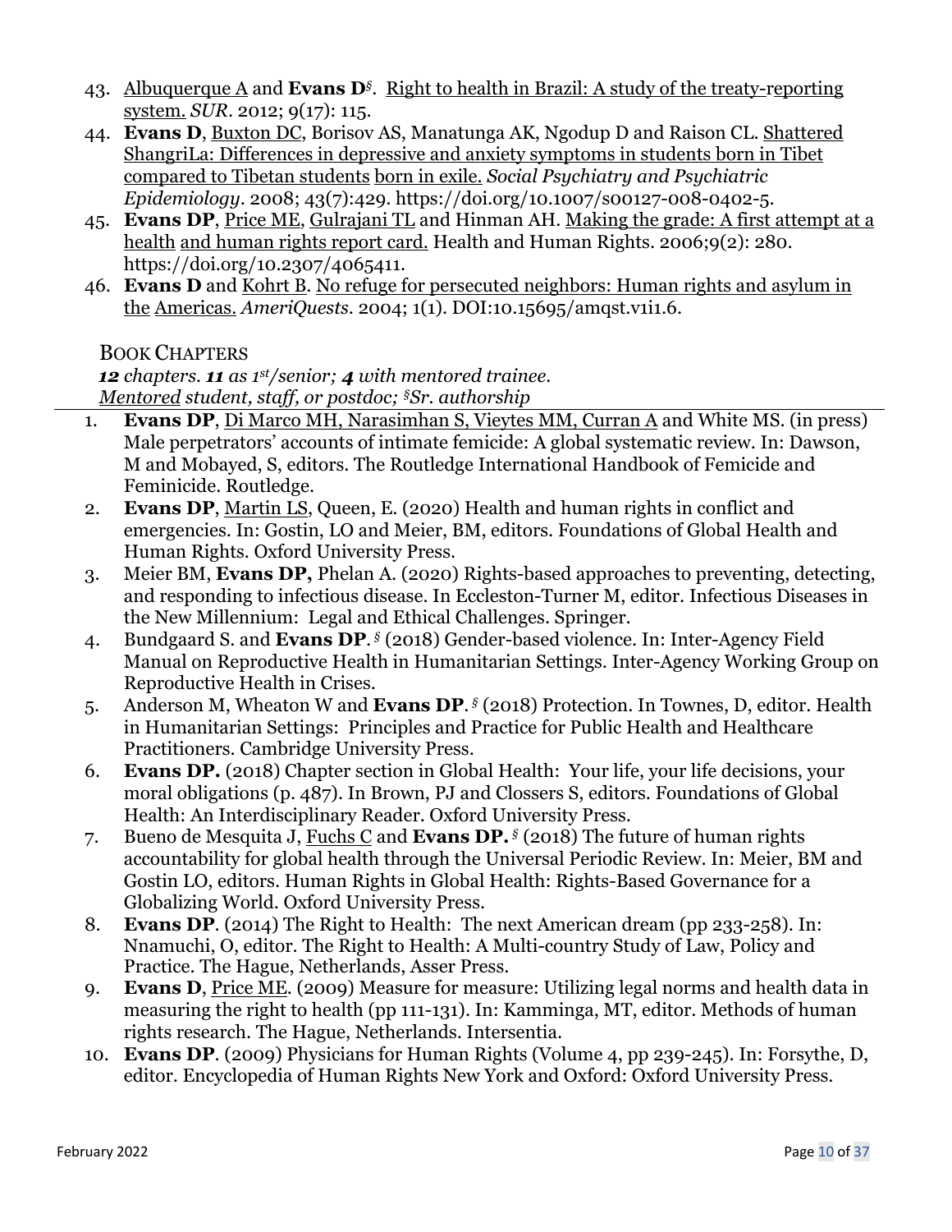43. <u>Albuquerque A</u> and **Evans D**[§]. <u>Right to health in Brazil: A study of the treaty-reporting system.</u> *SUR*. 2012; 9(17): 115.
44. **Evans D**, <u>Buxton DC</u>, Borisov AS, Manatunga AK, Ngodup D and Raison CL. <u>Shattered ShangriLa: Differences in depressive and anxiety symptoms in students born in Tibet compared to Tibetan students born in exile.</u> *Social Psychiatry and Psychiatric Epidemiology*. 2008; 43(7):429. https://doi.org/10.1007/s00127-008-0402-5.
45. **Evans DP**, <u>Price ME</u>, <u>Gulrajani TL</u> and Hinman AH. <u>Making the grade: A first attempt at a health and human rights report card.</u> Health and Human Rights. 2006;9(2): 280. https://doi.org/10.2307/4065411.
46. **Evans D** and <u>Kohrt B</u>. <u>No refuge for persecuted neighbors: Human rights and asylum in the Americas.</u> *AmeriQuests*. 2004; 1(1). DOI:10.15695/amqst.v1i1.6.

## BOOK CHAPTERS

***12*** *chapters.* ***11*** *as 1st/senior;* ***4*** *with mentored trainee.*
<u>*Mentored*</u> *student, staff, or postdoc; §Sr. authorship*

1. **Evans DP**, <u>Di Marco MH, Narasimhan S, Vieytes MM, Curran A</u> and White MS. (in press) Male perpetrators' accounts of intimate femicide: A global systematic review. In: Dawson, M and Mobayed, S, editors. The Routledge International Handbook of Femicide and Feminicide. Routledge.
2. **Evans DP**, <u>Martin LS</u>, Queen, E. (2020) Health and human rights in conflict and emergencies. In: Gostin, LO and Meier, BM, editors. Foundations of Global Health and Human Rights. Oxford University Press.
3. Meier BM, **Evans DP,** Phelan A. (2020) Rights-based approaches to preventing, detecting, and responding to infectious disease. In Eccleston-Turner M, editor. Infectious Diseases in the New Millennium: Legal and Ethical Challenges. Springer.
4. Bundgaard S. and **Evans DP**.[§] (2018) Gender-based violence. In: Inter-Agency Field Manual on Reproductive Health in Humanitarian Settings. Inter-Agency Working Group on Reproductive Health in Crises.
5. Anderson M, Wheaton W and **Evans DP**.[§] (2018) Protection. In Townes, D, editor. Health in Humanitarian Settings: Principles and Practice for Public Health and Healthcare Practitioners. Cambridge University Press.
6. **Evans DP.** (2018) Chapter section in Global Health: Your life, your life decisions, your moral obligations (p. 487). In Brown, PJ and Clossers S, editors. Foundations of Global Health: An Interdisciplinary Reader. Oxford University Press.
7. Bueno de Mesquita J, <u>Fuchs C</u> and **Evans DP.**[§] (2018) The future of human rights accountability for global health through the Universal Periodic Review. In: Meier, BM and Gostin LO, editors. Human Rights in Global Health: Rights-Based Governance for a Globalizing World. Oxford University Press.
8. **Evans DP**. (2014) The Right to Health: The next American dream (pp 233-258). In: Nnamuchi, O, editor. The Right to Health: A Multi-country Study of Law, Policy and Practice. The Hague, Netherlands, Asser Press.
9. **Evans D**, <u>Price ME</u>. (2009) Measure for measure: Utilizing legal norms and health data in measuring the right to health (pp 111-131). In: Kamminga, MT, editor. Methods of human rights research. The Hague, Netherlands. Intersentia.
10. **Evans DP**. (2009) Physicians for Human Rights (Volume 4, pp 239-245). In: Forsythe, D, editor. Encyclopedia of Human Rights New York and Oxford: Oxford University Press.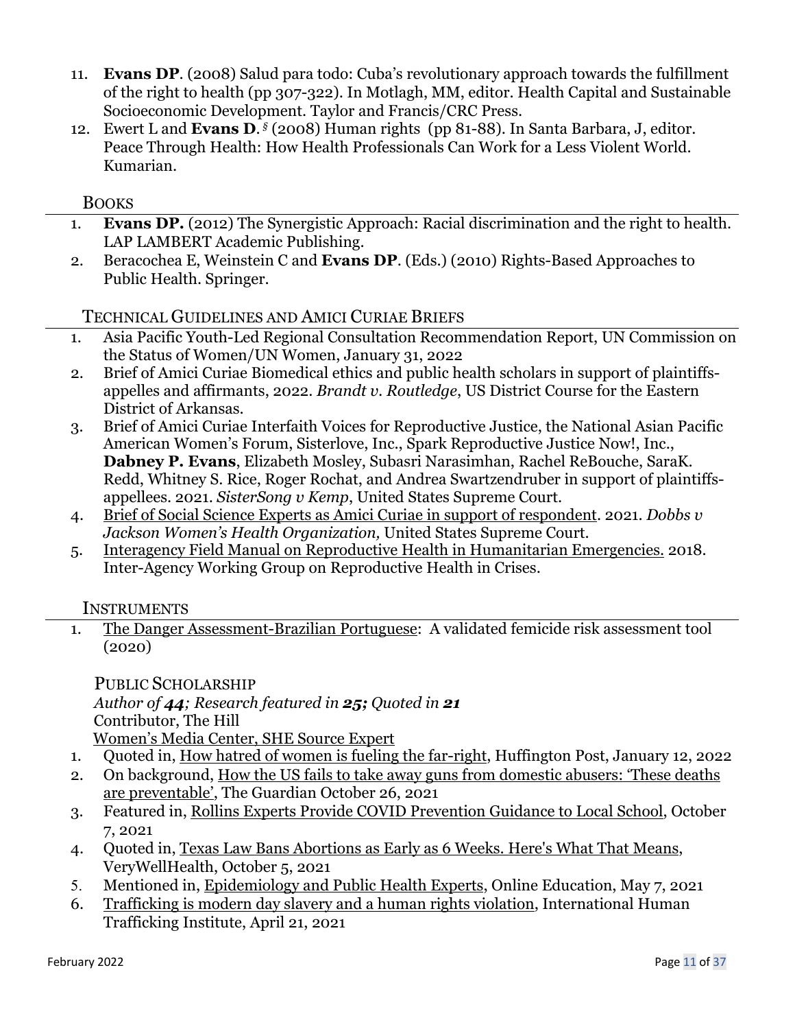11. **Evans DP**. (2008) Salud para todo: Cuba's revolutionary approach towards the fulfillment of the right to health (pp 307-322). In Motlagh, MM, editor. Health Capital and Sustainable Socioeconomic Development. Taylor and Francis/CRC Press.
12. Ewert L and **Evans D**.[§] (2008) Human rights (pp 81-88). In Santa Barbara, J, editor. Peace Through Health: How Health Professionals Can Work for a Less Violent World. Kumarian.

### BOOKS

1. **Evans DP.** (2012) The Synergistic Approach: Racial discrimination and the right to health. LAP LAMBERT Academic Publishing.
2. Beracochea E, Weinstein C and **Evans DP**. (Eds.) (2010) Rights-Based Approaches to Public Health. Springer.

### TECHNICAL GUIDELINES AND AMICI CURIAE BRIEFS

1. Asia Pacific Youth-Led Regional Consultation Recommendation Report, UN Commission on the Status of Women/UN Women, January 31, 2022
2. Brief of Amici Curiae Biomedical ethics and public health scholars in support of plaintiffs-appelles and affirmants, 2022. *Brandt v. Routledge*, US District Course for the Eastern District of Arkansas.
3. Brief of Amici Curiae Interfaith Voices for Reproductive Justice, the National Asian Pacific American Women's Forum, Sisterlove, Inc., Spark Reproductive Justice Now!, Inc., **Dabney P. Evans**, Elizabeth Mosley, Subasri Narasimhan, Rachel ReBouche, SaraK. Redd, Whitney S. Rice, Roger Rochat, and Andrea Swartzendruber in support of plaintiffs-appellees. 2021. *SisterSong v Kemp*, United States Supreme Court.
4. Brief of Social Science Experts as Amici Curiae in support of respondent. 2021. *Dobbs v Jackson Women's Health Organization,* United States Supreme Court.
5. Interagency Field Manual on Reproductive Health in Humanitarian Emergencies. 2018. Inter-Agency Working Group on Reproductive Health in Crises.

### INSTRUMENTS

1. The Danger Assessment-Brazilian Portuguese: A validated femicide risk assessment tool (2020)

### PUBLIC SCHOLARSHIP

*Author of **44**; Research featured in **25**; Quoted in **21***
Contributor, The Hill
Women's Media Center, SHE Source Expert

1. Quoted in, How hatred of women is fueling the far-right, Huffington Post, January 12, 2022
2. On background, How the US fails to take away guns from domestic abusers: 'These deaths are preventable', The Guardian October 26, 2021
3. Featured in, Rollins Experts Provide COVID Prevention Guidance to Local School, October 7, 2021
4. Quoted in, Texas Law Bans Abortions as Early as 6 Weeks. Here's What That Means, VeryWellHealth, October 5, 2021
5. Mentioned in, Epidemiology and Public Health Experts, Online Education, May 7, 2021
6. Trafficking is modern day slavery and a human rights violation, International Human Trafficking Institute, April 21, 2021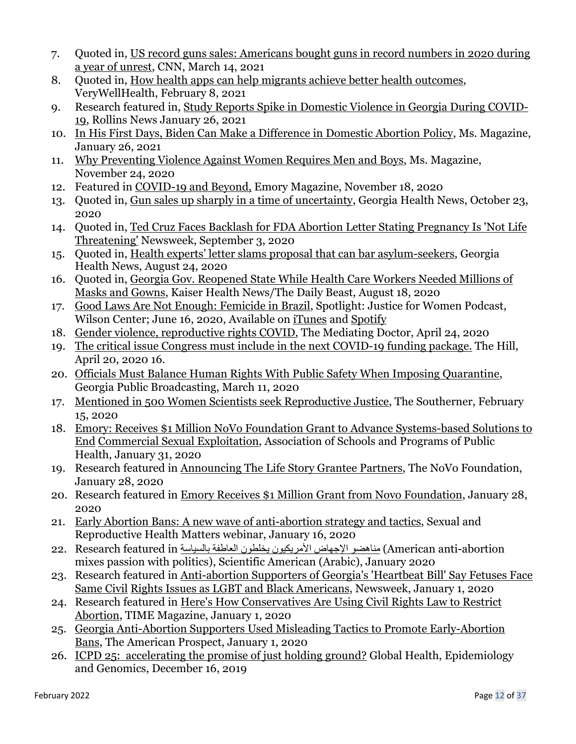7. Quoted in, US record guns sales: Americans bought guns in record numbers in 2020 during a year of unrest, CNN, March 14, 2021
8. Quoted in, How health apps can help migrants achieve better health outcomes, VeryWellHealth, February 8, 2021
9. Research featured in, Study Reports Spike in Domestic Violence in Georgia During COVID-19, Rollins News January 26, 2021
10. In His First Days, Biden Can Make a Difference in Domestic Abortion Policy, Ms. Magazine, January 26, 2021
11. Why Preventing Violence Against Women Requires Men and Boys, Ms. Magazine, November 24, 2020
12. Featured in COVID-19 and Beyond, Emory Magazine, November 18, 2020
13. Quoted in, Gun sales up sharply in a time of uncertainty, Georgia Health News, October 23, 2020
14. Quoted in, Ted Cruz Faces Backlash for FDA Abortion Letter Stating Pregnancy Is 'Not Life Threatening' Newsweek, September 3, 2020
15. Quoted in, Health experts' letter slams proposal that can bar asylum-seekers, Georgia Health News, August 24, 2020
16. Quoted in, Georgia Gov. Reopened State While Health Care Workers Needed Millions of Masks and Gowns, Kaiser Health News/The Daily Beast, August 18, 2020
17. Good Laws Are Not Enough: Femicide in Brazil, Spotlight: Justice for Women Podcast, Wilson Center; June 16, 2020, Available on iTunes and Spotify
18. Gender violence, reproductive rights COVID, The Mediating Doctor, April 24, 2020
19. The critical issue Congress must include in the next COVID-19 funding package. The Hill, April 20, 2020 16.
20. Officials Must Balance Human Rights With Public Safety When Imposing Quarantine, Georgia Public Broadcasting, March 11, 2020
17. Mentioned in 500 Women Scientists seek Reproductive Justice, The Southerner, February 15, 2020
18. Emory: Receives $1 Million NoVo Foundation Grant to Advance Systems-based Solutions to End Commercial Sexual Exploitation, Association of Schools and Programs of Public Health, January 31, 2020
19. Research featured in Announcing The Life Story Grantee Partners, The NoVo Foundation, January 28, 2020
20. Research featured in Emory Receives $1 Million Grant from Novo Foundation, January 28, 2020
21. Early Abortion Bans: A new wave of anti-abortion strategy and tactics, Sexual and Reproductive Health Matters webinar, January 16, 2020
22. Research featured in مناهضو الإجهاض الأمريكيون يخلطون العاطفة بالسياسة (American anti-abortion mixes passion with politics), Scientific American (Arabic), January 2020
23. Research featured in Anti-abortion Supporters of Georgia's 'Heartbeat Bill' Say Fetuses Face Same Civil Rights Issues as LGBT and Black Americans, Newsweek, January 1, 2020
24. Research featured in Here's How Conservatives Are Using Civil Rights Law to Restrict Abortion, TIME Magazine, January 1, 2020
25. Georgia Anti-Abortion Supporters Used Misleading Tactics to Promote Early-Abortion Bans, The American Prospect, January 1, 2020
26. ICPD 25: accelerating the promise of just holding ground? Global Health, Epidemiology and Genomics, December 16, 2019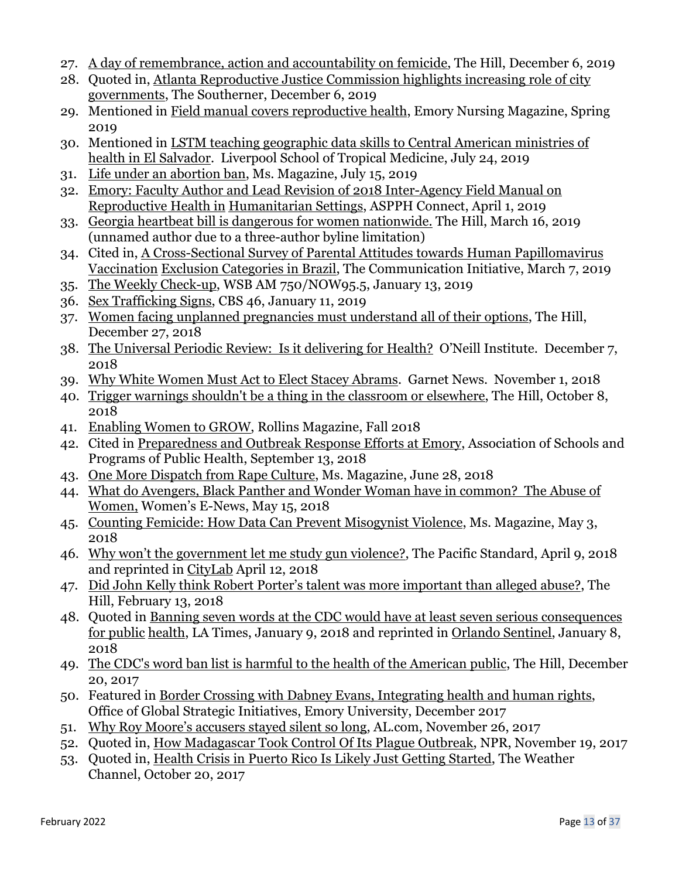27. A day of remembrance, action and accountability on femicide, The Hill, December 6, 2019
28. Quoted in, Atlanta Reproductive Justice Commission highlights increasing role of city governments, The Southerner, December 6, 2019
29. Mentioned in Field manual covers reproductive health, Emory Nursing Magazine, Spring 2019
30. Mentioned in LSTM teaching geographic data skills to Central American ministries of health in El Salvador. Liverpool School of Tropical Medicine, July 24, 2019
31. Life under an abortion ban, Ms. Magazine, July 15, 2019
32. Emory: Faculty Author and Lead Revision of 2018 Inter-Agency Field Manual on Reproductive Health in Humanitarian Settings, ASPPH Connect, April 1, 2019
33. Georgia heartbeat bill is dangerous for women nationwide. The Hill, March 16, 2019 (unnamed author due to a three-author byline limitation)
34. Cited in, A Cross-Sectional Survey of Parental Attitudes towards Human Papillomavirus Vaccination Exclusion Categories in Brazil, The Communication Initiative, March 7, 2019
35. The Weekly Check-up, WSB AM 750/NOW95.5, January 13, 2019
36. Sex Trafficking Signs, CBS 46, January 11, 2019
37. Women facing unplanned pregnancies must understand all of their options, The Hill, December 27, 2018
38. The Universal Periodic Review: Is it delivering for Health? O'Neill Institute. December 7, 2018
39. Why White Women Must Act to Elect Stacey Abrams. Garnet News. November 1, 2018
40. Trigger warnings shouldn't be a thing in the classroom or elsewhere, The Hill, October 8, 2018
41. Enabling Women to GROW, Rollins Magazine, Fall 2018
42. Cited in Preparedness and Outbreak Response Efforts at Emory, Association of Schools and Programs of Public Health, September 13, 2018
43. One More Dispatch from Rape Culture, Ms. Magazine, June 28, 2018
44. What do Avengers, Black Panther and Wonder Woman have in common? The Abuse of Women, Women's E-News, May 15, 2018
45. Counting Femicide: How Data Can Prevent Misogynist Violence, Ms. Magazine, May 3, 2018
46. Why won't the government let me study gun violence?, The Pacific Standard, April 9, 2018 and reprinted in CityLab April 12, 2018
47. Did John Kelly think Robert Porter's talent was more important than alleged abuse?, The Hill, February 13, 2018
48. Quoted in Banning seven words at the CDC would have at least seven serious consequences for public health, LA Times, January 9, 2018 and reprinted in Orlando Sentinel, January 8, 2018
49. The CDC's word ban list is harmful to the health of the American public, The Hill, December 20, 2017
50. Featured in Border Crossing with Dabney Evans, Integrating health and human rights, Office of Global Strategic Initiatives, Emory University, December 2017
51. Why Roy Moore's accusers stayed silent so long, AL.com, November 26, 2017
52. Quoted in, How Madagascar Took Control Of Its Plague Outbreak, NPR, November 19, 2017
53. Quoted in, Health Crisis in Puerto Rico Is Likely Just Getting Started, The Weather Channel, October 20, 2017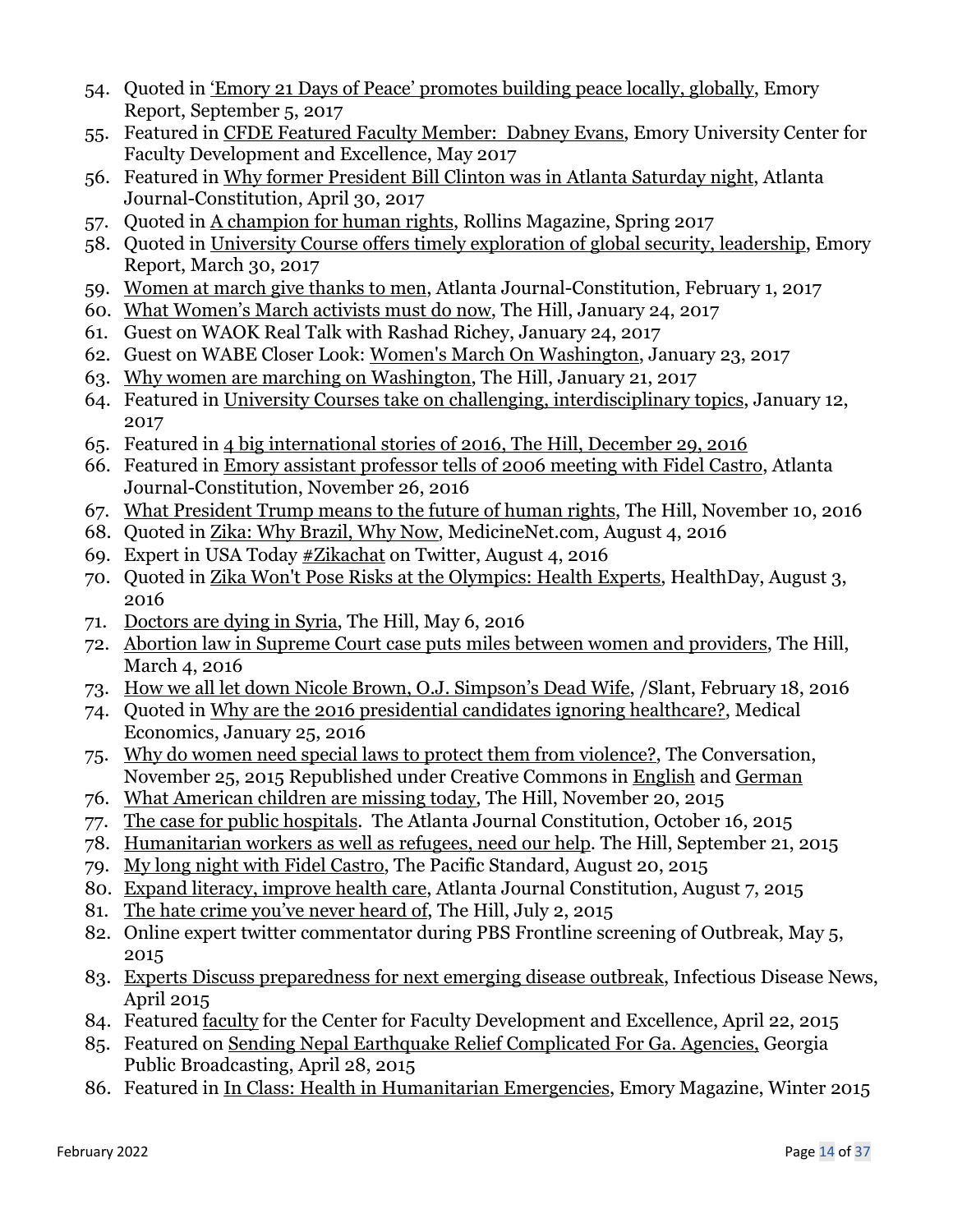54. Quoted in 'Emory 21 Days of Peace' promotes building peace locally, globally, Emory Report, September 5, 2017
55. Featured in CFDE Featured Faculty Member:  Dabney Evans, Emory University Center for Faculty Development and Excellence, May 2017
56. Featured in Why former President Bill Clinton was in Atlanta Saturday night, Atlanta Journal-Constitution, April 30, 2017
57. Quoted in A champion for human rights, Rollins Magazine, Spring 2017
58. Quoted in University Course offers timely exploration of global security, leadership, Emory Report, March 30, 2017
59. Women at march give thanks to men, Atlanta Journal-Constitution, February 1, 2017
60. What Women's March activists must do now, The Hill, January 24, 2017
61. Guest on WAOK Real Talk with Rashad Richey, January 24, 2017
62. Guest on WABE Closer Look: Women's March On Washington, January 23, 2017
63. Why women are marching on Washington, The Hill, January 21, 2017
64. Featured in University Courses take on challenging, interdisciplinary topics, January 12, 2017
65. Featured in 4 big international stories of 2016, The Hill, December 29, 2016
66. Featured in Emory assistant professor tells of 2006 meeting with Fidel Castro, Atlanta Journal-Constitution, November 26, 2016
67. What President Trump means to the future of human rights, The Hill, November 10, 2016
68. Quoted in Zika: Why Brazil, Why Now, MedicineNet.com, August 4, 2016
69. Expert in USA Today #Zikachat on Twitter, August 4, 2016
70. Quoted in Zika Won't Pose Risks at the Olympics: Health Experts, HealthDay, August 3, 2016
71. Doctors are dying in Syria, The Hill, May 6, 2016
72. Abortion law in Supreme Court case puts miles between women and providers, The Hill, March 4, 2016
73. How we all let down Nicole Brown, O.J. Simpson's Dead Wife, /Slant, February 18, 2016
74. Quoted in Why are the 2016 presidential candidates ignoring healthcare?, Medical Economics, January 25, 2016
75. Why do women need special laws to protect them from violence?, The Conversation, November 25, 2015 Republished under Creative Commons in English and German
76. What American children are missing today, The Hill, November 20, 2015
77. The case for public hospitals.  The Atlanta Journal Constitution, October 16, 2015
78. Humanitarian workers as well as refugees, need our help. The Hill, September 21, 2015
79. My long night with Fidel Castro, The Pacific Standard, August 20, 2015
80. Expand literacy, improve health care, Atlanta Journal Constitution, August 7, 2015
81. The hate crime you've never heard of, The Hill, July 2, 2015
82. Online expert twitter commentator during PBS Frontline screening of Outbreak, May 5, 2015
83. Experts Discuss preparedness for next emerging disease outbreak, Infectious Disease News, April 2015
84. Featured faculty for the Center for Faculty Development and Excellence, April 22, 2015
85. Featured on Sending Nepal Earthquake Relief Complicated For Ga. Agencies, Georgia Public Broadcasting, April 28, 2015
86. Featured in In Class: Health in Humanitarian Emergencies, Emory Magazine, Winter 2015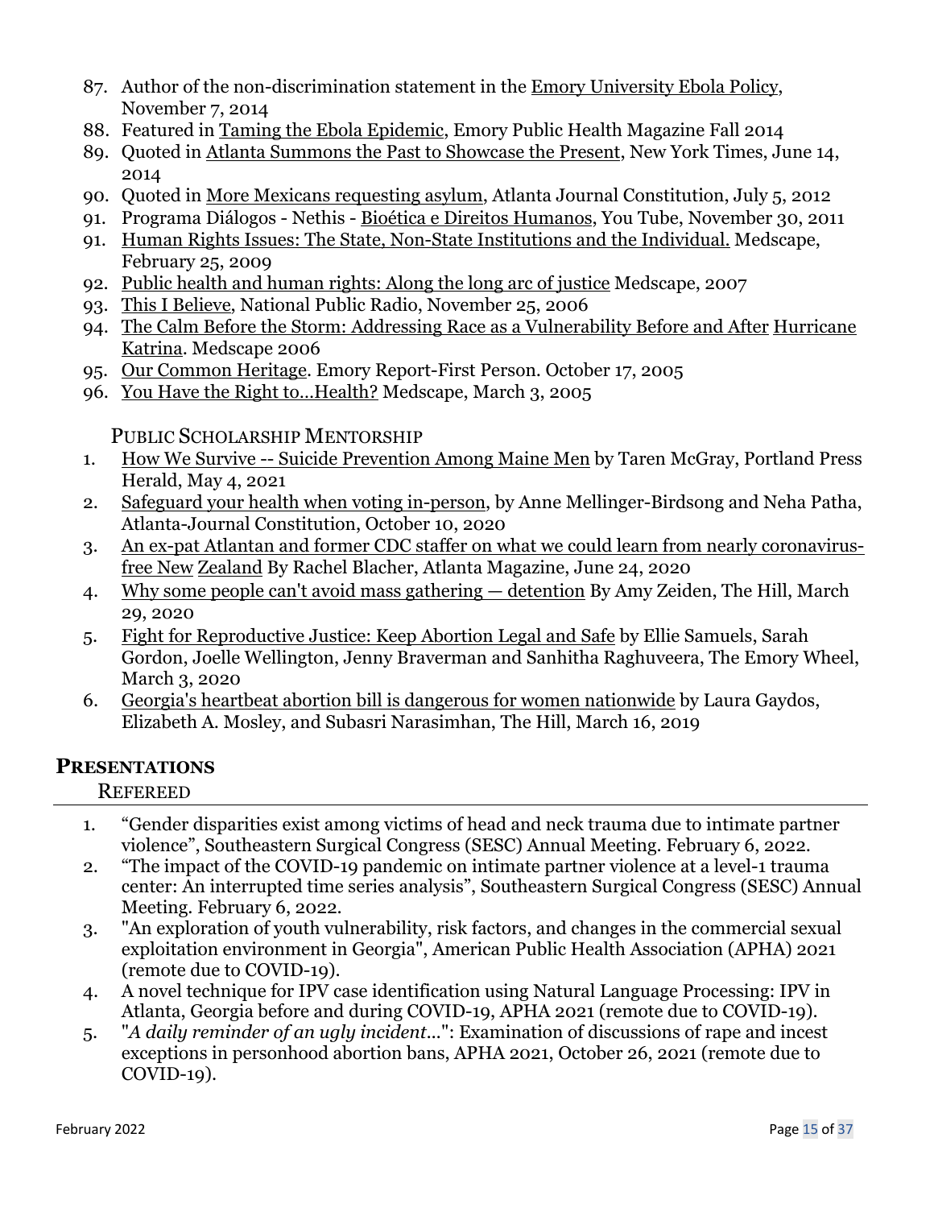87. Author of the non-discrimination statement in the Emory University Ebola Policy, November 7, 2014
88. Featured in Taming the Ebola Epidemic, Emory Public Health Magazine Fall 2014
89. Quoted in Atlanta Summons the Past to Showcase the Present, New York Times, June 14, 2014
90. Quoted in More Mexicans requesting asylum, Atlanta Journal Constitution, July 5, 2012
91. Programa Diálogos - Nethis - Bioética e Direitos Humanos, You Tube, November 30, 2011
91. Human Rights Issues: The State, Non-State Institutions and the Individual. Medscape, February 25, 2009
92. Public health and human rights: Along the long arc of justice Medscape, 2007
93. This I Believe, National Public Radio, November 25, 2006
94. The Calm Before the Storm: Addressing Race as a Vulnerability Before and After Hurricane Katrina. Medscape 2006
95. Our Common Heritage. Emory Report-First Person. October 17, 2005
96. You Have the Right to…Health? Medscape, March 3, 2005

Public Scholarship Mentorship

1. How We Survive -- Suicide Prevention Among Maine Men by Taren McGray, Portland Press Herald, May 4, 2021
2. Safeguard your health when voting in-person, by Anne Mellinger-Birdsong and Neha Patha, Atlanta-Journal Constitution, October 10, 2020
3. An ex-pat Atlantan and former CDC staffer on what we could learn from nearly coronavirus-free New Zealand By Rachel Blacher, Atlanta Magazine, June 24, 2020
4. Why some people can't avoid mass gathering — detention By Amy Zeiden, The Hill, March 29, 2020
5. Fight for Reproductive Justice: Keep Abortion Legal and Safe by Ellie Samuels, Sarah Gordon, Joelle Wellington, Jenny Braverman and Sanhitha Raghuveera, The Emory Wheel, March 3, 2020
6. Georgia's heartbeat abortion bill is dangerous for women nationwide by Laura Gaydos, Elizabeth A. Mosley, and Subasri Narasimhan, The Hill, March 16, 2019

## Presentations

### Refereed

1. "Gender disparities exist among victims of head and neck trauma due to intimate partner violence", Southeastern Surgical Congress (SESC) Annual Meeting. February 6, 2022.
2. "The impact of the COVID-19 pandemic on intimate partner violence at a level-1 trauma center: An interrupted time series analysis", Southeastern Surgical Congress (SESC) Annual Meeting. February 6, 2022.
3. "An exploration of youth vulnerability, risk factors, and changes in the commercial sexual exploitation environment in Georgia", American Public Health Association (APHA) 2021 (remote due to COVID-19).
4. A novel technique for IPV case identification using Natural Language Processing: IPV in Atlanta, Georgia before and during COVID-19, APHA 2021 (remote due to COVID-19).
5. "*A daily reminder of an ugly incident*…": Examination of discussions of rape and incest exceptions in personhood abortion bans, APHA 2021, October 26, 2021 (remote due to COVID-19).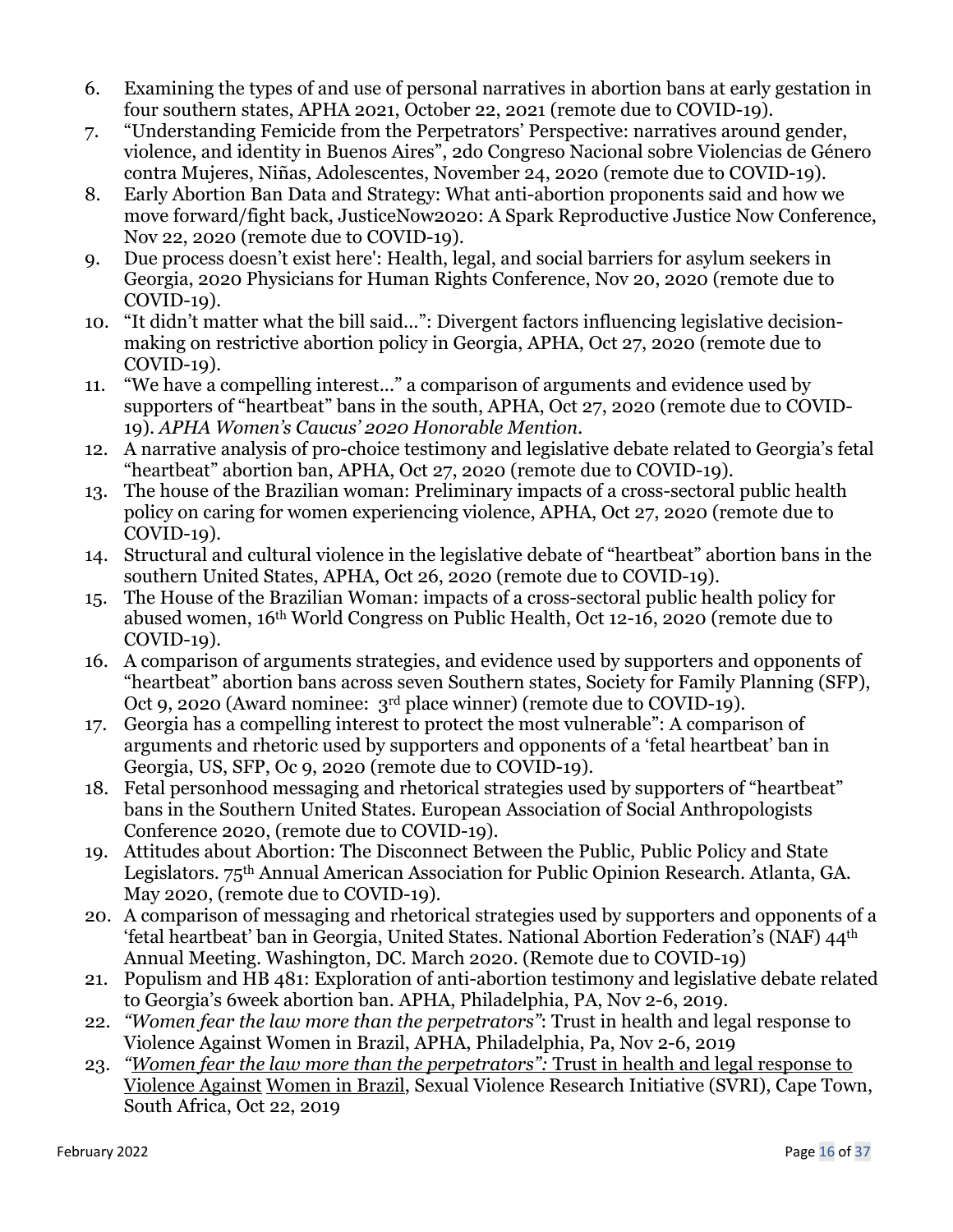6. Examining the types of and use of personal narratives in abortion bans at early gestation in four southern states, APHA 2021, October 22, 2021 (remote due to COVID-19).
7. "Understanding Femicide from the Perpetrators' Perspective: narratives around gender, violence, and identity in Buenos Aires", 2do Congreso Nacional sobre Violencias de Género contra Mujeres, Niñas, Adolescentes, November 24, 2020 (remote due to COVID-19).
8. Early Abortion Ban Data and Strategy: What anti-abortion proponents said and how we move forward/fight back, JusticeNow2020: A Spark Reproductive Justice Now Conference, Nov 22, 2020 (remote due to COVID-19).
9. Due process doesn't exist here': Health, legal, and social barriers for asylum seekers in Georgia, 2020 Physicians for Human Rights Conference, Nov 20, 2020 (remote due to COVID-19).
10. "It didn't matter what the bill said…": Divergent factors influencing legislative decision-making on restrictive abortion policy in Georgia, APHA, Oct 27, 2020 (remote due to COVID-19).
11. "We have a compelling interest…" a comparison of arguments and evidence used by supporters of "heartbeat" bans in the south, APHA, Oct 27, 2020 (remote due to COVID-19). *APHA Women's Caucus' 2020 Honorable Mention.*
12. A narrative analysis of pro-choice testimony and legislative debate related to Georgia's fetal "heartbeat" abortion ban, APHA, Oct 27, 2020 (remote due to COVID-19).
13. The house of the Brazilian woman: Preliminary impacts of a cross-sectoral public health policy on caring for women experiencing violence, APHA, Oct 27, 2020 (remote due to COVID-19).
14. Structural and cultural violence in the legislative debate of "heartbeat" abortion bans in the southern United States, APHA, Oct 26, 2020 (remote due to COVID-19).
15. The House of the Brazilian Woman: impacts of a cross-sectoral public health policy for abused women, 16th World Congress on Public Health, Oct 12-16, 2020 (remote due to COVID-19).
16. A comparison of arguments strategies, and evidence used by supporters and opponents of "heartbeat" abortion bans across seven Southern states, Society for Family Planning (SFP), Oct 9, 2020 (Award nominee: 3rd place winner) (remote due to COVID-19).
17. Georgia has a compelling interest to protect the most vulnerable": A comparison of arguments and rhetoric used by supporters and opponents of a 'fetal heartbeat' ban in Georgia, US, SFP, Oc 9, 2020 (remote due to COVID-19).
18. Fetal personhood messaging and rhetorical strategies used by supporters of "heartbeat" bans in the Southern United States. European Association of Social Anthropologists Conference 2020, (remote due to COVID-19).
19. Attitudes about Abortion: The Disconnect Between the Public, Public Policy and State Legislators. 75th Annual American Association for Public Opinion Research. Atlanta, GA. May 2020, (remote due to COVID-19).
20. A comparison of messaging and rhetorical strategies used by supporters and opponents of a 'fetal heartbeat' ban in Georgia, United States. National Abortion Federation's (NAF) 44th Annual Meeting. Washington, DC. March 2020. (Remote due to COVID-19)
21. Populism and HB 481: Exploration of anti-abortion testimony and legislative debate related to Georgia's 6week abortion ban. APHA, Philadelphia, PA, Nov 2-6, 2019.
22. *"Women fear the law more than the perpetrators"*: Trust in health and legal response to Violence Against Women in Brazil, APHA, Philadelphia, Pa, Nov 2-6, 2019
23. *"Women fear the law more than the perpetrators":* Trust in health and legal response to Violence Against Women in Brazil, Sexual Violence Research Initiative (SVRI), Cape Town, South Africa, Oct 22, 2019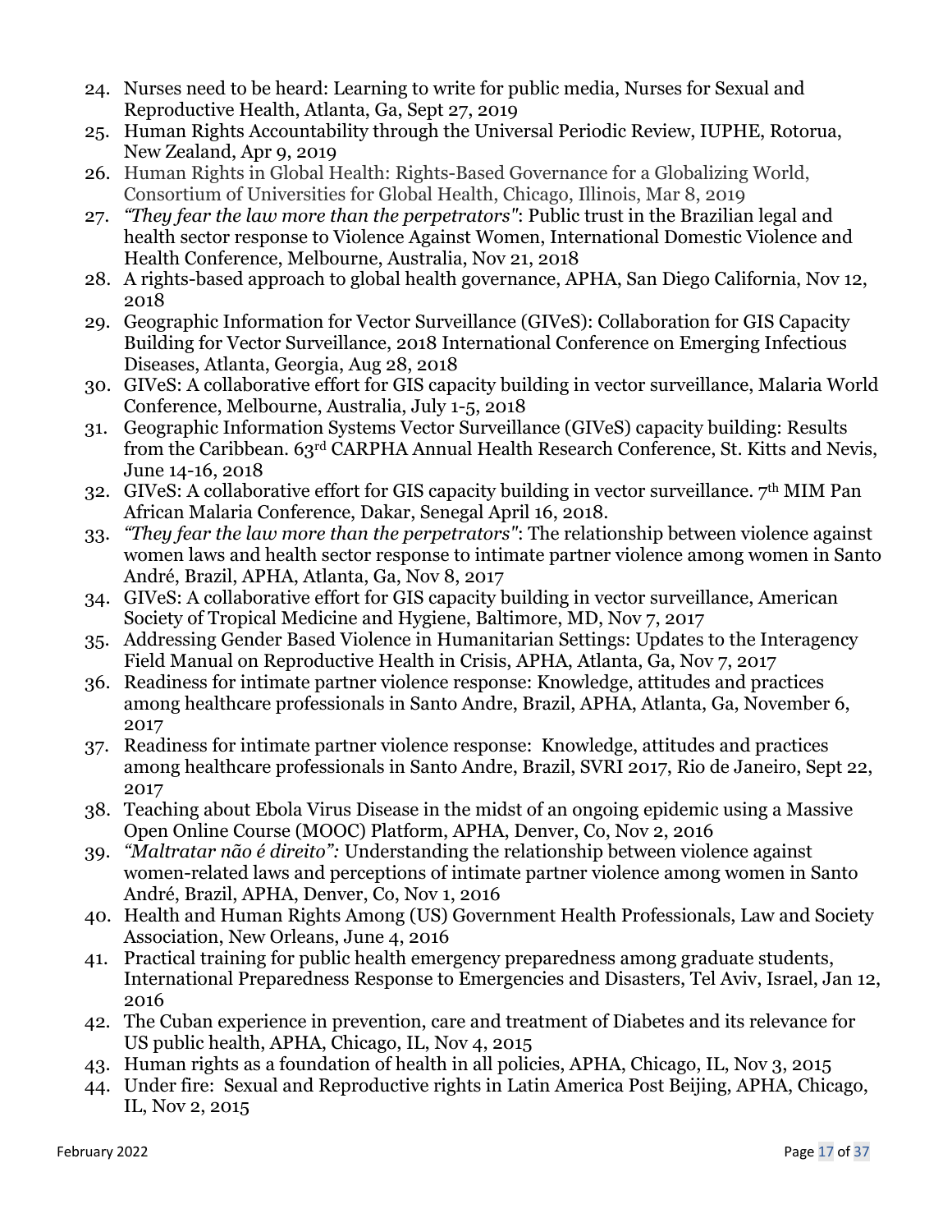24. Nurses need to be heard: Learning to write for public media, Nurses for Sexual and Reproductive Health, Atlanta, Ga, Sept 27, 2019
25. Human Rights Accountability through the Universal Periodic Review, IUPHE, Rotorua, New Zealand, Apr 9, 2019
26. Human Rights in Global Health: Rights-Based Governance for a Globalizing World, Consortium of Universities for Global Health, Chicago, Illinois, Mar 8, 2019
27. *"They fear the law more than the perpetrators"*: Public trust in the Brazilian legal and health sector response to Violence Against Women, International Domestic Violence and Health Conference, Melbourne, Australia, Nov 21, 2018
28. A rights-based approach to global health governance, APHA, San Diego California, Nov 12, 2018
29. Geographic Information for Vector Surveillance (GIVeS): Collaboration for GIS Capacity Building for Vector Surveillance, 2018 International Conference on Emerging Infectious Diseases, Atlanta, Georgia, Aug 28, 2018
30. GIVeS: A collaborative effort for GIS capacity building in vector surveillance, Malaria World Conference, Melbourne, Australia, July 1-5, 2018
31. Geographic Information Systems Vector Surveillance (GIVeS) capacity building: Results from the Caribbean. 63rd CARPHA Annual Health Research Conference, St. Kitts and Nevis, June 14-16, 2018
32. GIVeS: A collaborative effort for GIS capacity building in vector surveillance. 7th MIM Pan African Malaria Conference, Dakar, Senegal April 16, 2018.
33. *"They fear the law more than the perpetrators"*: The relationship between violence against women laws and health sector response to intimate partner violence among women in Santo André, Brazil, APHA, Atlanta, Ga, Nov 8, 2017
34. GIVeS: A collaborative effort for GIS capacity building in vector surveillance, American Society of Tropical Medicine and Hygiene, Baltimore, MD, Nov 7, 2017
35. Addressing Gender Based Violence in Humanitarian Settings: Updates to the Interagency Field Manual on Reproductive Health in Crisis, APHA, Atlanta, Ga, Nov 7, 2017
36. Readiness for intimate partner violence response: Knowledge, attitudes and practices among healthcare professionals in Santo Andre, Brazil, APHA, Atlanta, Ga, November 6, 2017
37. Readiness for intimate partner violence response: Knowledge, attitudes and practices among healthcare professionals in Santo Andre, Brazil, SVRI 2017, Rio de Janeiro, Sept 22, 2017
38. Teaching about Ebola Virus Disease in the midst of an ongoing epidemic using a Massive Open Online Course (MOOC) Platform, APHA, Denver, Co, Nov 2, 2016
39. *"Maltratar não é direito":* Understanding the relationship between violence against women-related laws and perceptions of intimate partner violence among women in Santo André, Brazil, APHA, Denver, Co, Nov 1, 2016
40. Health and Human Rights Among (US) Government Health Professionals, Law and Society Association, New Orleans, June 4, 2016
41. Practical training for public health emergency preparedness among graduate students, International Preparedness Response to Emergencies and Disasters, Tel Aviv, Israel, Jan 12, 2016
42. The Cuban experience in prevention, care and treatment of Diabetes and its relevance for US public health, APHA, Chicago, IL, Nov 4, 2015
43. Human rights as a foundation of health in all policies, APHA, Chicago, IL, Nov 3, 2015
44. Under fire: Sexual and Reproductive rights in Latin America Post Beijing, APHA, Chicago, IL, Nov 2, 2015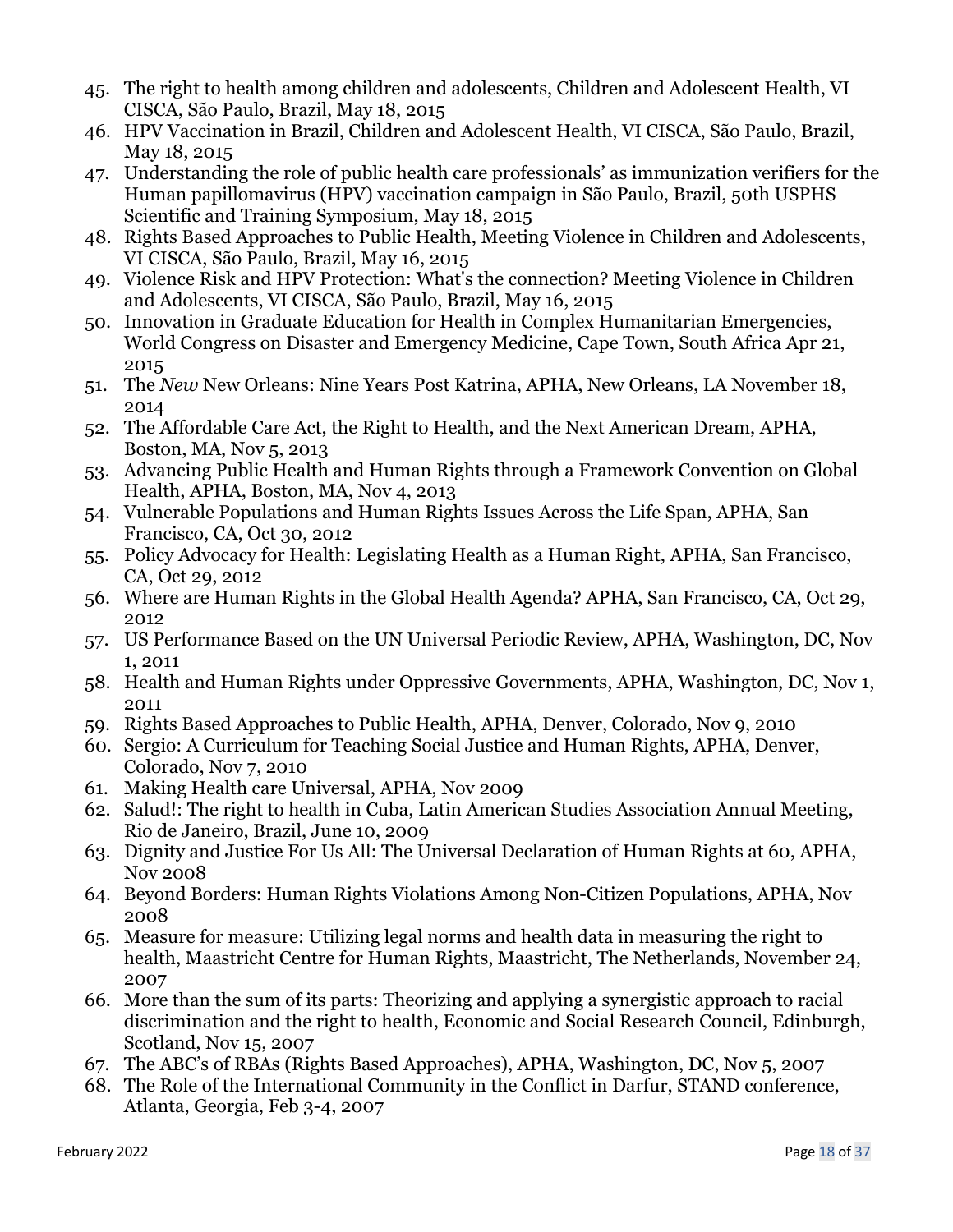45. The right to health among children and adolescents, Children and Adolescent Health, VI CISCA, São Paulo, Brazil, May 18, 2015
46. HPV Vaccination in Brazil, Children and Adolescent Health, VI CISCA, São Paulo, Brazil, May 18, 2015
47. Understanding the role of public health care professionals' as immunization verifiers for the Human papillomavirus (HPV) vaccination campaign in São Paulo, Brazil, 50th USPHS Scientific and Training Symposium, May 18, 2015
48. Rights Based Approaches to Public Health, Meeting Violence in Children and Adolescents, VI CISCA, São Paulo, Brazil, May 16, 2015
49. Violence Risk and HPV Protection: What's the connection? Meeting Violence in Children and Adolescents, VI CISCA, São Paulo, Brazil, May 16, 2015
50. Innovation in Graduate Education for Health in Complex Humanitarian Emergencies, World Congress on Disaster and Emergency Medicine, Cape Town, South Africa Apr 21, 2015
51. The *New* New Orleans: Nine Years Post Katrina, APHA, New Orleans, LA November 18, 2014
52. The Affordable Care Act, the Right to Health, and the Next American Dream, APHA, Boston, MA, Nov 5, 2013
53. Advancing Public Health and Human Rights through a Framework Convention on Global Health, APHA, Boston, MA, Nov 4, 2013
54. Vulnerable Populations and Human Rights Issues Across the Life Span, APHA, San Francisco, CA, Oct 30, 2012
55. Policy Advocacy for Health: Legislating Health as a Human Right, APHA, San Francisco, CA, Oct 29, 2012
56. Where are Human Rights in the Global Health Agenda? APHA, San Francisco, CA, Oct 29, 2012
57. US Performance Based on the UN Universal Periodic Review, APHA, Washington, DC, Nov 1, 2011
58. Health and Human Rights under Oppressive Governments, APHA, Washington, DC, Nov 1, 2011
59. Rights Based Approaches to Public Health, APHA, Denver, Colorado, Nov 9, 2010
60. Sergio: A Curriculum for Teaching Social Justice and Human Rights, APHA, Denver, Colorado, Nov 7, 2010
61. Making Health care Universal, APHA, Nov 2009
62. Salud!: The right to health in Cuba, Latin American Studies Association Annual Meeting, Rio de Janeiro, Brazil, June 10, 2009
63. Dignity and Justice For Us All: The Universal Declaration of Human Rights at 60, APHA, Nov 2008
64. Beyond Borders: Human Rights Violations Among Non-Citizen Populations, APHA, Nov 2008
65. Measure for measure: Utilizing legal norms and health data in measuring the right to health, Maastricht Centre for Human Rights, Maastricht, The Netherlands, November 24, 2007
66. More than the sum of its parts: Theorizing and applying a synergistic approach to racial discrimination and the right to health, Economic and Social Research Council, Edinburgh, Scotland, Nov 15, 2007
67. The ABC's of RBAs (Rights Based Approaches), APHA, Washington, DC, Nov 5, 2007
68. The Role of the International Community in the Conflict in Darfur, STAND conference, Atlanta, Georgia, Feb 3-4, 2007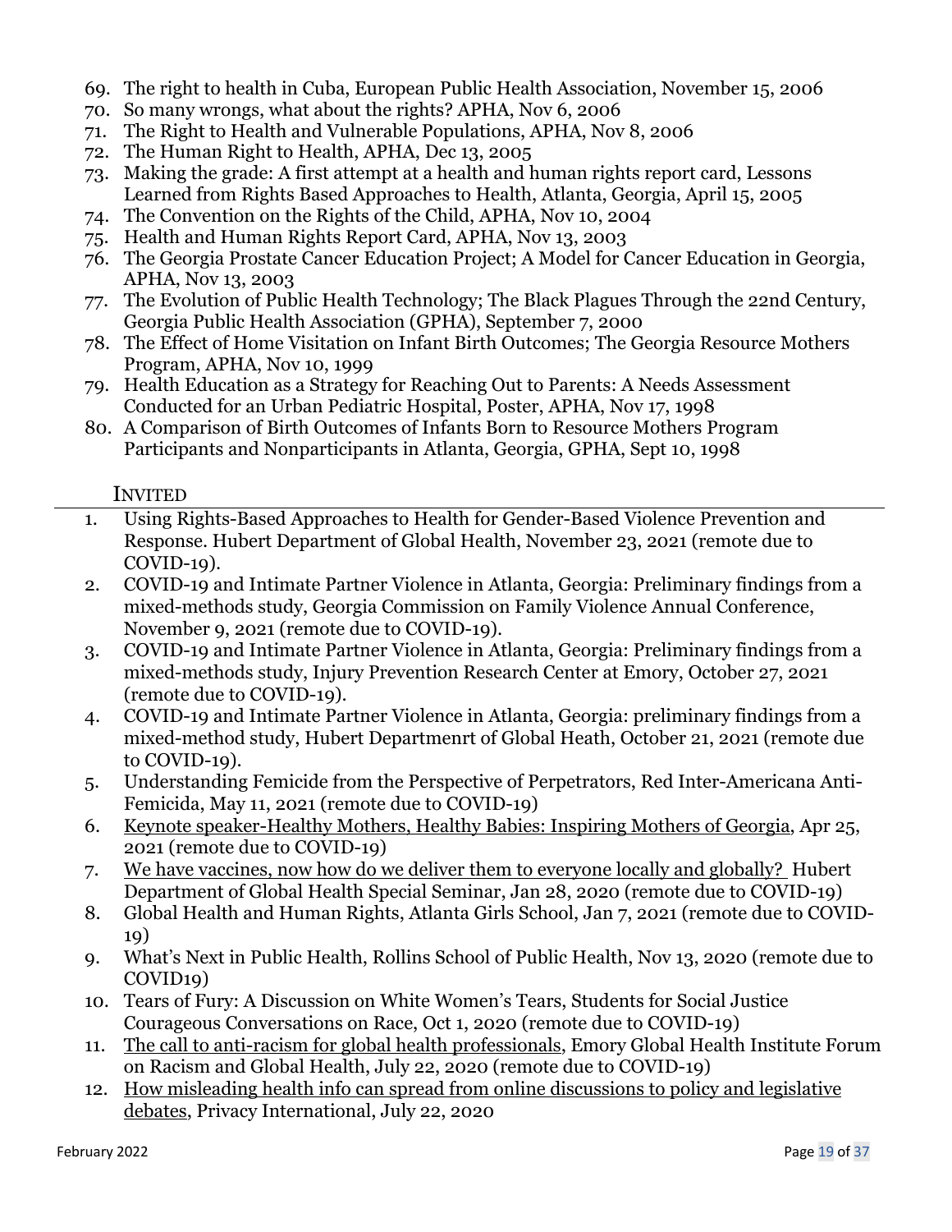69. The right to health in Cuba, European Public Health Association, November 15, 2006
70. So many wrongs, what about the rights? APHA, Nov 6, 2006
71. The Right to Health and Vulnerable Populations, APHA, Nov 8, 2006
72. The Human Right to Health, APHA, Dec 13, 2005
73. Making the grade: A first attempt at a health and human rights report card, Lessons Learned from Rights Based Approaches to Health, Atlanta, Georgia, April 15, 2005
74. The Convention on the Rights of the Child, APHA, Nov 10, 2004
75. Health and Human Rights Report Card, APHA, Nov 13, 2003
76. The Georgia Prostate Cancer Education Project; A Model for Cancer Education in Georgia, APHA, Nov 13, 2003
77. The Evolution of Public Health Technology; The Black Plagues Through the 22nd Century, Georgia Public Health Association (GPHA), September 7, 2000
78. The Effect of Home Visitation on Infant Birth Outcomes; The Georgia Resource Mothers Program, APHA, Nov 10, 1999
79. Health Education as a Strategy for Reaching Out to Parents: A Needs Assessment Conducted for an Urban Pediatric Hospital, Poster, APHA, Nov 17, 1998
80. A Comparison of Birth Outcomes of Infants Born to Resource Mothers Program Participants and Nonparticipants in Atlanta, Georgia, GPHA, Sept 10, 1998

## INVITED

1. Using Rights-Based Approaches to Health for Gender-Based Violence Prevention and Response. Hubert Department of Global Health, November 23, 2021 (remote due to COVID-19).
2. COVID-19 and Intimate Partner Violence in Atlanta, Georgia: Preliminary findings from a mixed-methods study, Georgia Commission on Family Violence Annual Conference, November 9, 2021 (remote due to COVID-19).
3. COVID-19 and Intimate Partner Violence in Atlanta, Georgia: Preliminary findings from a mixed-methods study, Injury Prevention Research Center at Emory, October 27, 2021 (remote due to COVID-19).
4. COVID-19 and Intimate Partner Violence in Atlanta, Georgia: preliminary findings from a mixed-method study, Hubert Departmenrt of Global Heath, October 21, 2021 (remote due to COVID-19).
5. Understanding Femicide from the Perspective of Perpetrators, Red Inter-Americana Anti-Femicida, May 11, 2021 (remote due to COVID-19)
6. Keynote speaker-Healthy Mothers, Healthy Babies: Inspiring Mothers of Georgia, Apr 25, 2021 (remote due to COVID-19)
7. We have vaccines, now how do we deliver them to everyone locally and globally? Hubert Department of Global Health Special Seminar, Jan 28, 2020 (remote due to COVID-19)
8. Global Health and Human Rights, Atlanta Girls School, Jan 7, 2021 (remote due to COVID-19)
9. What's Next in Public Health, Rollins School of Public Health, Nov 13, 2020 (remote due to COVID19)
10. Tears of Fury: A Discussion on White Women's Tears, Students for Social Justice Courageous Conversations on Race, Oct 1, 2020 (remote due to COVID-19)
11. The call to anti-racism for global health professionals, Emory Global Health Institute Forum on Racism and Global Health, July 22, 2020 (remote due to COVID-19)
12. How misleading health info can spread from online discussions to policy and legislative debates, Privacy International, July 22, 2020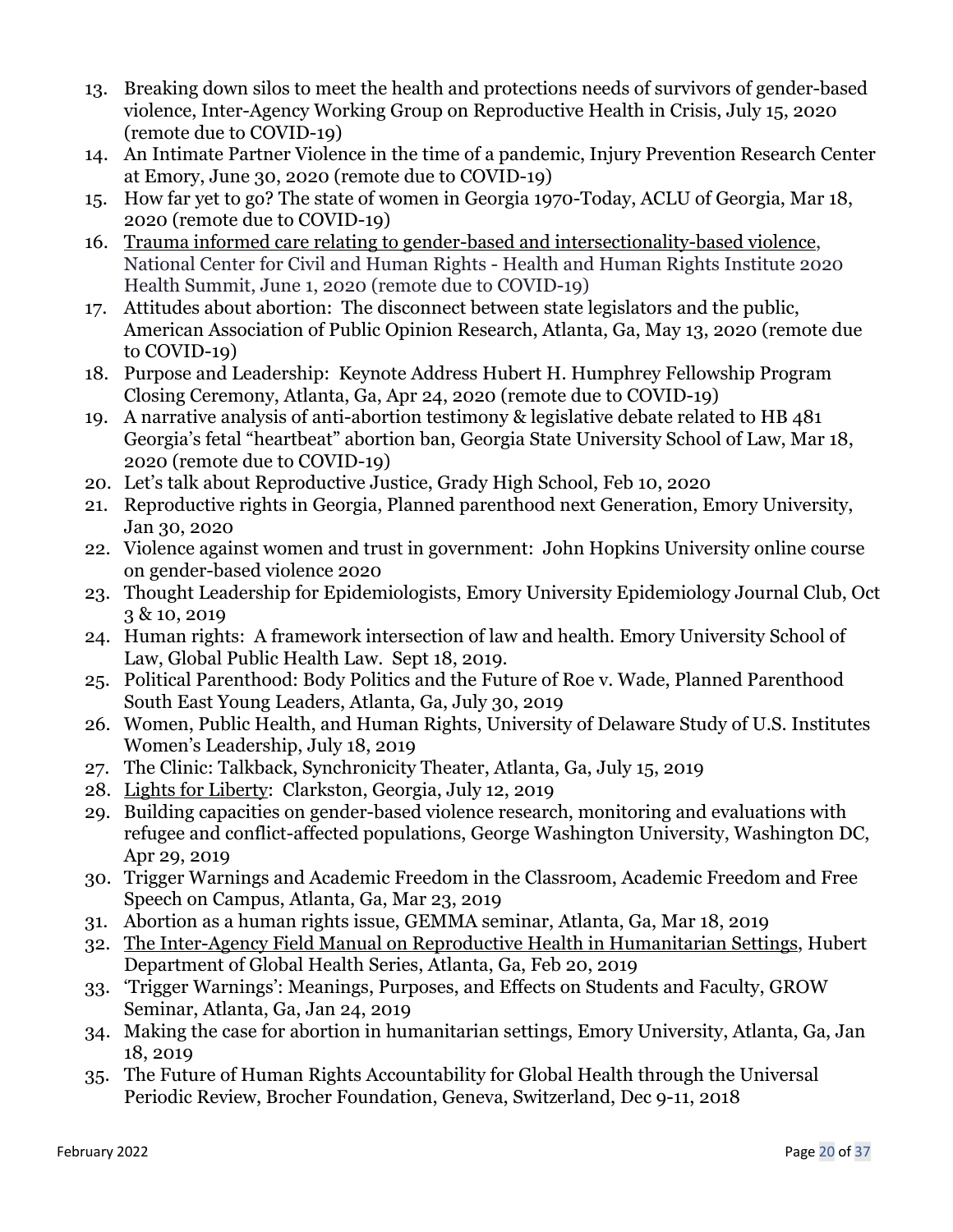13. Breaking down silos to meet the health and protections needs of survivors of gender-based violence, Inter-Agency Working Group on Reproductive Health in Crisis, July 15, 2020 (remote due to COVID-19)
14. An Intimate Partner Violence in the time of a pandemic, Injury Prevention Research Center at Emory, June 30, 2020 (remote due to COVID-19)
15. How far yet to go? The state of women in Georgia 1970-Today, ACLU of Georgia, Mar 18, 2020 (remote due to COVID-19)
16. Trauma informed care relating to gender-based and intersectionality-based violence, National Center for Civil and Human Rights - Health and Human Rights Institute 2020 Health Summit, June 1, 2020 (remote due to COVID-19)
17. Attitudes about abortion: The disconnect between state legislators and the public, American Association of Public Opinion Research, Atlanta, Ga, May 13, 2020 (remote due to COVID-19)
18. Purpose and Leadership: Keynote Address Hubert H. Humphrey Fellowship Program Closing Ceremony, Atlanta, Ga, Apr 24, 2020 (remote due to COVID-19)
19. A narrative analysis of anti-abortion testimony & legislative debate related to HB 481 Georgia's fetal "heartbeat" abortion ban, Georgia State University School of Law, Mar 18, 2020 (remote due to COVID-19)
20. Let's talk about Reproductive Justice, Grady High School, Feb 10, 2020
21. Reproductive rights in Georgia, Planned parenthood next Generation, Emory University, Jan 30, 2020
22. Violence against women and trust in government: John Hopkins University online course on gender-based violence 2020
23. Thought Leadership for Epidemiologists, Emory University Epidemiology Journal Club, Oct 3 & 10, 2019
24. Human rights: A framework intersection of law and health. Emory University School of Law, Global Public Health Law. Sept 18, 2019.
25. Political Parenthood: Body Politics and the Future of Roe v. Wade, Planned Parenthood South East Young Leaders, Atlanta, Ga, July 30, 2019
26. Women, Public Health, and Human Rights, University of Delaware Study of U.S. Institutes Women's Leadership, July 18, 2019
27. The Clinic: Talkback, Synchronicity Theater, Atlanta, Ga, July 15, 2019
28. Lights for Liberty: Clarkston, Georgia, July 12, 2019
29. Building capacities on gender-based violence research, monitoring and evaluations with refugee and conflict-affected populations, George Washington University, Washington DC, Apr 29, 2019
30. Trigger Warnings and Academic Freedom in the Classroom, Academic Freedom and Free Speech on Campus, Atlanta, Ga, Mar 23, 2019
31. Abortion as a human rights issue, GEMMA seminar, Atlanta, Ga, Mar 18, 2019
32. The Inter-Agency Field Manual on Reproductive Health in Humanitarian Settings, Hubert Department of Global Health Series, Atlanta, Ga, Feb 20, 2019
33. 'Trigger Warnings': Meanings, Purposes, and Effects on Students and Faculty, GROW Seminar, Atlanta, Ga, Jan 24, 2019
34. Making the case for abortion in humanitarian settings, Emory University, Atlanta, Ga, Jan 18, 2019
35. The Future of Human Rights Accountability for Global Health through the Universal Periodic Review, Brocher Foundation, Geneva, Switzerland, Dec 9-11, 2018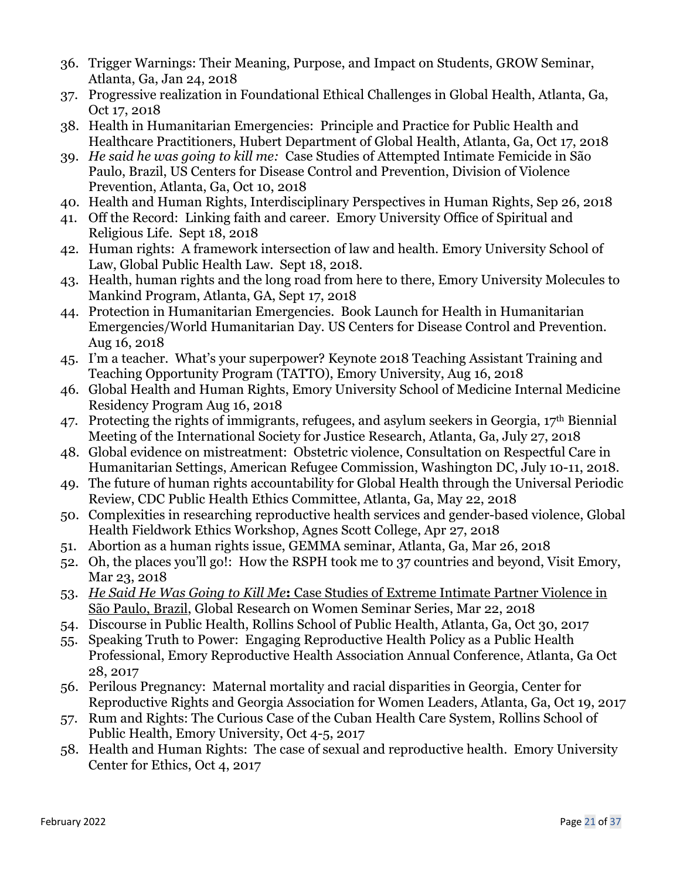36. Trigger Warnings: Their Meaning, Purpose, and Impact on Students, GROW Seminar, Atlanta, Ga, Jan 24, 2018
37. Progressive realization in Foundational Ethical Challenges in Global Health, Atlanta, Ga, Oct 17, 2018
38. Health in Humanitarian Emergencies: Principle and Practice for Public Health and Healthcare Practitioners, Hubert Department of Global Health, Atlanta, Ga, Oct 17, 2018
39. *He said he was going to kill me:* Case Studies of Attempted Intimate Femicide in São Paulo, Brazil, US Centers for Disease Control and Prevention, Division of Violence Prevention, Atlanta, Ga, Oct 10, 2018
40. Health and Human Rights, Interdisciplinary Perspectives in Human Rights, Sep 26, 2018
41. Off the Record: Linking faith and career. Emory University Office of Spiritual and Religious Life. Sept 18, 2018
42. Human rights: A framework intersection of law and health. Emory University School of Law, Global Public Health Law. Sept 18, 2018.
43. Health, human rights and the long road from here to there, Emory University Molecules to Mankind Program, Atlanta, GA, Sept 17, 2018
44. Protection in Humanitarian Emergencies. Book Launch for Health in Humanitarian Emergencies/World Humanitarian Day. US Centers for Disease Control and Prevention. Aug 16, 2018
45. I'm a teacher. What's your superpower? Keynote 2018 Teaching Assistant Training and Teaching Opportunity Program (TATTO), Emory University, Aug 16, 2018
46. Global Health and Human Rights, Emory University School of Medicine Internal Medicine Residency Program Aug 16, 2018
47. Protecting the rights of immigrants, refugees, and asylum seekers in Georgia, 17th Biennial Meeting of the International Society for Justice Research, Atlanta, Ga, July 27, 2018
48. Global evidence on mistreatment: Obstetric violence, Consultation on Respectful Care in Humanitarian Settings, American Refugee Commission, Washington DC, July 10-11, 2018.
49. The future of human rights accountability for Global Health through the Universal Periodic Review, CDC Public Health Ethics Committee, Atlanta, Ga, May 22, 2018
50. Complexities in researching reproductive health services and gender-based violence, Global Health Fieldwork Ethics Workshop, Agnes Scott College, Apr 27, 2018
51. Abortion as a human rights issue, GEMMA seminar, Atlanta, Ga, Mar 26, 2018
52. Oh, the places you'll go!: How the RSPH took me to 37 countries and beyond, Visit Emory, Mar 23, 2018
53. *He Said He Was Going to Kill Me*: Case Studies of Extreme Intimate Partner Violence in São Paulo, Brazil, Global Research on Women Seminar Series, Mar 22, 2018
54. Discourse in Public Health, Rollins School of Public Health, Atlanta, Ga, Oct 30, 2017
55. Speaking Truth to Power: Engaging Reproductive Health Policy as a Public Health Professional, Emory Reproductive Health Association Annual Conference, Atlanta, Ga Oct 28, 2017
56. Perilous Pregnancy: Maternal mortality and racial disparities in Georgia, Center for Reproductive Rights and Georgia Association for Women Leaders, Atlanta, Ga, Oct 19, 2017
57. Rum and Rights: The Curious Case of the Cuban Health Care System, Rollins School of Public Health, Emory University, Oct 4-5, 2017
58. Health and Human Rights: The case of sexual and reproductive health. Emory University Center for Ethics, Oct 4, 2017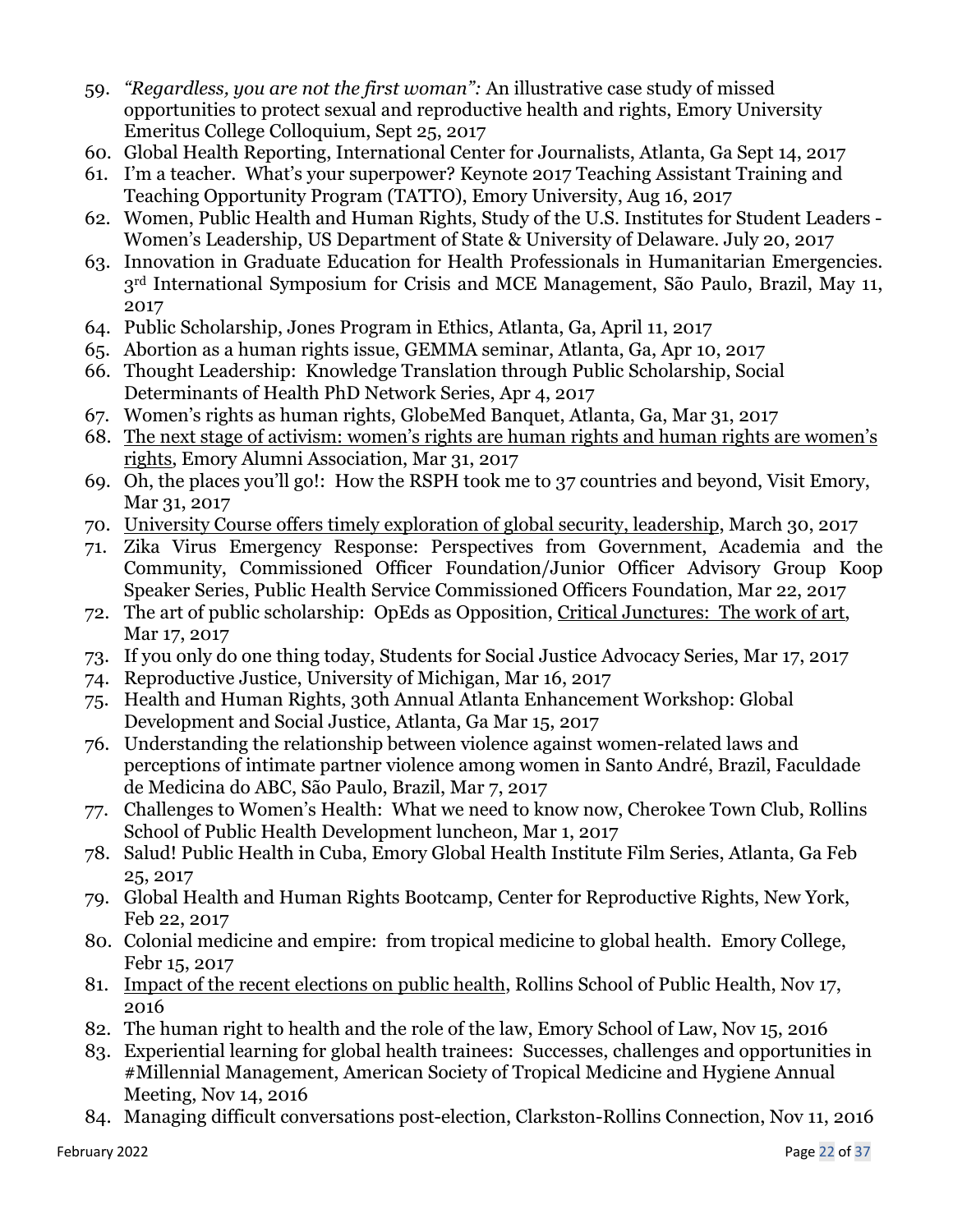59. *"Regardless, you are not the first woman":* An illustrative case study of missed opportunities to protect sexual and reproductive health and rights, Emory University Emeritus College Colloquium, Sept 25, 2017
60. Global Health Reporting, International Center for Journalists, Atlanta, Ga Sept 14, 2017
61. I'm a teacher. What's your superpower? Keynote 2017 Teaching Assistant Training and Teaching Opportunity Program (TATTO), Emory University, Aug 16, 2017
62. Women, Public Health and Human Rights, Study of the U.S. Institutes for Student Leaders - Women's Leadership, US Department of State & University of Delaware. July 20, 2017
63. Innovation in Graduate Education for Health Professionals in Humanitarian Emergencies. 3rd International Symposium for Crisis and MCE Management, São Paulo, Brazil, May 11, 2017
64. Public Scholarship, Jones Program in Ethics, Atlanta, Ga, April 11, 2017
65. Abortion as a human rights issue, GEMMA seminar, Atlanta, Ga, Apr 10, 2017
66. Thought Leadership: Knowledge Translation through Public Scholarship, Social Determinants of Health PhD Network Series, Apr 4, 2017
67. Women's rights as human rights, GlobeMed Banquet, Atlanta, Ga, Mar 31, 2017
68. The next stage of activism: women's rights are human rights and human rights are women's rights, Emory Alumni Association, Mar 31, 2017
69. Oh, the places you'll go!: How the RSPH took me to 37 countries and beyond, Visit Emory, Mar 31, 2017
70. University Course offers timely exploration of global security, leadership, March 30, 2017
71. Zika Virus Emergency Response: Perspectives from Government, Academia and the Community, Commissioned Officer Foundation/Junior Officer Advisory Group Koop Speaker Series, Public Health Service Commissioned Officers Foundation, Mar 22, 2017
72. The art of public scholarship: OpEds as Opposition, Critical Junctures: The work of art, Mar 17, 2017
73. If you only do one thing today, Students for Social Justice Advocacy Series, Mar 17, 2017
74. Reproductive Justice, University of Michigan, Mar 16, 2017
75. Health and Human Rights, 30th Annual Atlanta Enhancement Workshop: Global Development and Social Justice, Atlanta, Ga Mar 15, 2017
76. Understanding the relationship between violence against women-related laws and perceptions of intimate partner violence among women in Santo André, Brazil, Faculdade de Medicina do ABC, São Paulo, Brazil, Mar 7, 2017
77. Challenges to Women's Health: What we need to know now, Cherokee Town Club, Rollins School of Public Health Development luncheon, Mar 1, 2017
78. Salud! Public Health in Cuba, Emory Global Health Institute Film Series, Atlanta, Ga Feb 25, 2017
79. Global Health and Human Rights Bootcamp, Center for Reproductive Rights, New York, Feb 22, 2017
80. Colonial medicine and empire: from tropical medicine to global health. Emory College, Febr 15, 2017
81. Impact of the recent elections on public health, Rollins School of Public Health, Nov 17, 2016
82. The human right to health and the role of the law, Emory School of Law, Nov 15, 2016
83. Experiential learning for global health trainees: Successes, challenges and opportunities in #Millennial Management, American Society of Tropical Medicine and Hygiene Annual Meeting, Nov 14, 2016
84. Managing difficult conversations post-election, Clarkston-Rollins Connection, Nov 11, 2016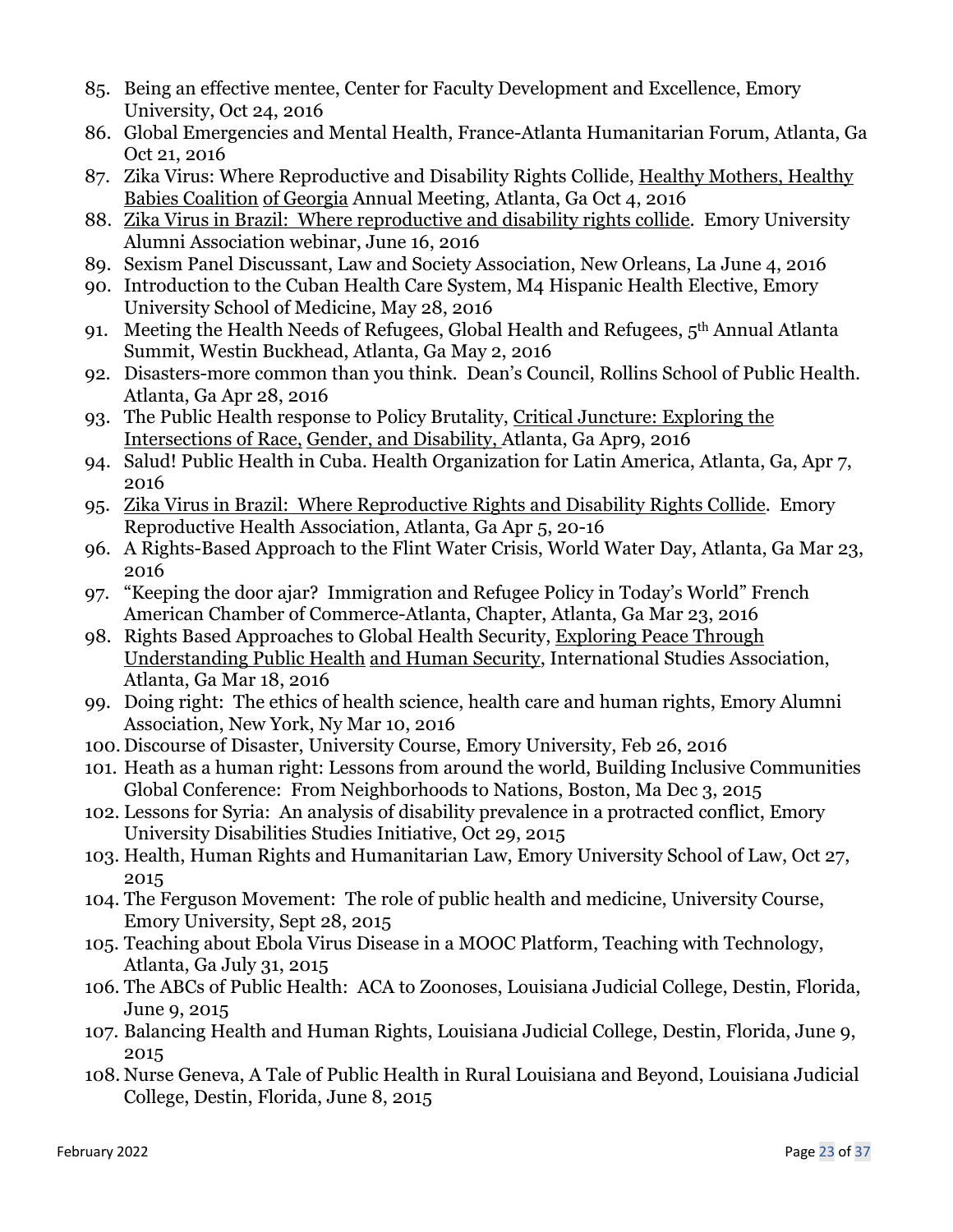85. Being an effective mentee, Center for Faculty Development and Excellence, Emory University, Oct 24, 2016
86. Global Emergencies and Mental Health, France-Atlanta Humanitarian Forum, Atlanta, Ga Oct 21, 2016
87. Zika Virus: Where Reproductive and Disability Rights Collide, Healthy Mothers, Healthy Babies Coalition of Georgia Annual Meeting, Atlanta, Ga Oct 4, 2016
88. Zika Virus in Brazil: Where reproductive and disability rights collide. Emory University Alumni Association webinar, June 16, 2016
89. Sexism Panel Discussant, Law and Society Association, New Orleans, La June 4, 2016
90. Introduction to the Cuban Health Care System, M4 Hispanic Health Elective, Emory University School of Medicine, May 28, 2016
91. Meeting the Health Needs of Refugees, Global Health and Refugees, 5th Annual Atlanta Summit, Westin Buckhead, Atlanta, Ga May 2, 2016
92. Disasters-more common than you think. Dean's Council, Rollins School of Public Health. Atlanta, Ga Apr 28, 2016
93. The Public Health response to Policy Brutality, Critical Juncture: Exploring the Intersections of Race, Gender, and Disability, Atlanta, Ga Apr9, 2016
94. Salud! Public Health in Cuba. Health Organization for Latin America, Atlanta, Ga, Apr 7, 2016
95. Zika Virus in Brazil: Where Reproductive Rights and Disability Rights Collide. Emory Reproductive Health Association, Atlanta, Ga Apr 5, 20-16
96. A Rights-Based Approach to the Flint Water Crisis, World Water Day, Atlanta, Ga Mar 23, 2016
97. "Keeping the door ajar? Immigration and Refugee Policy in Today's World" French American Chamber of Commerce-Atlanta, Chapter, Atlanta, Ga Mar 23, 2016
98. Rights Based Approaches to Global Health Security, Exploring Peace Through Understanding Public Health and Human Security, International Studies Association, Atlanta, Ga Mar 18, 2016
99. Doing right: The ethics of health science, health care and human rights, Emory Alumni Association, New York, Ny Mar 10, 2016
100. Discourse of Disaster, University Course, Emory University, Feb 26, 2016
101. Heath as a human right: Lessons from around the world, Building Inclusive Communities Global Conference: From Neighborhoods to Nations, Boston, Ma Dec 3, 2015
102. Lessons for Syria: An analysis of disability prevalence in a protracted conflict, Emory University Disabilities Studies Initiative, Oct 29, 2015
103. Health, Human Rights and Humanitarian Law, Emory University School of Law, Oct 27, 2015
104. The Ferguson Movement: The role of public health and medicine, University Course, Emory University, Sept 28, 2015
105. Teaching about Ebola Virus Disease in a MOOC Platform, Teaching with Technology, Atlanta, Ga July 31, 2015
106. The ABCs of Public Health: ACA to Zoonoses, Louisiana Judicial College, Destin, Florida, June 9, 2015
107. Balancing Health and Human Rights, Louisiana Judicial College, Destin, Florida, June 9, 2015
108. Nurse Geneva, A Tale of Public Health in Rural Louisiana and Beyond, Louisiana Judicial College, Destin, Florida, June 8, 2015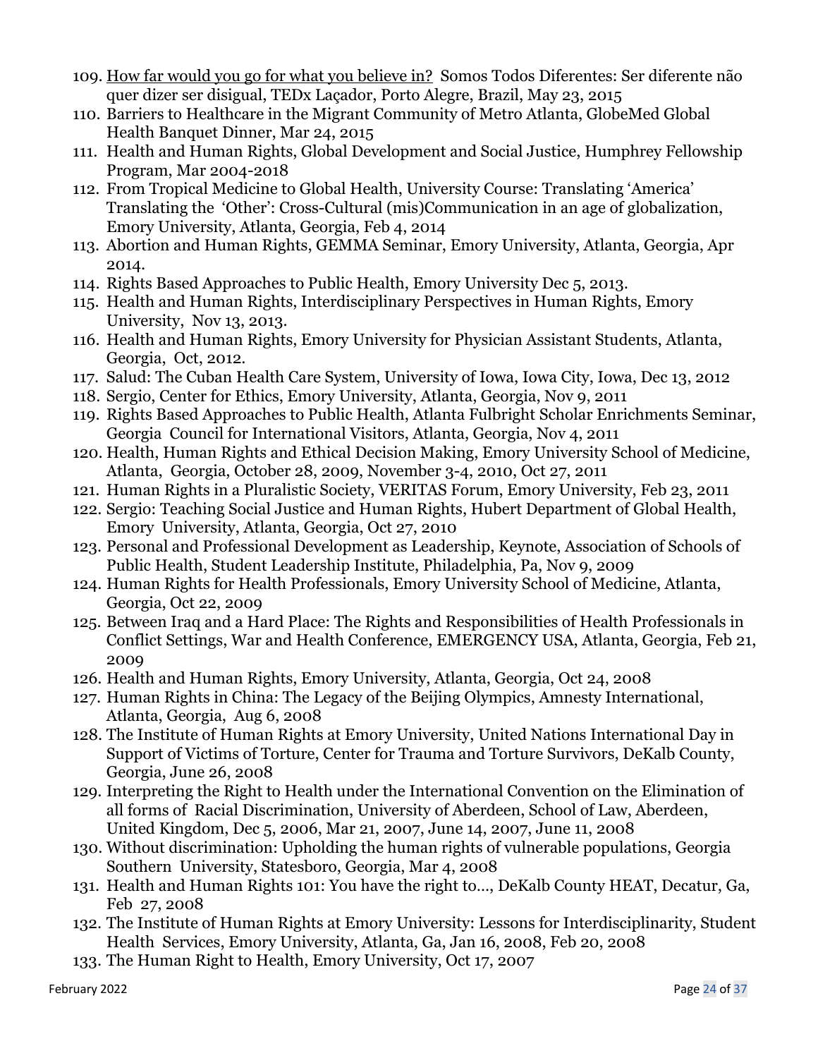109. <u>How far would you go for what you believe in?</u> Somos Todos Diferentes: Ser diferente não quer dizer ser disigual, TEDx Laçador, Porto Alegre, Brazil, May 23, 2015
110. Barriers to Healthcare in the Migrant Community of Metro Atlanta, GlobeMed Global Health Banquet Dinner, Mar 24, 2015
111. Health and Human Rights, Global Development and Social Justice, Humphrey Fellowship Program, Mar 2004-2018
112. From Tropical Medicine to Global Health, University Course: Translating 'America' Translating the 'Other': Cross-Cultural (mis)Communication in an age of globalization, Emory University, Atlanta, Georgia, Feb 4, 2014
113. Abortion and Human Rights, GEMMA Seminar, Emory University, Atlanta, Georgia, Apr 2014.
114. Rights Based Approaches to Public Health, Emory University Dec 5, 2013.
115. Health and Human Rights, Interdisciplinary Perspectives in Human Rights, Emory University, Nov 13, 2013.
116. Health and Human Rights, Emory University for Physician Assistant Students, Atlanta, Georgia, Oct, 2012.
117. Salud: The Cuban Health Care System, University of Iowa, Iowa City, Iowa, Dec 13, 2012
118. Sergio, Center for Ethics, Emory University, Atlanta, Georgia, Nov 9, 2011
119. Rights Based Approaches to Public Health, Atlanta Fulbright Scholar Enrichments Seminar, Georgia Council for International Visitors, Atlanta, Georgia, Nov 4, 2011
120. Health, Human Rights and Ethical Decision Making, Emory University School of Medicine, Atlanta, Georgia, October 28, 2009, November 3-4, 2010, Oct 27, 2011
121. Human Rights in a Pluralistic Society, VERITAS Forum, Emory University, Feb 23, 2011
122. Sergio: Teaching Social Justice and Human Rights, Hubert Department of Global Health, Emory University, Atlanta, Georgia, Oct 27, 2010
123. Personal and Professional Development as Leadership, Keynote, Association of Schools of Public Health, Student Leadership Institute, Philadelphia, Pa, Nov 9, 2009
124. Human Rights for Health Professionals, Emory University School of Medicine, Atlanta, Georgia, Oct 22, 2009
125. Between Iraq and a Hard Place: The Rights and Responsibilities of Health Professionals in Conflict Settings, War and Health Conference, EMERGENCY USA, Atlanta, Georgia, Feb 21, 2009
126. Health and Human Rights, Emory University, Atlanta, Georgia, Oct 24, 2008
127. Human Rights in China: The Legacy of the Beijing Olympics, Amnesty International, Atlanta, Georgia, Aug 6, 2008
128. The Institute of Human Rights at Emory University, United Nations International Day in Support of Victims of Torture, Center for Trauma and Torture Survivors, DeKalb County, Georgia, June 26, 2008
129. Interpreting the Right to Health under the International Convention on the Elimination of all forms of Racial Discrimination, University of Aberdeen, School of Law, Aberdeen, United Kingdom, Dec 5, 2006, Mar 21, 2007, June 14, 2007, June 11, 2008
130. Without discrimination: Upholding the human rights of vulnerable populations, Georgia Southern University, Statesboro, Georgia, Mar 4, 2008
131. Health and Human Rights 101: You have the right to…, DeKalb County HEAT, Decatur, Ga, Feb 27, 2008
132. The Institute of Human Rights at Emory University: Lessons for Interdisciplinarity, Student Health Services, Emory University, Atlanta, Ga, Jan 16, 2008, Feb 20, 2008
133. The Human Right to Health, Emory University, Oct 17, 2007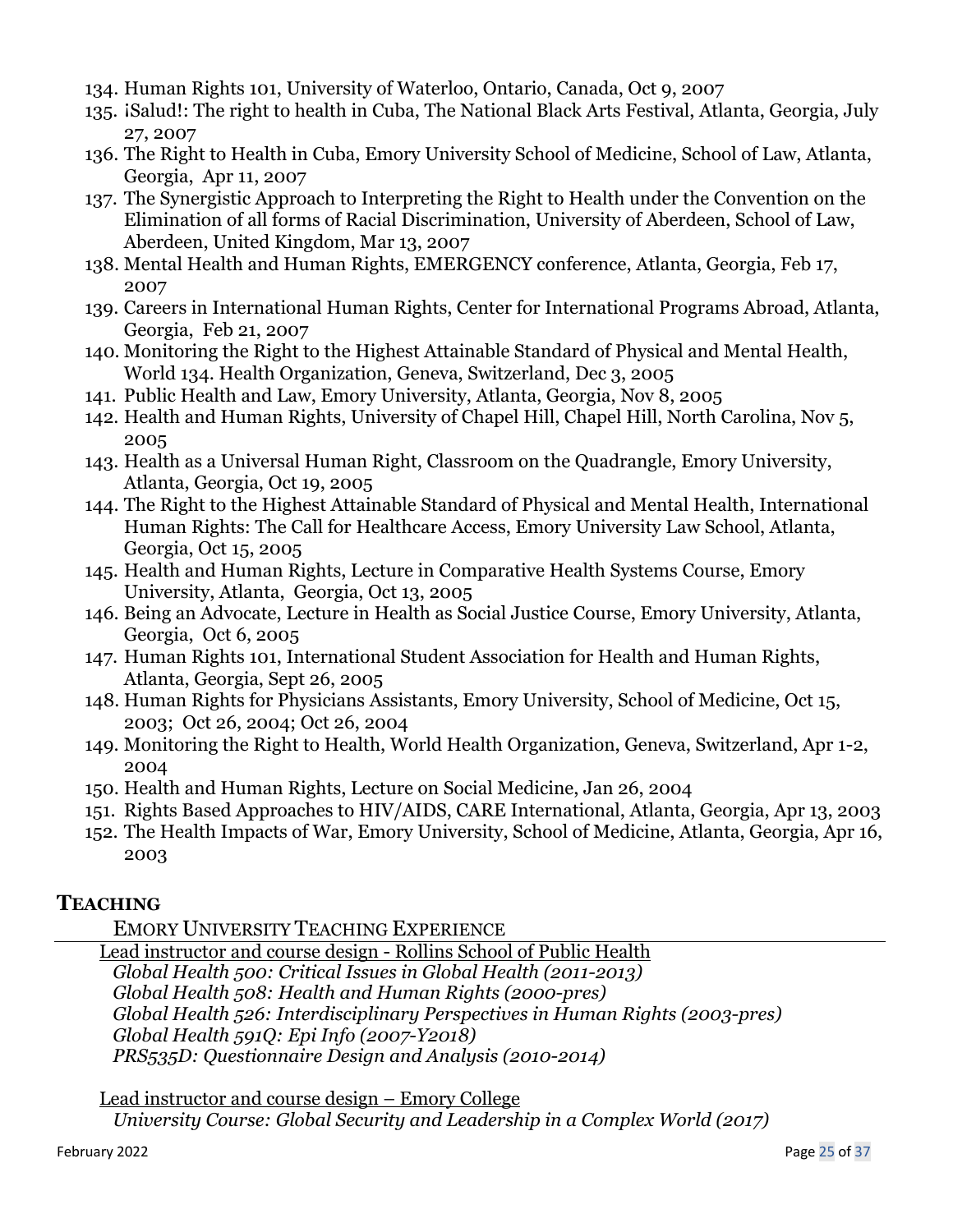134. Human Rights 101, University of Waterloo, Ontario, Canada, Oct 9, 2007
135. ¡Salud!: The right to health in Cuba, The National Black Arts Festival, Atlanta, Georgia, July 27, 2007
136. The Right to Health in Cuba, Emory University School of Medicine, School of Law, Atlanta, Georgia, Apr 11, 2007
137. The Synergistic Approach to Interpreting the Right to Health under the Convention on the Elimination of all forms of Racial Discrimination, University of Aberdeen, School of Law, Aberdeen, United Kingdom, Mar 13, 2007
138. Mental Health and Human Rights, EMERGENCY conference, Atlanta, Georgia, Feb 17, 2007
139. Careers in International Human Rights, Center for International Programs Abroad, Atlanta, Georgia, Feb 21, 2007
140. Monitoring the Right to the Highest Attainable Standard of Physical and Mental Health, World 134. Health Organization, Geneva, Switzerland, Dec 3, 2005
141. Public Health and Law, Emory University, Atlanta, Georgia, Nov 8, 2005
142. Health and Human Rights, University of Chapel Hill, Chapel Hill, North Carolina, Nov 5, 2005
143. Health as a Universal Human Right, Classroom on the Quadrangle, Emory University, Atlanta, Georgia, Oct 19, 2005
144. The Right to the Highest Attainable Standard of Physical and Mental Health, International Human Rights: The Call for Healthcare Access, Emory University Law School, Atlanta, Georgia, Oct 15, 2005
145. Health and Human Rights, Lecture in Comparative Health Systems Course, Emory University, Atlanta, Georgia, Oct 13, 2005
146. Being an Advocate, Lecture in Health as Social Justice Course, Emory University, Atlanta, Georgia, Oct 6, 2005
147. Human Rights 101, International Student Association for Health and Human Rights, Atlanta, Georgia, Sept 26, 2005
148. Human Rights for Physicians Assistants, Emory University, School of Medicine, Oct 15, 2003; Oct 26, 2004; Oct 26, 2004
149. Monitoring the Right to Health, World Health Organization, Geneva, Switzerland, Apr 1-2, 2004
150. Health and Human Rights, Lecture on Social Medicine, Jan 26, 2004
151. Rights Based Approaches to HIV/AIDS, CARE International, Atlanta, Georgia, Apr 13, 2003
152. The Health Impacts of War, Emory University, School of Medicine, Atlanta, Georgia, Apr 16, 2003

## TEACHING

EMORY UNIVERSITY TEACHING EXPERIENCE

Lead instructor and course design - Rollins School of Public Health

*Global Health 500: Critical Issues in Global Health (2011-2013)*
*Global Health 508: Health and Human Rights (2000-pres)*
*Global Health 526: Interdisciplinary Perspectives in Human Rights (2003-pres)*
*Global Health 591Q: Epi Info (2007-Y2018)*
*PRS535D: Questionnaire Design and Analysis (2010-2014)*

Lead instructor and course design – Emory College

*University Course: Global Security and Leadership in a Complex World (2017)*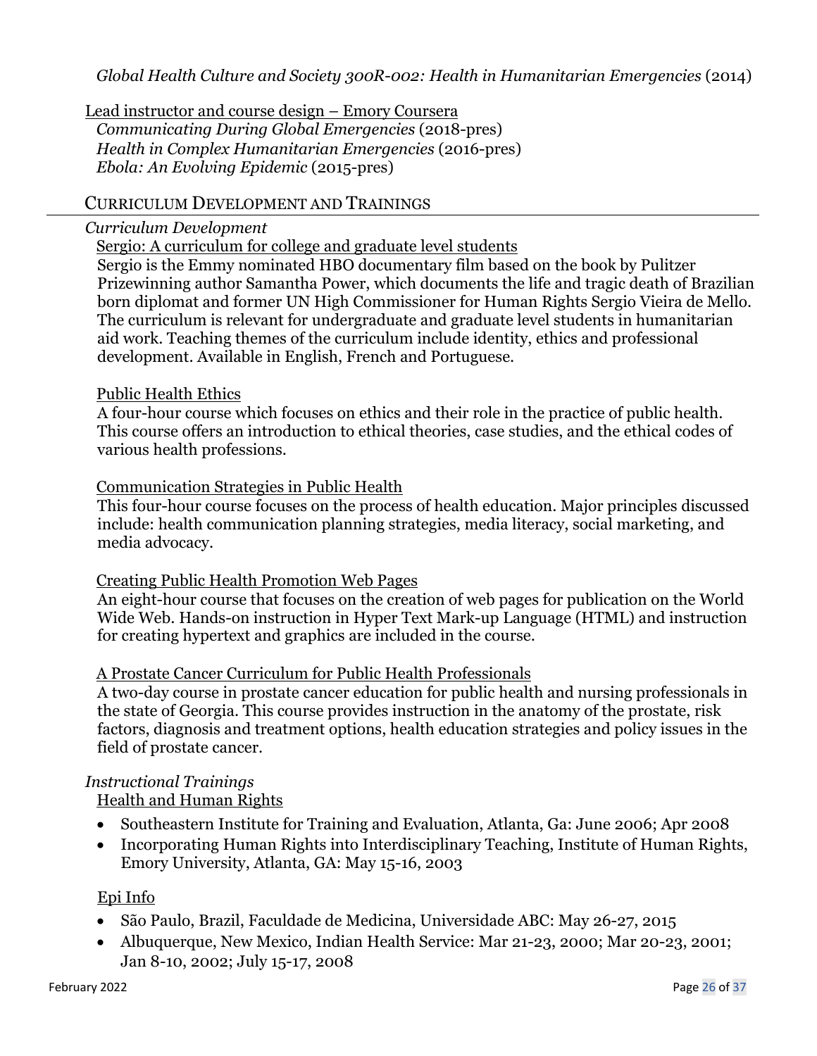*Global Health Culture and Society 300R-002: Health in Humanitarian Emergencies* (2014)

Lead instructor and course design – Emory Coursera

*Communicating During Global Emergencies* (2018-pres)
*Health in Complex Humanitarian Emergencies* (2016-pres)
*Ebola: An Evolving Epidemic* (2015-pres)

## CURRICULUM DEVELOPMENT AND TRAININGS

*Curriculum Development*

Sergio: A curriculum for college and graduate level students

Sergio is the Emmy nominated HBO documentary film based on the book by Pulitzer Prizewinning author Samantha Power, which documents the life and tragic death of Brazilian born diplomat and former UN High Commissioner for Human Rights Sergio Vieira de Mello. The curriculum is relevant for undergraduate and graduate level students in humanitarian aid work. Teaching themes of the curriculum include identity, ethics and professional development. Available in English, French and Portuguese.

Public Health Ethics

A four-hour course which focuses on ethics and their role in the practice of public health. This course offers an introduction to ethical theories, case studies, and the ethical codes of various health professions.

Communication Strategies in Public Health

This four-hour course focuses on the process of health education. Major principles discussed include: health communication planning strategies, media literacy, social marketing, and media advocacy.

Creating Public Health Promotion Web Pages

An eight-hour course that focuses on the creation of web pages for publication on the World Wide Web. Hands-on instruction in Hyper Text Mark-up Language (HTML) and instruction for creating hypertext and graphics are included in the course.

A Prostate Cancer Curriculum for Public Health Professionals

A two-day course in prostate cancer education for public health and nursing professionals in the state of Georgia. This course provides instruction in the anatomy of the prostate, risk factors, diagnosis and treatment options, health education strategies and policy issues in the field of prostate cancer.

*Instructional Trainings*

Health and Human Rights

- Southeastern Institute for Training and Evaluation, Atlanta, Ga: June 2006; Apr 2008
- Incorporating Human Rights into Interdisciplinary Teaching, Institute of Human Rights, Emory University, Atlanta, GA: May 15-16, 2003

Epi Info

- São Paulo, Brazil, Faculdade de Medicina, Universidade ABC: May 26-27, 2015
- Albuquerque, New Mexico, Indian Health Service: Mar 21-23, 2000; Mar 20-23, 2001; Jan 8-10, 2002; July 15-17, 2008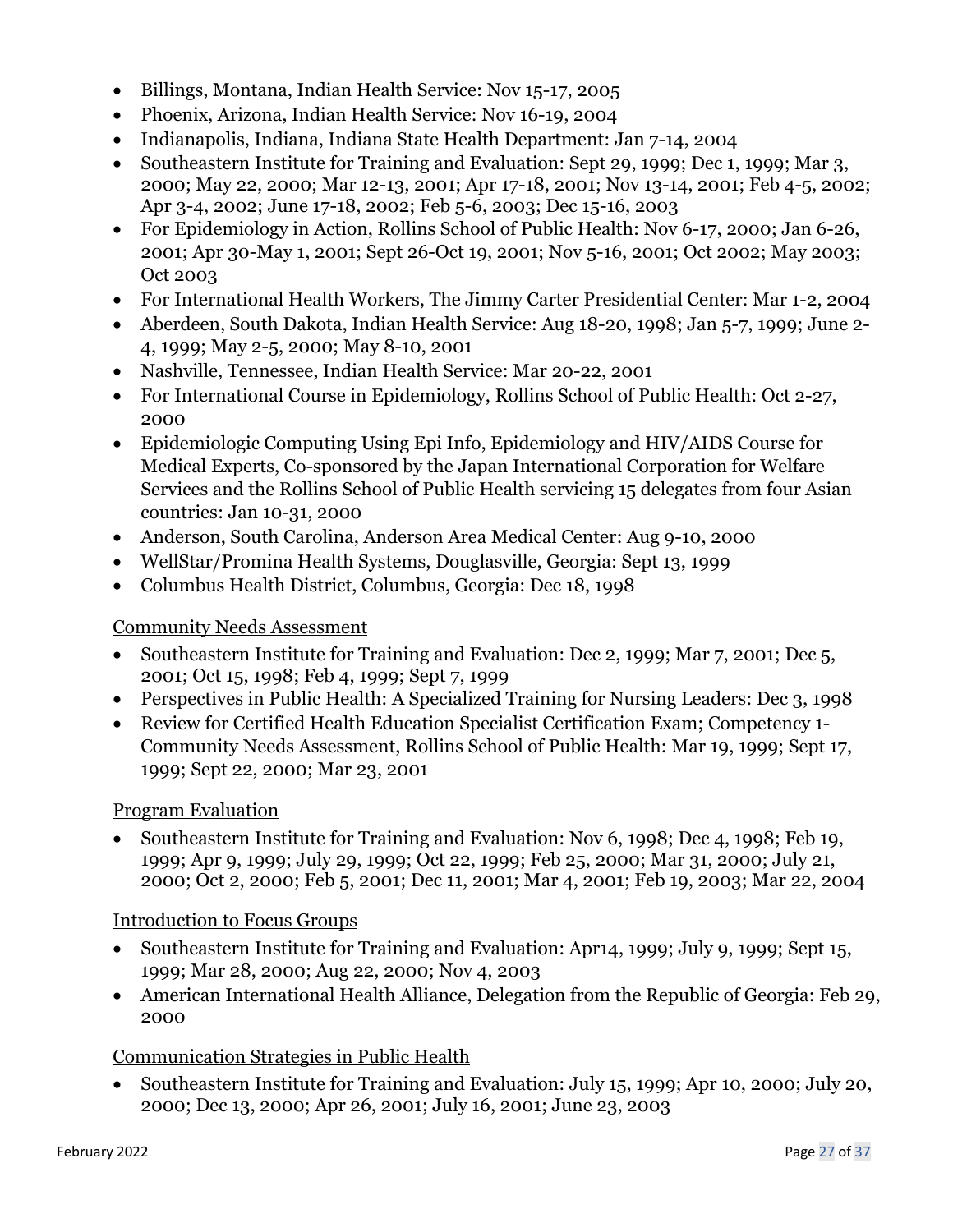- Billings, Montana, Indian Health Service: Nov 15-17, 2005
- Phoenix, Arizona, Indian Health Service: Nov 16-19, 2004
- Indianapolis, Indiana, Indiana State Health Department: Jan 7-14, 2004
- Southeastern Institute for Training and Evaluation: Sept 29, 1999; Dec 1, 1999; Mar 3, 2000; May 22, 2000; Mar 12-13, 2001; Apr 17-18, 2001; Nov 13-14, 2001; Feb 4-5, 2002; Apr 3-4, 2002; June 17-18, 2002; Feb 5-6, 2003; Dec 15-16, 2003
- For Epidemiology in Action, Rollins School of Public Health: Nov 6-17, 2000; Jan 6-26, 2001; Apr 30-May 1, 2001; Sept 26-Oct 19, 2001; Nov 5-16, 2001; Oct 2002; May 2003; Oct 2003
- For International Health Workers, The Jimmy Carter Presidential Center: Mar 1-2, 2004
- Aberdeen, South Dakota, Indian Health Service: Aug 18-20, 1998; Jan 5-7, 1999; June 2-4, 1999; May 2-5, 2000; May 8-10, 2001
- Nashville, Tennessee, Indian Health Service: Mar 20-22, 2001
- For International Course in Epidemiology, Rollins School of Public Health: Oct 2-27, 2000
- Epidemiologic Computing Using Epi Info, Epidemiology and HIV/AIDS Course for Medical Experts, Co-sponsored by the Japan International Corporation for Welfare Services and the Rollins School of Public Health servicing 15 delegates from four Asian countries: Jan 10-31, 2000
- Anderson, South Carolina, Anderson Area Medical Center: Aug 9-10, 2000
- WellStar/Promina Health Systems, Douglasville, Georgia: Sept 13, 1999
- Columbus Health District, Columbus, Georgia: Dec 18, 1998

Community Needs Assessment

- Southeastern Institute for Training and Evaluation: Dec 2, 1999; Mar 7, 2001; Dec 5, 2001; Oct 15, 1998; Feb 4, 1999; Sept 7, 1999
- Perspectives in Public Health: A Specialized Training for Nursing Leaders: Dec 3, 1998
- Review for Certified Health Education Specialist Certification Exam; Competency 1-Community Needs Assessment, Rollins School of Public Health: Mar 19, 1999; Sept 17, 1999; Sept 22, 2000; Mar 23, 2001

Program Evaluation

- Southeastern Institute for Training and Evaluation: Nov 6, 1998; Dec 4, 1998; Feb 19, 1999; Apr 9, 1999; July 29, 1999; Oct 22, 1999; Feb 25, 2000; Mar 31, 2000; July 21, 2000; Oct 2, 2000; Feb 5, 2001; Dec 11, 2001; Mar 4, 2001; Feb 19, 2003; Mar 22, 2004

Introduction to Focus Groups

- Southeastern Institute for Training and Evaluation: Apr14, 1999; July 9, 1999; Sept 15, 1999; Mar 28, 2000; Aug 22, 2000; Nov 4, 2003
- American International Health Alliance, Delegation from the Republic of Georgia: Feb 29, 2000

Communication Strategies in Public Health

- Southeastern Institute for Training and Evaluation: July 15, 1999; Apr 10, 2000; July 20, 2000; Dec 13, 2000; Apr 26, 2001; July 16, 2001; June 23, 2003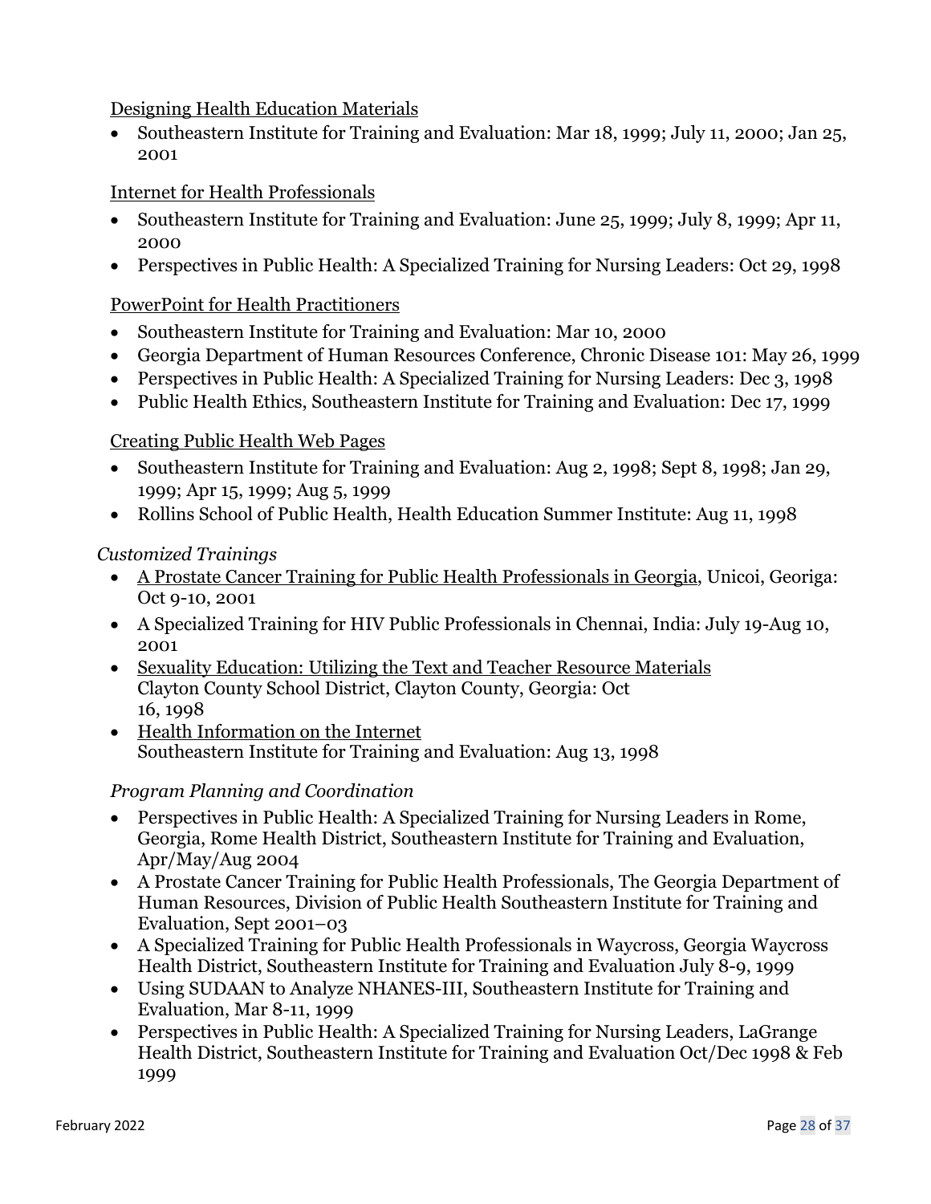<u>Designing Health Education Materials</u>

- Southeastern Institute for Training and Evaluation: Mar 18, 1999; July 11, 2000; Jan 25, 2001

<u>Internet for Health Professionals</u>

- Southeastern Institute for Training and Evaluation: June 25, 1999; July 8, 1999; Apr 11, 2000
- Perspectives in Public Health: A Specialized Training for Nursing Leaders: Oct 29, 1998

<u>PowerPoint for Health Practitioners</u>

- Southeastern Institute for Training and Evaluation: Mar 10, 2000
- Georgia Department of Human Resources Conference, Chronic Disease 101: May 26, 1999
- Perspectives in Public Health: A Specialized Training for Nursing Leaders: Dec 3, 1998
- Public Health Ethics, Southeastern Institute for Training and Evaluation: Dec 17, 1999

<u>Creating Public Health Web Pages</u>

- Southeastern Institute for Training and Evaluation: Aug 2, 1998; Sept 8, 1998; Jan 29, 1999; Apr 15, 1999; Aug 5, 1999
- Rollins School of Public Health, Health Education Summer Institute: Aug 11, 1998

*Customized Trainings*

- <u>A Prostate Cancer Training for Public Health Professionals in Georgia</u>, Unicoi, Georiga: Oct 9-10, 2001
- A Specialized Training for HIV Public Professionals in Chennai, India: July 19-Aug 10, 2001
- <u>Sexuality Education: Utilizing the Text and Teacher Resource Materials</u> Clayton County School District, Clayton County, Georgia: Oct 16, 1998
- <u>Health Information on the Internet</u> Southeastern Institute for Training and Evaluation: Aug 13, 1998

*Program Planning and Coordination*

- Perspectives in Public Health: A Specialized Training for Nursing Leaders in Rome, Georgia, Rome Health District, Southeastern Institute for Training and Evaluation, Apr/May/Aug 2004
- A Prostate Cancer Training for Public Health Professionals, The Georgia Department of Human Resources, Division of Public Health Southeastern Institute for Training and Evaluation, Sept 2001–03
- A Specialized Training for Public Health Professionals in Waycross, Georgia Waycross Health District, Southeastern Institute for Training and Evaluation July 8-9, 1999
- Using SUDAAN to Analyze NHANES-III, Southeastern Institute for Training and Evaluation, Mar 8-11, 1999
- Perspectives in Public Health: A Specialized Training for Nursing Leaders, LaGrange Health District, Southeastern Institute for Training and Evaluation Oct/Dec 1998 & Feb 1999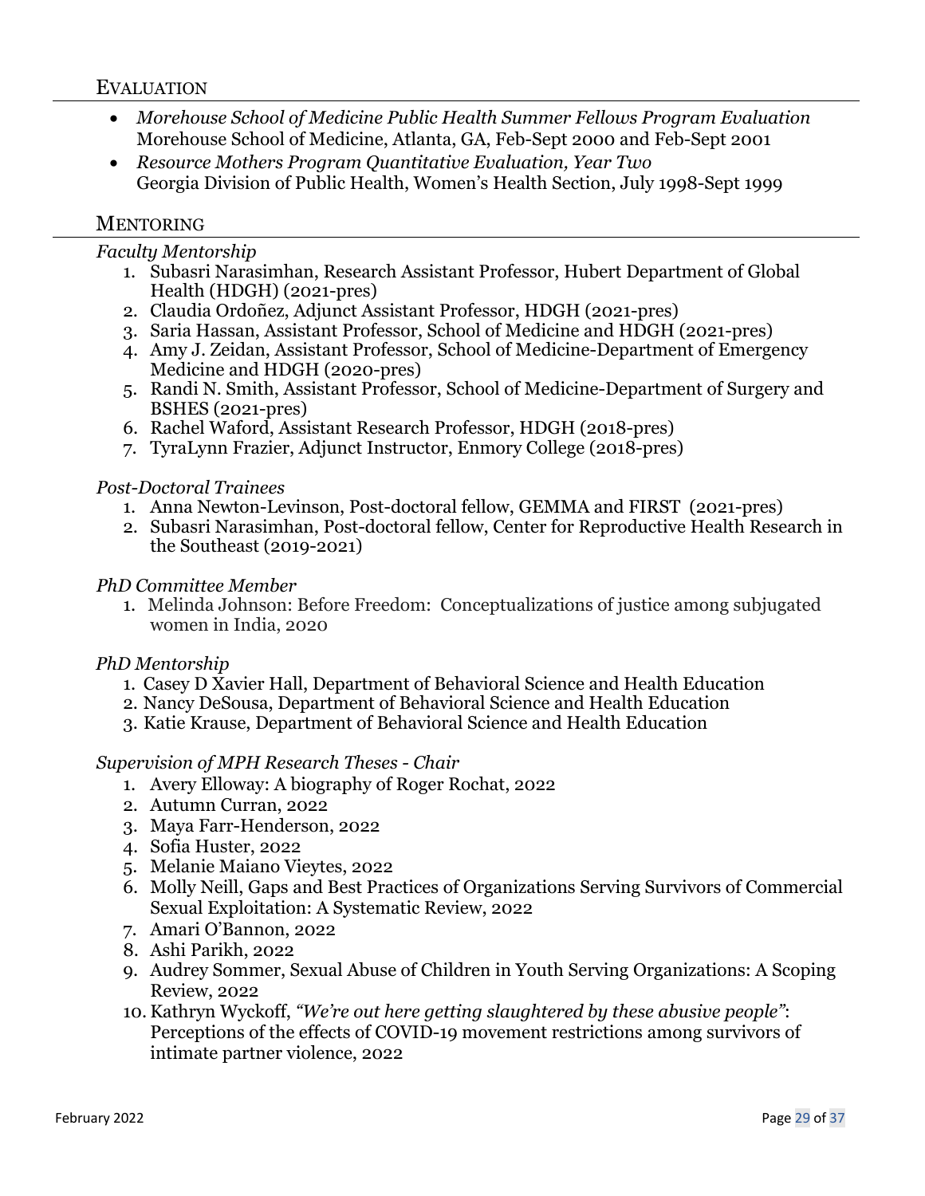## Evaluation

- *Morehouse School of Medicine Public Health Summer Fellows Program Evaluation*
  Morehouse School of Medicine, Atlanta, GA, Feb-Sept 2000 and Feb-Sept 2001
- *Resource Mothers Program Quantitative Evaluation, Year Two*
  Georgia Division of Public Health, Women's Health Section, July 1998-Sept 1999

## Mentoring

*Faculty Mentorship*

1. Subasri Narasimhan, Research Assistant Professor, Hubert Department of Global Health (HDGH) (2021-pres)
2. Claudia Ordoñez, Adjunct Assistant Professor, HDGH (2021-pres)
3. Saria Hassan, Assistant Professor, School of Medicine and HDGH (2021-pres)
4. Amy J. Zeidan, Assistant Professor, School of Medicine-Department of Emergency Medicine and HDGH (2020-pres)
5. Randi N. Smith, Assistant Professor, School of Medicine-Department of Surgery and BSHES (2021-pres)
6. Rachel Waford, Assistant Research Professor, HDGH (2018-pres)
7. TyraLynn Frazier, Adjunct Instructor, Enmory College (2018-pres)

*Post-Doctoral Trainees*

1. Anna Newton-Levinson, Post-doctoral fellow, GEMMA and FIRST (2021-pres)
2. Subasri Narasimhan, Post-doctoral fellow, Center for Reproductive Health Research in the Southeast (2019-2021)

*PhD Committee Member*

1. Melinda Johnson: Before Freedom: Conceptualizations of justice among subjugated women in India, 2020

*PhD Mentorship*

1. Casey D Xavier Hall, Department of Behavioral Science and Health Education
2. Nancy DeSousa, Department of Behavioral Science and Health Education
3. Katie Krause, Department of Behavioral Science and Health Education

*Supervision of MPH Research Theses - Chair*

1. Avery Elloway: A biography of Roger Rochat, 2022
2. Autumn Curran, 2022
3. Maya Farr-Henderson, 2022
4. Sofia Huster, 2022
5. Melanie Maiano Vieytes, 2022
6. Molly Neill, Gaps and Best Practices of Organizations Serving Survivors of Commercial Sexual Exploitation: A Systematic Review, 2022
7. Amari O'Bannon, 2022
8. Ashi Parikh, 2022
9. Audrey Sommer, Sexual Abuse of Children in Youth Serving Organizations: A Scoping Review, 2022
10. Kathryn Wyckoff, *"We're out here getting slaughtered by these abusive people"*: Perceptions of the effects of COVID-19 movement restrictions among survivors of intimate partner violence, 2022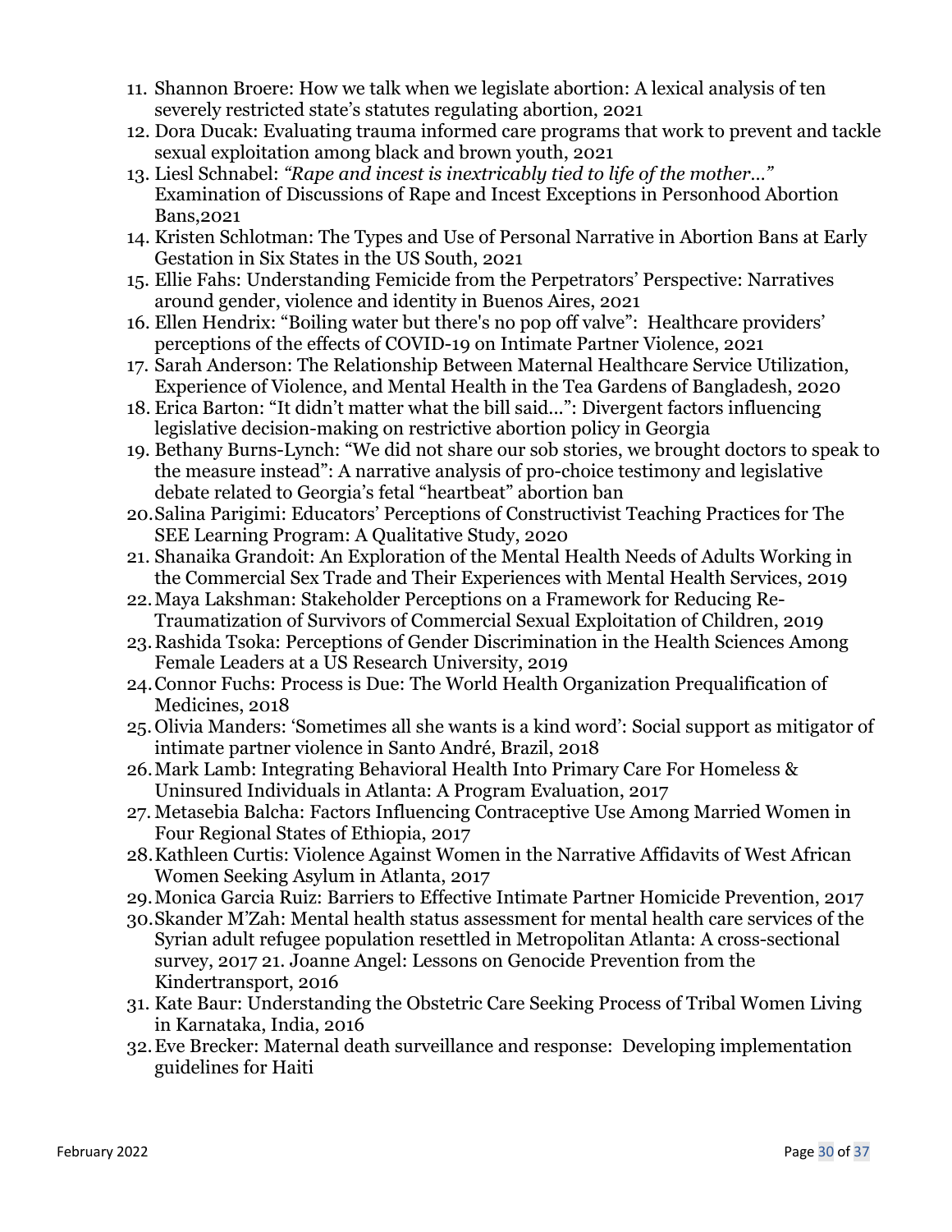11. Shannon Broere: How we talk when we legislate abortion: A lexical analysis of ten severely restricted state's statutes regulating abortion, 2021
12. Dora Ducak: Evaluating trauma informed care programs that work to prevent and tackle sexual exploitation among black and brown youth, 2021
13. Liesl Schnabel: *"Rape and incest is inextricably tied to life of the mother…"* Examination of Discussions of Rape and Incest Exceptions in Personhood Abortion Bans,2021
14. Kristen Schlotman: The Types and Use of Personal Narrative in Abortion Bans at Early Gestation in Six States in the US South, 2021
15. Ellie Fahs: Understanding Femicide from the Perpetrators' Perspective: Narratives around gender, violence and identity in Buenos Aires, 2021
16. Ellen Hendrix: "Boiling water but there's no pop off valve": Healthcare providers' perceptions of the effects of COVID-19 on Intimate Partner Violence, 2021
17. Sarah Anderson: The Relationship Between Maternal Healthcare Service Utilization, Experience of Violence, and Mental Health in the Tea Gardens of Bangladesh, 2020
18. Erica Barton: "It didn't matter what the bill said…": Divergent factors influencing legislative decision-making on restrictive abortion policy in Georgia
19. Bethany Burns-Lynch: "We did not share our sob stories, we brought doctors to speak to the measure instead": A narrative analysis of pro-choice testimony and legislative debate related to Georgia's fetal "heartbeat" abortion ban
20. Salina Parigimi: Educators' Perceptions of Constructivist Teaching Practices for The SEE Learning Program: A Qualitative Study, 2020
21. Shanaika Grandoit: An Exploration of the Mental Health Needs of Adults Working in the Commercial Sex Trade and Their Experiences with Mental Health Services, 2019
22. Maya Lakshman: Stakeholder Perceptions on a Framework for Reducing Re-Traumatization of Survivors of Commercial Sexual Exploitation of Children, 2019
23. Rashida Tsoka: Perceptions of Gender Discrimination in the Health Sciences Among Female Leaders at a US Research University, 2019
24. Connor Fuchs: Process is Due: The World Health Organization Prequalification of Medicines, 2018
25. Olivia Manders: 'Sometimes all she wants is a kind word': Social support as mitigator of intimate partner violence in Santo André, Brazil, 2018
26. Mark Lamb: Integrating Behavioral Health Into Primary Care For Homeless & Uninsured Individuals in Atlanta: A Program Evaluation, 2017
27. Metasebia Balcha: Factors Influencing Contraceptive Use Among Married Women in Four Regional States of Ethiopia, 2017
28. Kathleen Curtis: Violence Against Women in the Narrative Affidavits of West African Women Seeking Asylum in Atlanta, 2017
29. Monica Garcia Ruiz: Barriers to Effective Intimate Partner Homicide Prevention, 2017
30. Skander M'Zah: Mental health status assessment for mental health care services of the Syrian adult refugee population resettled in Metropolitan Atlanta: A cross-sectional survey, 2017 21. Joanne Angel: Lessons on Genocide Prevention from the Kindertransport, 2016
31. Kate Baur: Understanding the Obstetric Care Seeking Process of Tribal Women Living in Karnataka, India, 2016
32. Eve Brecker: Maternal death surveillance and response: Developing implementation guidelines for Haiti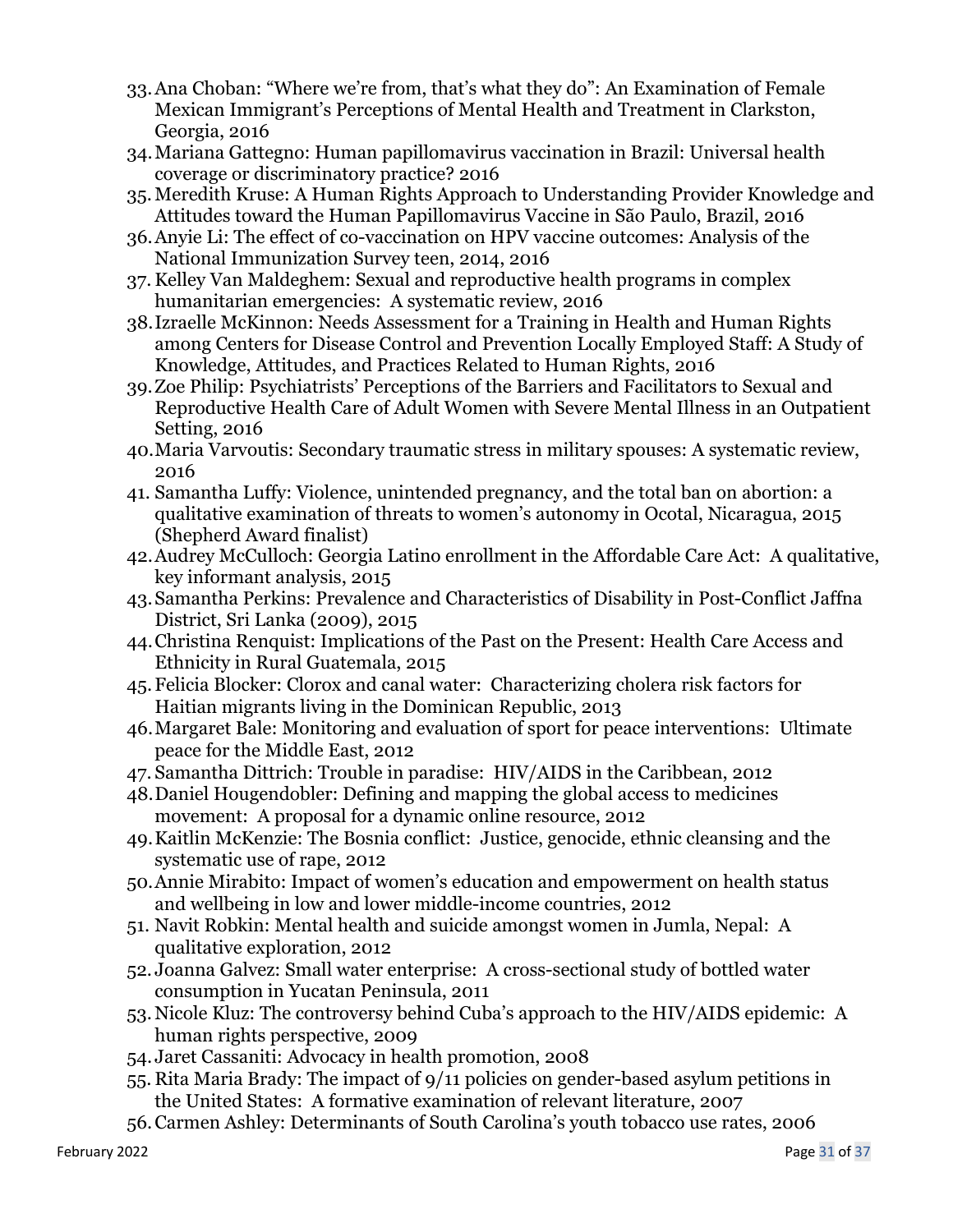33. Ana Choban: "Where we're from, that's what they do": An Examination of Female Mexican Immigrant's Perceptions of Mental Health and Treatment in Clarkston, Georgia, 2016
34. Mariana Gattegno: Human papillomavirus vaccination in Brazil: Universal health coverage or discriminatory practice? 2016
35. Meredith Kruse: A Human Rights Approach to Understanding Provider Knowledge and Attitudes toward the Human Papillomavirus Vaccine in São Paulo, Brazil, 2016
36. Anyie Li: The effect of co-vaccination on HPV vaccine outcomes: Analysis of the National Immunization Survey teen, 2014, 2016
37. Kelley Van Maldeghem: Sexual and reproductive health programs in complex humanitarian emergencies: A systematic review, 2016
38. Izraelle McKinnon: Needs Assessment for a Training in Health and Human Rights among Centers for Disease Control and Prevention Locally Employed Staff: A Study of Knowledge, Attitudes, and Practices Related to Human Rights, 2016
39. Zoe Philip: Psychiatrists' Perceptions of the Barriers and Facilitators to Sexual and Reproductive Health Care of Adult Women with Severe Mental Illness in an Outpatient Setting, 2016
40. Maria Varvoutis: Secondary traumatic stress in military spouses: A systematic review, 2016
41. Samantha Luffy: Violence, unintended pregnancy, and the total ban on abortion: a qualitative examination of threats to women's autonomy in Ocotal, Nicaragua, 2015 (Shepherd Award finalist)
42. Audrey McCulloch: Georgia Latino enrollment in the Affordable Care Act: A qualitative, key informant analysis, 2015
43. Samantha Perkins: Prevalence and Characteristics of Disability in Post-Conflict Jaffna District, Sri Lanka (2009), 2015
44. Christina Renquist: Implications of the Past on the Present: Health Care Access and Ethnicity in Rural Guatemala, 2015
45. Felicia Blocker: Clorox and canal water: Characterizing cholera risk factors for Haitian migrants living in the Dominican Republic, 2013
46. Margaret Bale: Monitoring and evaluation of sport for peace interventions: Ultimate peace for the Middle East, 2012
47. Samantha Dittrich: Trouble in paradise: HIV/AIDS in the Caribbean, 2012
48. Daniel Hougendobler: Defining and mapping the global access to medicines movement: A proposal for a dynamic online resource, 2012
49. Kaitlin McKenzie: The Bosnia conflict: Justice, genocide, ethnic cleansing and the systematic use of rape, 2012
50. Annie Mirabito: Impact of women's education and empowerment on health status and wellbeing in low and lower middle-income countries, 2012
51. Navit Robkin: Mental health and suicide amongst women in Jumla, Nepal: A qualitative exploration, 2012
52. Joanna Galvez: Small water enterprise: A cross-sectional study of bottled water consumption in Yucatan Peninsula, 2011
53. Nicole Kluz: The controversy behind Cuba's approach to the HIV/AIDS epidemic: A human rights perspective, 2009
54. Jaret Cassaniti: Advocacy in health promotion, 2008
55. Rita Maria Brady: The impact of 9/11 policies on gender-based asylum petitions in the United States: A formative examination of relevant literature, 2007
56. Carmen Ashley: Determinants of South Carolina's youth tobacco use rates, 2006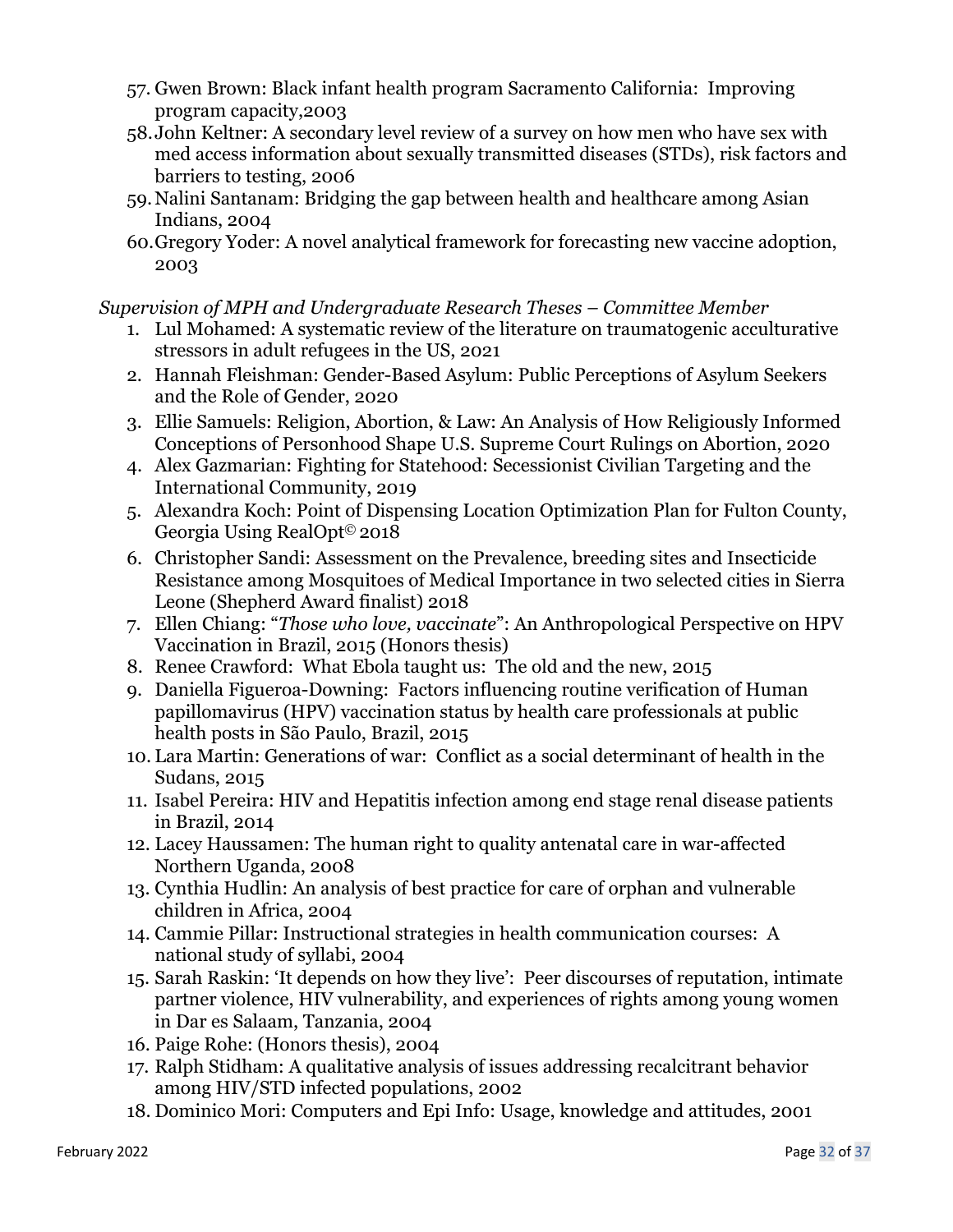57. Gwen Brown: Black infant health program Sacramento California: Improving program capacity,2003
58. John Keltner: A secondary level review of a survey on how men who have sex with med access information about sexually transmitted diseases (STDs), risk factors and barriers to testing, 2006
59. Nalini Santanam: Bridging the gap between health and healthcare among Asian Indians, 2004
60. Gregory Yoder: A novel analytical framework for forecasting new vaccine adoption, 2003

*Supervision of MPH and Undergraduate Research Theses – Committee Member*

1. Lul Mohamed: A systematic review of the literature on traumatogenic acculturative stressors in adult refugees in the US, 2021
2. Hannah Fleishman: Gender-Based Asylum: Public Perceptions of Asylum Seekers and the Role of Gender, 2020
3. Ellie Samuels: Religion, Abortion, & Law: An Analysis of How Religiously Informed Conceptions of Personhood Shape U.S. Supreme Court Rulings on Abortion, 2020
4. Alex Gazmarian: Fighting for Statehood: Secessionist Civilian Targeting and the International Community, 2019
5. Alexandra Koch: Point of Dispensing Location Optimization Plan for Fulton County, Georgia Using RealOpt© 2018
6. Christopher Sandi: Assessment on the Prevalence, breeding sites and Insecticide Resistance among Mosquitoes of Medical Importance in two selected cities in Sierra Leone (Shepherd Award finalist) 2018
7. Ellen Chiang: "*Those who love, vaccinate*": An Anthropological Perspective on HPV Vaccination in Brazil, 2015 (Honors thesis)
8. Renee Crawford: What Ebola taught us: The old and the new, 2015
9. Daniella Figueroa-Downing: Factors influencing routine verification of Human papillomavirus (HPV) vaccination status by health care professionals at public health posts in São Paulo, Brazil, 2015
10. Lara Martin: Generations of war: Conflict as a social determinant of health in the Sudans, 2015
11. Isabel Pereira: HIV and Hepatitis infection among end stage renal disease patients in Brazil, 2014
12. Lacey Haussamen: The human right to quality antenatal care in war-affected Northern Uganda, 2008
13. Cynthia Hudlin: An analysis of best practice for care of orphan and vulnerable children in Africa, 2004
14. Cammie Pillar: Instructional strategies in health communication courses: A national study of syllabi, 2004
15. Sarah Raskin: 'It depends on how they live': Peer discourses of reputation, intimate partner violence, HIV vulnerability, and experiences of rights among young women in Dar es Salaam, Tanzania, 2004
16. Paige Rohe: (Honors thesis), 2004
17. Ralph Stidham: A qualitative analysis of issues addressing recalcitrant behavior among HIV/STD infected populations, 2002
18. Dominico Mori: Computers and Epi Info: Usage, knowledge and attitudes, 2001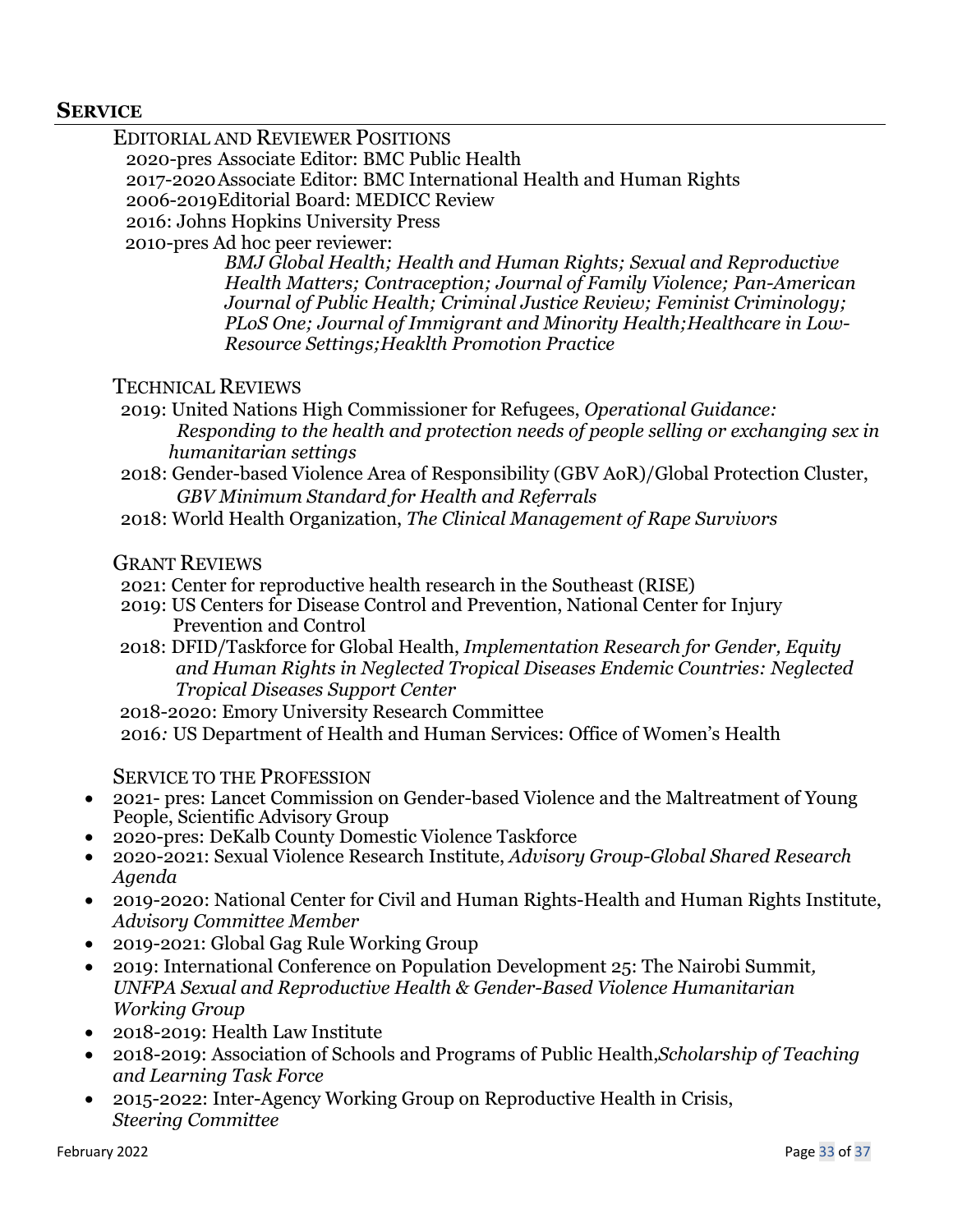## SERVICE

### EDITORIAL AND REVIEWER POSITIONS

2020-pres Associate Editor: BMC Public Health
2017-2020 Associate Editor: BMC International Health and Human Rights
2006-2019 Editorial Board: MEDICC Review
2016: Johns Hopkins University Press
2010-pres Ad hoc peer reviewer:

*BMJ Global Health; Health and Human Rights; Sexual and Reproductive Health Matters; Contraception; Journal of Family Violence; Pan-American Journal of Public Health; Criminal Justice Review; Feminist Criminology; PLoS One; Journal of Immigrant and Minority Health;Healthcare in Low-Resource Settings;Heaklth Promotion Practice*

### TECHNICAL REVIEWS

2019: United Nations High Commissioner for Refugees, *Operational Guidance: Responding to the health and protection needs of people selling or exchanging sex in humanitarian settings*
2018: Gender-based Violence Area of Responsibility (GBV AoR)/Global Protection Cluster, *GBV Minimum Standard for Health and Referrals*
2018: World Health Organization, *The Clinical Management of Rape Survivors*

### GRANT REVIEWS

2021: Center for reproductive health research in the Southeast (RISE)
2019: US Centers for Disease Control and Prevention, National Center for Injury Prevention and Control
2018: DFID/Taskforce for Global Health, *Implementation Research for Gender, Equity and Human Rights in Neglected Tropical Diseases Endemic Countries: Neglected Tropical Diseases Support Center*
2018-2020: Emory University Research Committee
2016: US Department of Health and Human Services: Office of Women's Health

### SERVICE TO THE PROFESSION

- 2021- pres: Lancet Commission on Gender-based Violence and the Maltreatment of Young People, Scientific Advisory Group
- 2020-pres: DeKalb County Domestic Violence Taskforce
- 2020-2021: Sexual Violence Research Institute, *Advisory Group-Global Shared Research Agenda*
- 2019-2020: National Center for Civil and Human Rights-Health and Human Rights Institute, *Advisory Committee Member*
- 2019-2021: Global Gag Rule Working Group
- 2019: International Conference on Population Development 25: The Nairobi Summit, *UNFPA Sexual and Reproductive Health & Gender-Based Violence Humanitarian Working Group*
- 2018-2019: Health Law Institute
- 2018-2019: Association of Schools and Programs of Public Health,*Scholarship of Teaching and Learning Task Force*
- 2015-2022: Inter-Agency Working Group on Reproductive Health in Crisis, *Steering Committee*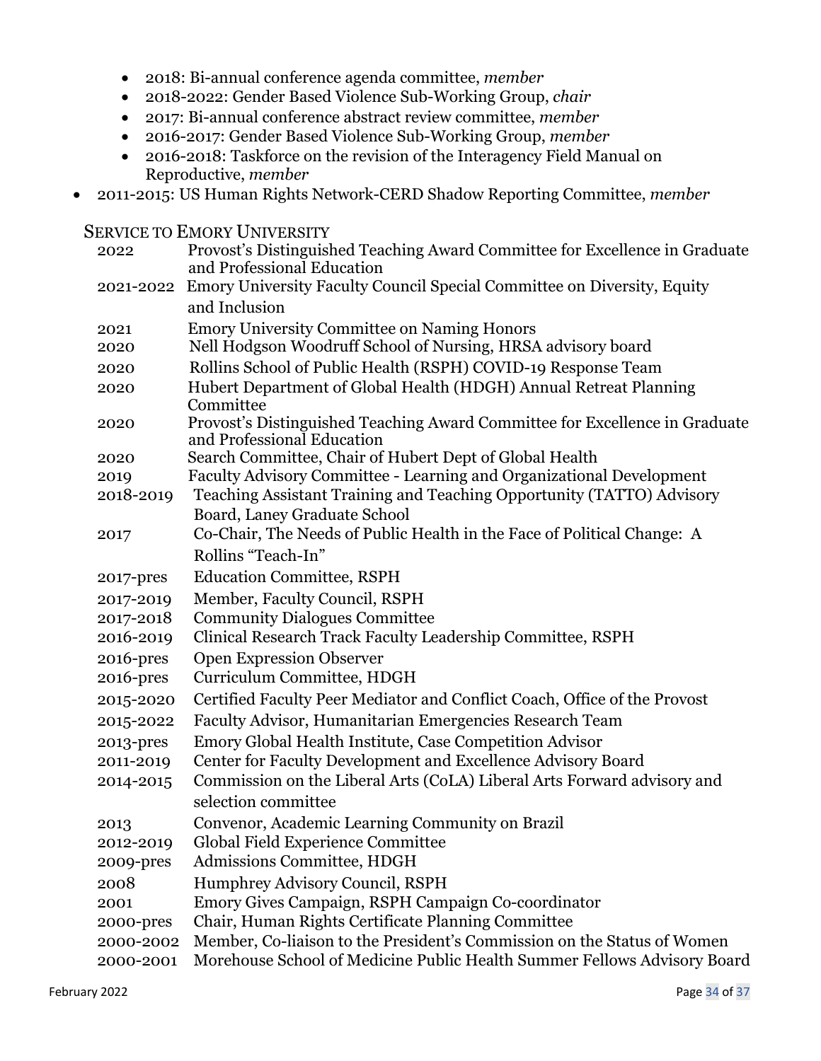- 2018: Bi-annual conference agenda committee, *member*
- 2018-2022: Gender Based Violence Sub-Working Group, *chair*
- 2017: Bi-annual conference abstract review committee, *member*
- 2016-2017: Gender Based Violence Sub-Working Group, *member*
- 2016-2018: Taskforce on the revision of the Interagency Field Manual on Reproductive, *member*

- 2011-2015: US Human Rights Network-CERD Shadow Reporting Committee, *member*

### Service to Emory University

| | |
|---|---|
| 2022 | Provost's Distinguished Teaching Award Committee for Excellence in Graduate and Professional Education |
| 2021-2022 | Emory University Faculty Council Special Committee on Diversity, Equity and Inclusion |
| 2021 | Emory University Committee on Naming Honors |
| 2020 | Nell Hodgson Woodruff School of Nursing, HRSA advisory board |
| 2020 | Rollins School of Public Health (RSPH) COVID-19 Response Team |
| 2020 | Hubert Department of Global Health (HDGH) Annual Retreat Planning Committee |
| 2020 | Provost's Distinguished Teaching Award Committee for Excellence in Graduate and Professional Education |
| 2020 | Search Committee, Chair of Hubert Dept of Global Health |
| 2019 | Faculty Advisory Committee - Learning and Organizational Development |
| 2018-2019 | Teaching Assistant Training and Teaching Opportunity (TATTO) Advisory Board, Laney Graduate School |
| 2017 | Co-Chair, The Needs of Public Health in the Face of Political Change: A Rollins "Teach-In" |
| 2017-pres | Education Committee, RSPH |
| 2017-2019 | Member, Faculty Council, RSPH |
| 2017-2018 | Community Dialogues Committee |
| 2016-2019 | Clinical Research Track Faculty Leadership Committee, RSPH |
| 2016-pres | Open Expression Observer |
| 2016-pres | Curriculum Committee, HDGH |
| 2015-2020 | Certified Faculty Peer Mediator and Conflict Coach, Office of the Provost |
| 2015-2022 | Faculty Advisor, Humanitarian Emergencies Research Team |
| 2013-pres | Emory Global Health Institute, Case Competition Advisor |
| 2011-2019 | Center for Faculty Development and Excellence Advisory Board |
| 2014-2015 | Commission on the Liberal Arts (CoLA) Liberal Arts Forward advisory and selection committee |
| 2013 | Convenor, Academic Learning Community on Brazil |
| 2012-2019 | Global Field Experience Committee |
| 2009-pres | Admissions Committee, HDGH |
| 2008 | Humphrey Advisory Council, RSPH |
| 2001 | Emory Gives Campaign, RSPH Campaign Co-coordinator |
| 2000-pres | Chair, Human Rights Certificate Planning Committee |
| 2000-2002 | Member, Co-liaison to the President's Commission on the Status of Women |
| 2000-2001 | Morehouse School of Medicine Public Health Summer Fellows Advisory Board |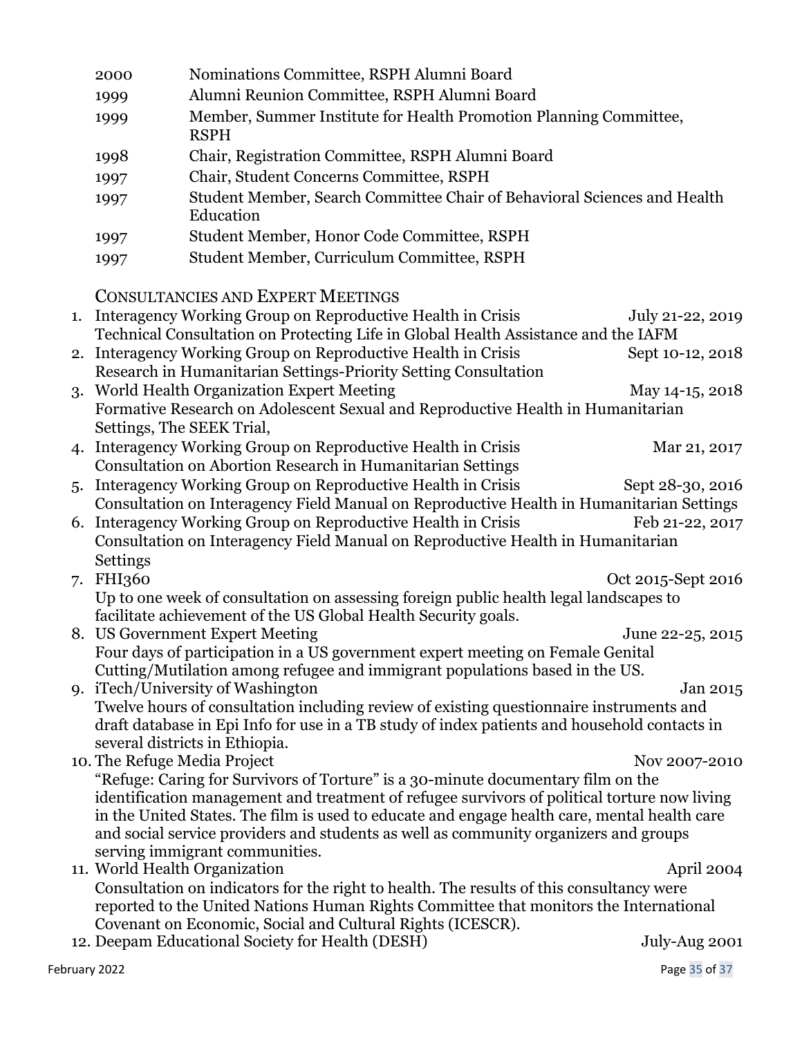| | |
|---|---|
| 2000 | Nominations Committee, RSPH Alumni Board |
| 1999 | Alumni Reunion Committee, RSPH Alumni Board |
| 1999 | Member, Summer Institute for Health Promotion Planning Committee, RSPH |
| 1998 | Chair, Registration Committee, RSPH Alumni Board |
| 1997 | Chair, Student Concerns Committee, RSPH |
| 1997 | Student Member, Search Committee Chair of Behavioral Sciences and Health Education |
| 1997 | Student Member, Honor Code Committee, RSPH |
| 1997 | Student Member, Curriculum Committee, RSPH |

### Consultancies and Expert Meetings

1. Interagency Working Group on Reproductive Health in Crisis — July 21-22, 2019
   Technical Consultation on Protecting Life in Global Health Assistance and the IAFM
2. Interagency Working Group on Reproductive Health in Crisis — Sept 10-12, 2018
   Research in Humanitarian Settings-Priority Setting Consultation
3. World Health Organization Expert Meeting — May 14-15, 2018
   Formative Research on Adolescent Sexual and Reproductive Health in Humanitarian Settings, The SEEK Trial,
4. Interagency Working Group on Reproductive Health in Crisis — Mar 21, 2017
   Consultation on Abortion Research in Humanitarian Settings
5. Interagency Working Group on Reproductive Health in Crisis — Sept 28-30, 2016
   Consultation on Interagency Field Manual on Reproductive Health in Humanitarian Settings
6. Interagency Working Group on Reproductive Health in Crisis — Feb 21-22, 2017
   Consultation on Interagency Field Manual on Reproductive Health in Humanitarian Settings
7. FHI360 — Oct 2015-Sept 2016
   Up to one week of consultation on assessing foreign public health legal landscapes to facilitate achievement of the US Global Health Security goals.
8. US Government Expert Meeting — June 22-25, 2015
   Four days of participation in a US government expert meeting on Female Genital Cutting/Mutilation among refugee and immigrant populations based in the US.
9. iTech/University of Washington — Jan 2015
   Twelve hours of consultation including review of existing questionnaire instruments and draft database in Epi Info for use in a TB study of index patients and household contacts in several districts in Ethiopia.
10. The Refuge Media Project — Nov 2007-2010
    "Refuge: Caring for Survivors of Torture" is a 30-minute documentary film on the identification management and treatment of refugee survivors of political torture now living in the United States. The film is used to educate and engage health care, mental health care and social service providers and students as well as community organizers and groups serving immigrant communities.
11. World Health Organization — April 2004
    Consultation on indicators for the right to health. The results of this consultancy were reported to the United Nations Human Rights Committee that monitors the International Covenant on Economic, Social and Cultural Rights (ICESCR).
12. Deepam Educational Society for Health (DESH) — July-Aug 2001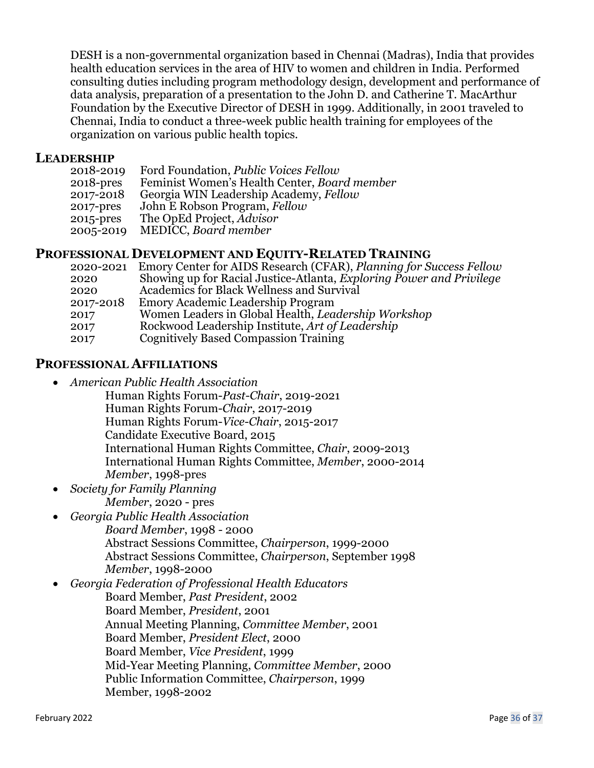DESH is a non-governmental organization based in Chennai (Madras), India that provides health education services in the area of HIV to women and children in India. Performed consulting duties including program methodology design, development and performance of data analysis, preparation of a presentation to the John D. and Catherine T. MacArthur Foundation by the Executive Director of DESH in 1999. Additionally, in 2001 traveled to Chennai, India to conduct a three-week public health training for employees of the organization on various public health topics.

## LEADERSHIP

2018-2019 Ford Foundation, *Public Voices Fellow*
2018-pres Feminist Women's Health Center, *Board member*
2017-2018 Georgia WIN Leadership Academy, *Fellow*
2017-pres John E Robson Program, *Fellow*
2015-pres The OpEd Project, *Advisor*
2005-2019 MEDICC, *Board member*

## PROFESSIONAL DEVELOPMENT AND EQUITY-RELATED TRAINING

2020-2021 Emory Center for AIDS Research (CFAR), *Planning for Success Fellow*
2020 Showing up for Racial Justice-Atlanta, *Exploring Power and Privilege*
2020 Academics for Black Wellness and Survival
2017-2018 Emory Academic Leadership Program
2017 Women Leaders in Global Health, *Leadership Workshop*
2017 Rockwood Leadership Institute, *Art of Leadership*
2017 Cognitively Based Compassion Training

## PROFESSIONAL AFFILIATIONS

- *American Public Health Association*
  Human Rights Forum-*Past-Chair*, 2019-2021
  Human Rights Forum-*Chair*, 2017-2019
  Human Rights Forum-*Vice-Chair*, 2015-2017
  Candidate Executive Board, 2015
  International Human Rights Committee, *Chair*, 2009-2013
  International Human Rights Committee, *Member*, 2000-2014
  *Member*, 1998-pres
- *Society for Family Planning*
  *Member*, 2020 - pres
- *Georgia Public Health Association*
  *Board Member*, 1998 - 2000
  Abstract Sessions Committee, *Chairperson*, 1999-2000
  Abstract Sessions Committee, *Chairperson*, September 1998
  *Member*, 1998-2000
- *Georgia Federation of Professional Health Educators*
  Board Member, *Past President*, 2002
  Board Member, *President*, 2001
  Annual Meeting Planning, *Committee Member*, 2001
  Board Member, *President Elect*, 2000
  Board Member, *Vice President*, 1999
  Mid-Year Meeting Planning, *Committee Member*, 2000
  Public Information Committee, *Chairperson*, 1999
  Member, 1998-2002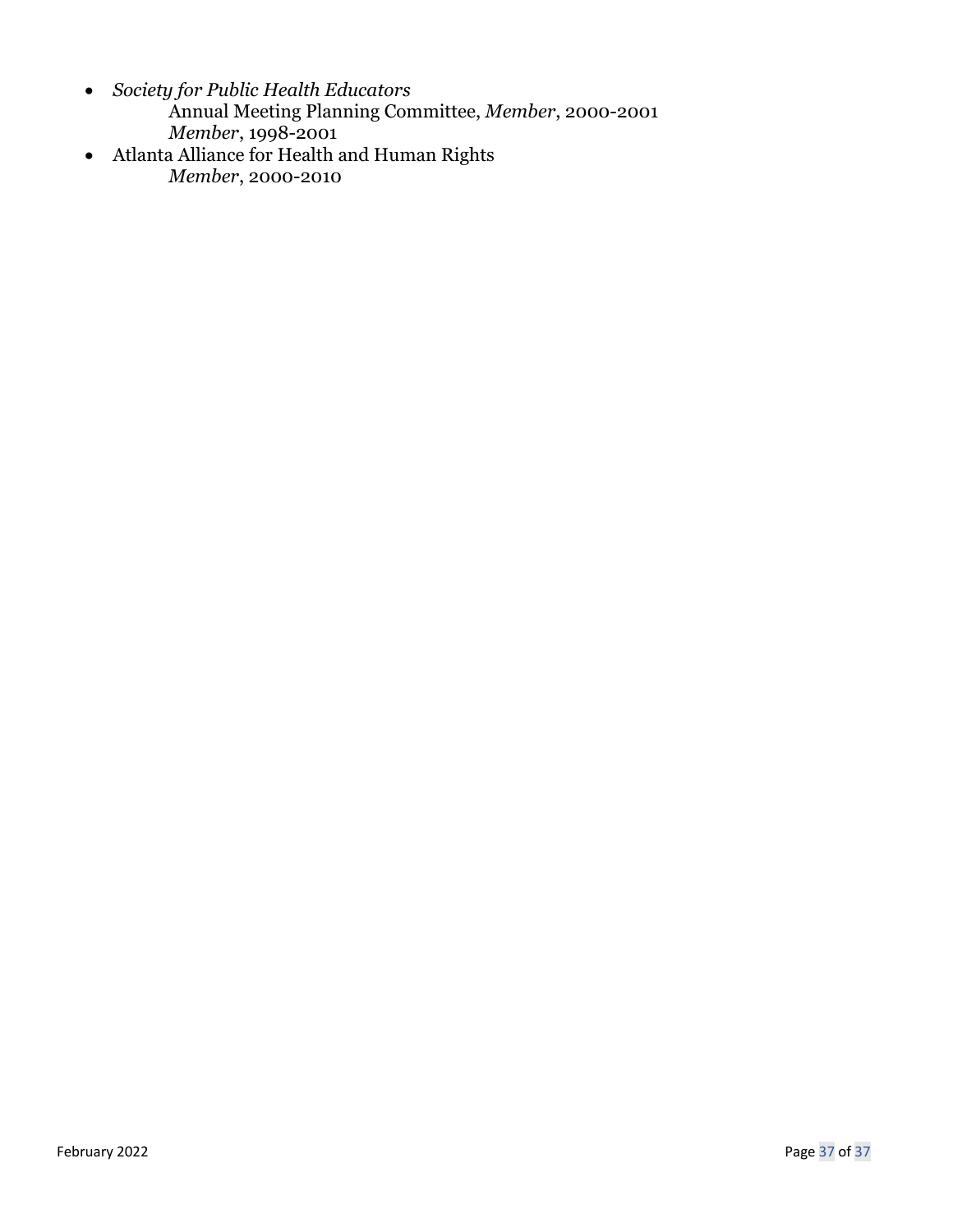- *Society for Public Health Educators*
  - Annual Meeting Planning Committee, *Member*, 2000-2001
  - *Member*, 1998-2001
- Atlanta Alliance for Health and Human Rights
  - *Member*, 2000-2010